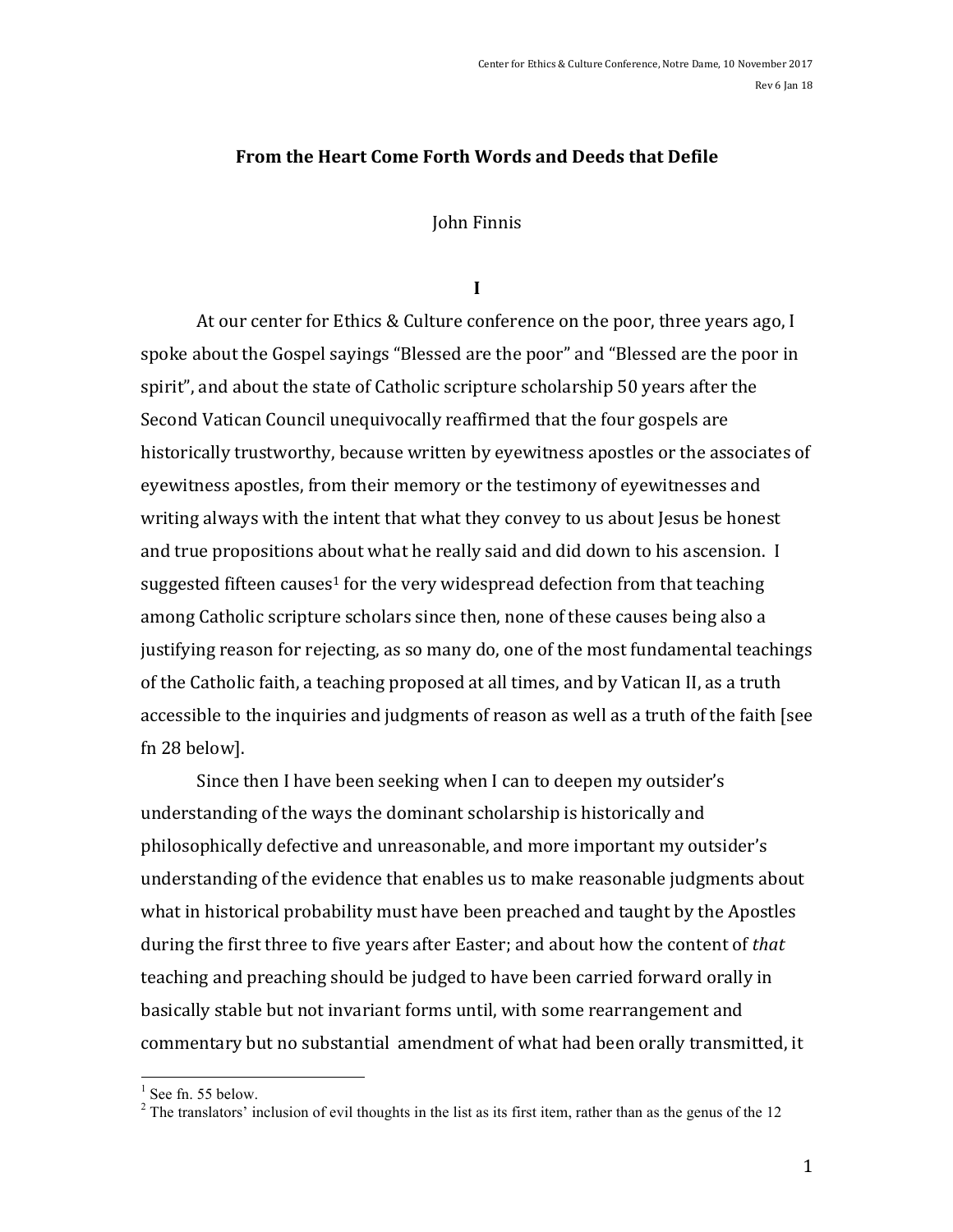# From the Heart Come Forth Words and Deeds that Defile

John Finnis

## I

At our center for Ethics & Culture conference on the poor, three years ago, I spoke about the Gospel sayings "Blessed are the poor" and "Blessed are the poor in spirit", and about the state of Catholic scripture scholarship 50 years after the Second Vatican Council unequivocally reaffirmed that the four gospels are historically trustworthy, because written by eyewitness apostles or the associates of eyewitness apostles, from their memory or the testimony of eyewitnesses and writing always with the intent that what they convey to us about Jesus be honest and true propositions about what he really said and did down to his ascension. I suggested fifteen causes[1] for the very widespread defection from that teaching among Catholic scripture scholars since then, none of these causes being also a justifying reason for rejecting, as so many do, one of the most fundamental teachings of the Catholic faith, a teaching proposed at all times, and by Vatican II, as a truth accessible to the inquiries and judgments of reason as well as a truth of the faith [see fn 28 below].

Since then I have been seeking when I can to deepen my outsider's understanding of the ways the dominant scholarship is historically and philosophically defective and unreasonable, and more important my outsider's understanding of the evidence that enables us to make reasonable judgments about what in historical probability must have been preached and taught by the Apostles during the first three to five years after Easter; and about how the content of *that* teaching and preaching should be judged to have been carried forward orally in basically stable but not invariant forms until, with some rearrangement and commentary but no substantial amendment of what had been orally transmitted, it

---

[1] See fn. 55 below.

[2] The translators' inclusion of evil thoughts in the list as its first item, rather than as the genus of the 12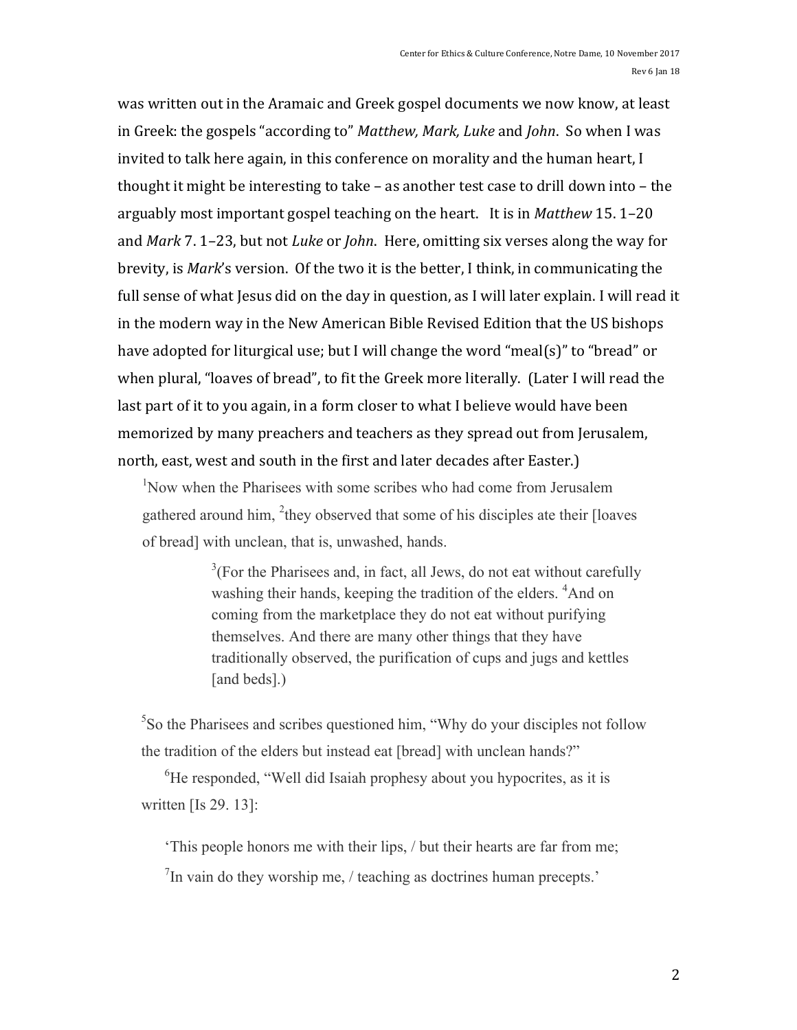was written out in the Aramaic and Greek gospel documents we now know, at least in Greek: the gospels "according to" *Matthew, Mark, Luke* and *John*. So when I was invited to talk here again, in this conference on morality and the human heart, I thought it might be interesting to take – as another test case to drill down into – the arguably most important gospel teaching on the heart. It is in *Matthew* 15. 1–20 and *Mark* 7. 1–23, but not *Luke* or *John*. Here, omitting six verses along the way for brevity, is *Mark*'s version. Of the two it is the better, I think, in communicating the full sense of what Jesus did on the day in question, as I will later explain. I will read it in the modern way in the New American Bible Revised Edition that the US bishops have adopted for liturgical use; but I will change the word "meal(s)" to "bread" or when plural, "loaves of bread", to fit the Greek more literally. (Later I will read the last part of it to you again, in a form closer to what I believe would have been memorized by many preachers and teachers as they spread out from Jerusalem, north, east, west and south in the first and later decades after Easter.)

> [1]Now when the Pharisees with some scribes who had come from Jerusalem gathered around him, [2]they observed that some of his disciples ate their [loaves of bread] with unclean, that is, unwashed, hands.
>
> > [3](For the Pharisees and, in fact, all Jews, do not eat without carefully washing their hands, keeping the tradition of the elders. [4]And on coming from the marketplace they do not eat without purifying themselves. And there are many other things that they have traditionally observed, the purification of cups and jugs and kettles [and beds].)
>
> [5]So the Pharisees and scribes questioned him, "Why do your disciples not follow the tradition of the elders but instead eat [bread] with unclean hands?"
>
> [6]He responded, "Well did Isaiah prophesy about you hypocrites, as it is written [Is 29. 13]:
>
> 'This people honors me with their lips, / but their hearts are far from me;
>
> [7]In vain do they worship me, / teaching as doctrines human precepts.'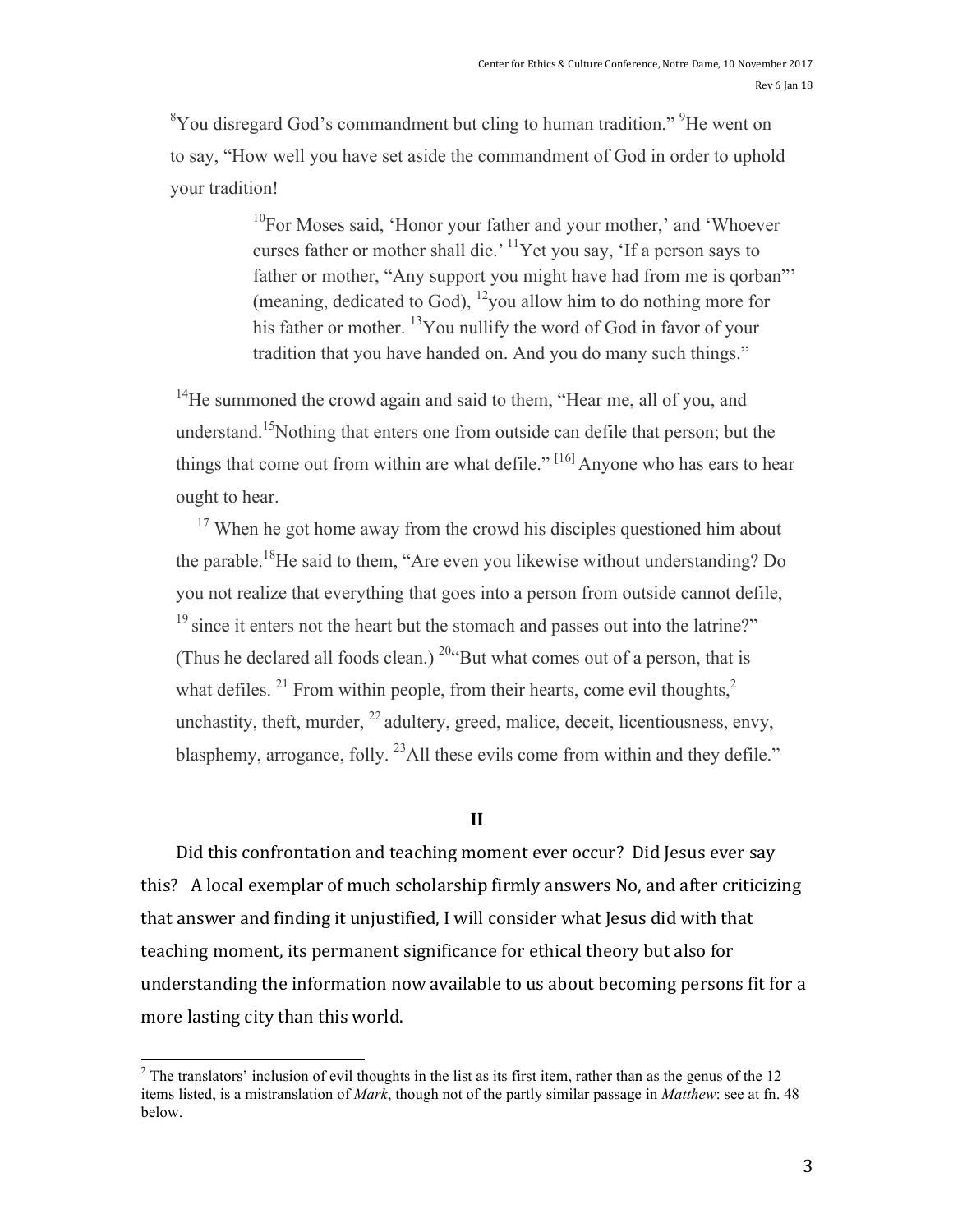[8]You disregard God's commandment but cling to human tradition." [9]He went on to say, "How well you have set aside the commandment of God in order to uphold your tradition!

> [10]For Moses said, 'Honor your father and your mother,' and 'Whoever curses father or mother shall die.' [11]Yet you say, 'If a person says to father or mother, "Any support you might have had from me is qorban"' (meaning, dedicated to God), [12]you allow him to do nothing more for his father or mother. [13]You nullify the word of God in favor of your tradition that you have handed on. And you do many such things."

[14]He summoned the crowd again and said to them, "Hear me, all of you, and understand.[15]Nothing that enters one from outside can defile that person; but the things that come out from within are what defile." [16] Anyone who has ears to hear ought to hear.

[17] When he got home away from the crowd his disciples questioned him about the parable.[18]He said to them, "Are even you likewise without understanding? Do you not realize that everything that goes into a person from outside cannot defile, [19] since it enters not the heart but the stomach and passes out into the latrine?" (Thus he declared all foods clean.) [20]"But what comes out of a person, that is what defiles. [21] From within people, from their hearts, come evil thoughts,[2] unchastity, theft, murder, [22] adultery, greed, malice, deceit, licentiousness, envy, blasphemy, arrogance, folly. [23]All these evils come from within and they defile."

## II

Did this confrontation and teaching moment ever occur? Did Jesus ever say this? A local exemplar of much scholarship firmly answers No, and after criticizing that answer and finding it unjustified, I will consider what Jesus did with that teaching moment, its permanent significance for ethical theory but also for understanding the information now available to us about becoming persons fit for a more lasting city than this world.

---

[2] The translators' inclusion of evil thoughts in the list as its first item, rather than as the genus of the 12 items listed, is a mistranslation of *Mark*, though not of the partly similar passage in *Matthew*: see at fn. 48 below.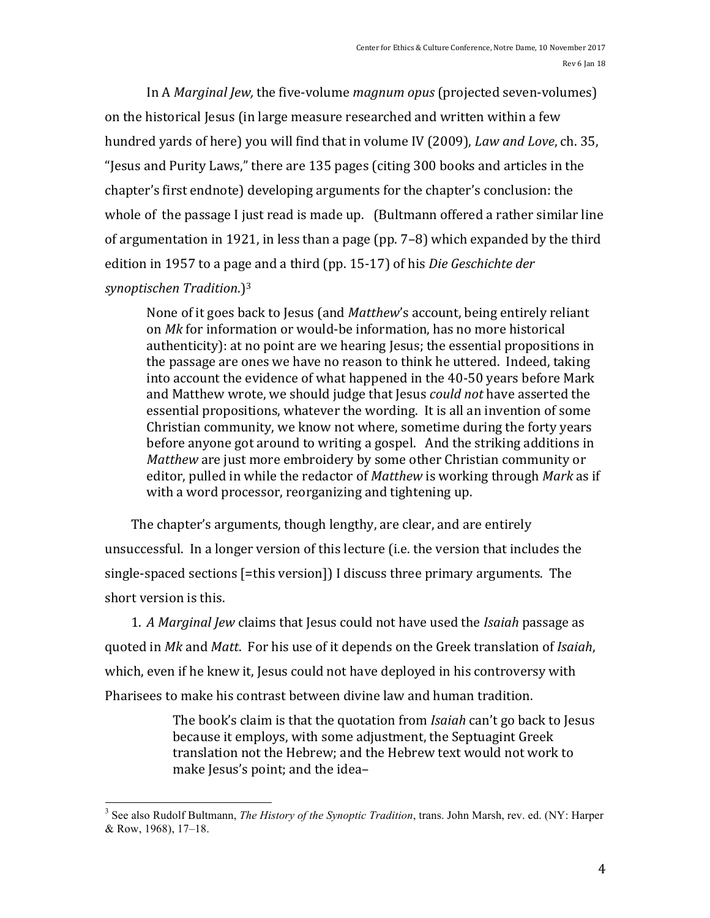In A *Marginal Jew,* the five-volume *magnum opus* (projected seven-volumes) on the historical Jesus (in large measure researched and written within a few hundred yards of here) you will find that in volume IV (2009), *Law and Love*, ch. 35, "Jesus and Purity Laws," there are 135 pages (citing 300 books and articles in the chapter's first endnote) developing arguments for the chapter's conclusion: the whole of the passage I just read is made up. (Bultmann offered a rather similar line of argumentation in 1921, in less than a page (pp. 7–8) which expanded by the third edition in 1957 to a page and a third (pp. 15-17) of his *Die Geschichte der synoptischen Tradition*.)[3]

> None of it goes back to Jesus (and *Matthew*'s account, being entirely reliant on *Mk* for information or would-be information, has no more historical authenticity): at no point are we hearing Jesus; the essential propositions in the passage are ones we have no reason to think he uttered. Indeed, taking into account the evidence of what happened in the 40-50 years before Mark and Matthew wrote, we should judge that Jesus *could not* have asserted the essential propositions, whatever the wording. It is all an invention of some Christian community, we know not where, sometime during the forty years before anyone got around to writing a gospel. And the striking additions in *Matthew* are just more embroidery by some other Christian community or editor, pulled in while the redactor of *Matthew* is working through *Mark* as if with a word processor, reorganizing and tightening up.

The chapter's arguments, though lengthy, are clear, and are entirely unsuccessful. In a longer version of this lecture (i.e. the version that includes the single-spaced sections [=this version]) I discuss three primary arguments. The short version is this.

1. *A Marginal Jew* claims that Jesus could not have used the *Isaiah* passage as quoted in *Mk* and *Matt*. For his use of it depends on the Greek translation of *Isaiah*, which, even if he knew it, Jesus could not have deployed in his controversy with Pharisees to make his contrast between divine law and human tradition.

> The book's claim is that the quotation from *Isaiah* can't go back to Jesus because it employs, with some adjustment, the Septuagint Greek translation not the Hebrew; and the Hebrew text would not work to make Jesus's point; and the idea–

---

[3] See also Rudolf Bultmann, *The History of the Synoptic Tradition*, trans. John Marsh, rev. ed. (NY: Harper & Row, 1968), 17–18.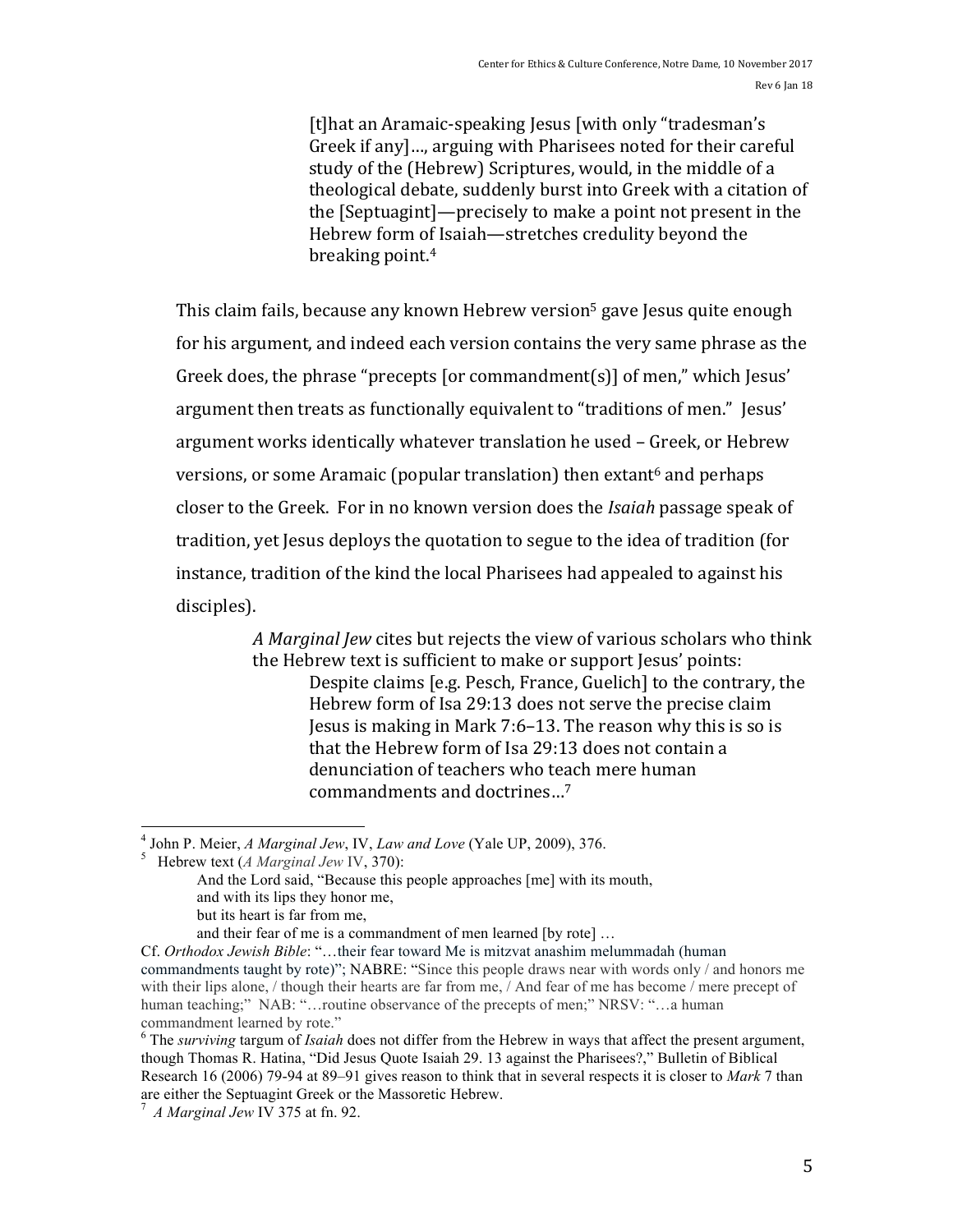> [t]hat an Aramaic-speaking Jesus [with only "tradesman's Greek if any]..., arguing with Pharisees noted for their careful study of the (Hebrew) Scriptures, would, in the middle of a theological debate, suddenly burst into Greek with a citation of the [Septuagint]—precisely to make a point not present in the Hebrew form of Isaiah—stretches credulity beyond the breaking point.[4]

This claim fails, because any known Hebrew version[5] gave Jesus quite enough for his argument, and indeed each version contains the very same phrase as the Greek does, the phrase "precepts [or commandment(s)] of men," which Jesus' argument then treats as functionally equivalent to "traditions of men." Jesus' argument works identically whatever translation he used – Greek, or Hebrew versions, or some Aramaic (popular translation) then extant[6] and perhaps closer to the Greek. For in no known version does the *Isaiah* passage speak of tradition, yet Jesus deploys the quotation to segue to the idea of tradition (for instance, tradition of the kind the local Pharisees had appealed to against his disciples).

> *A Marginal Jew* cites but rejects the view of various scholars who think the Hebrew text is sufficient to make or support Jesus' points:
>
> > Despite claims [e.g. Pesch, France, Guelich] to the contrary, the Hebrew form of Isa 29:13 does not serve the precise claim Jesus is making in Mark 7:6–13. The reason why this is so is that the Hebrew form of Isa 29:13 does not contain a denunciation of teachers who teach mere human commandments and doctrines...[7]

---

[4] John P. Meier, *A Marginal Jew*, IV, *Law and Love* (Yale UP, 2009), 376.

[5] Hebrew text (*A Marginal Jew* IV, 370):

> And the Lord said, "Because this people approaches [me] with its mouth,
> and with its lips they honor me,
> but its heart is far from me,
> and their fear of me is a commandment of men learned [by rote] ...

Cf. *Orthodox Jewish Bible*: "...their fear toward Me is mitzvat anashim melummadah (human commandments taught by rote)"; NABRE: "Since this people draws near with words only / and honors me with their lips alone, / though their hearts are far from me, / And fear of me has become / mere precept of human teaching;" NAB: "...routine observance of the precepts of men;" NRSV: "...a human commandment learned by rote."

[6] The *surviving* targum of *Isaiah* does not differ from the Hebrew in ways that affect the present argument, though Thomas R. Hatina, "Did Jesus Quote Isaiah 29. 13 against the Pharisees?," Bulletin of Biblical Research 16 (2006) 79-94 at 89–91 gives reason to think that in several respects it is closer to *Mark* 7 than are either the Septuagint Greek or the Massoretic Hebrew.

[7] *A Marginal Jew* IV 375 at fn. 92.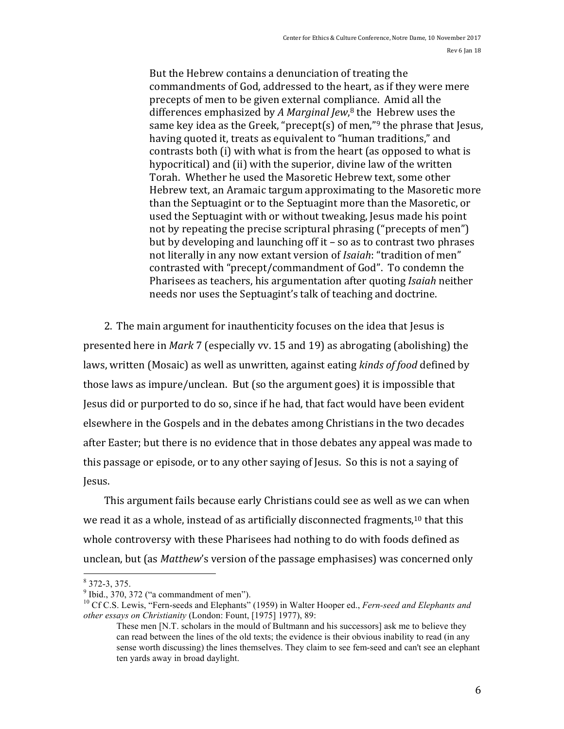> But the Hebrew contains a denunciation of treating the commandments of God, addressed to the heart, as if they were mere precepts of men to be given external compliance. Amid all the differences emphasized by *A Marginal Jew*,[8] the Hebrew uses the same key idea as the Greek, "precept(s) of men,"[9] the phrase that Jesus, having quoted it, treats as equivalent to "human traditions," and contrasts both (i) with what is from the heart (as opposed to what is hypocritical) and (ii) with the superior, divine law of the written Torah. Whether he used the Masoretic Hebrew text, some other Hebrew text, an Aramaic targum approximating to the Masoretic more than the Septuagint or to the Septuagint more than the Masoretic, or used the Septuagint with or without tweaking, Jesus made his point not by repeating the precise scriptural phrasing ("precepts of men") but by developing and launching off it – so as to contrast two phrases not literally in any now extant version of *Isaiah*: "tradition of men" contrasted with "precept/commandment of God". To condemn the Pharisees as teachers, his argumentation after quoting *Isaiah* neither needs nor uses the Septuagint's talk of teaching and doctrine.

2. The main argument for inauthenticity focuses on the idea that Jesus is presented here in *Mark* 7 (especially vv. 15 and 19) as abrogating (abolishing) the laws, written (Mosaic) as well as unwritten, against eating *kinds of food* defined by those laws as impure/unclean. But (so the argument goes) it is impossible that Jesus did or purported to do so, since if he had, that fact would have been evident elsewhere in the Gospels and in the debates among Christians in the two decades after Easter; but there is no evidence that in those debates any appeal was made to this passage or episode, or to any other saying of Jesus. So this is not a saying of Jesus.

This argument fails because early Christians could see as well as we can when we read it as a whole, instead of as artificially disconnected fragments,[10] that this whole controversy with these Pharisees had nothing to do with foods defined as unclean, but (as *Matthew*'s version of the passage emphasises) was concerned only

---

[8] 372-3, 375.

[9] Ibid., 370, 372 ("a commandment of men").

[10] Cf C.S. Lewis, "Fern-seeds and Elephants" (1959) in Walter Hooper ed., *Fern-seed and Elephants and other essays on Christianity* (London: Fount, [1975] 1977), 89:

> These men [N.T. scholars in the mould of Bultmann and his successors] ask me to believe they can read between the lines of the old texts; the evidence is their obvious inability to read (in any sense worth discussing) the lines themselves. They claim to see fem-seed and can't see an elephant ten yards away in broad daylight.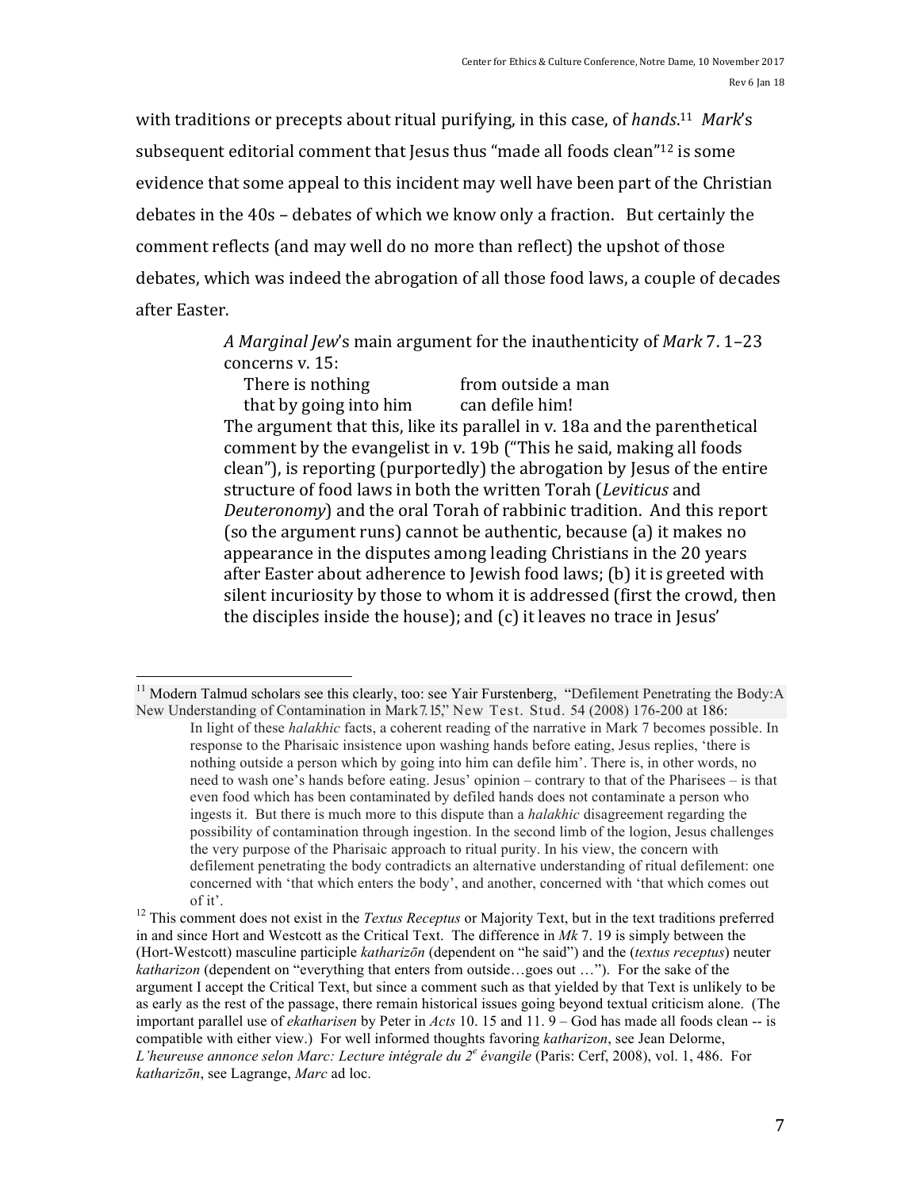with traditions or precepts about ritual purifying, in this case, of *hands*.[11] *Mark*'s subsequent editorial comment that Jesus thus "made all foods clean"[12] is some evidence that some appeal to this incident may well have been part of the Christian debates in the 40s – debates of which we know only a fraction. But certainly the comment reflects (and may well do no more than reflect) the upshot of those debates, which was indeed the abrogation of all those food laws, a couple of decades after Easter.

> *A Marginal Jew*'s main argument for the inauthenticity of *Mark* 7. 1–23 concerns v. 15:
>
> There is nothing from outside a man
> that by going into him can defile him!
>
> The argument that this, like its parallel in v. 18a and the parenthetical comment by the evangelist in v. 19b ("This he said, making all foods clean"), is reporting (purportedly) the abrogation by Jesus of the entire structure of food laws in both the written Torah (*Leviticus* and *Deuteronomy*) and the oral Torah of rabbinic tradition. And this report (so the argument runs) cannot be authentic, because (a) it makes no appearance in the disputes among leading Christians in the 20 years after Easter about adherence to Jewish food laws; (b) it is greeted with silent incuriosity by those to whom it is addressed (first the crowd, then the disciples inside the house); and (c) it leaves no trace in Jesus'

---

[11] Modern Talmud scholars see this clearly, too: see Yair Furstenberg, "Defilement Penetrating the Body: A New Understanding of Contamination in Mark 7.15," New Test. Stud. 54 (2008) 176-200 at 186:

> In light of these *halakhic* facts, a coherent reading of the narrative in Mark 7 becomes possible. In response to the Pharisaic insistence upon washing hands before eating, Jesus replies, 'there is nothing outside a person which by going into him can defile him'. There is, in other words, no need to wash one's hands before eating. Jesus' opinion – contrary to that of the Pharisees – is that even food which has been contaminated by defiled hands does not contaminate a person who ingests it. But there is much more to this dispute than a *halakhic* disagreement regarding the possibility of contamination through ingestion. In the second limb of the logion, Jesus challenges the very purpose of the Pharisaic approach to ritual purity. In his view, the concern with defilement penetrating the body contradicts an alternative understanding of ritual defilement: one concerned with 'that which enters the body', and another, concerned with 'that which comes out of it'.

[12] This comment does not exist in the *Textus Receptus* or Majority Text, but in the text traditions preferred in and since Hort and Westcott as the Critical Text. The difference in *Mk* 7. 19 is simply between the (Hort-Westcott) masculine participle *katharizōn* (dependent on "he said") and the (*textus receptus*) neuter *katharizon* (dependent on "everything that enters from outside…goes out …"). For the sake of the argument I accept the Critical Text, but since a comment such as that yielded by that Text is unlikely to be as early as the rest of the passage, there remain historical issues going beyond textual criticism alone. (The important parallel use of *ekatharisen* by Peter in *Acts* 10. 15 and 11. 9 – God has made all foods clean -- is compatible with either view.) For well informed thoughts favoring *katharizon*, see Jean Delorme, *L'heureuse annonce selon Marc: Lecture intégrale du 2ᵉ évangile* (Paris: Cerf, 2008), vol. 1, 486. For *katharizōn*, see Lagrange, *Marc* ad loc.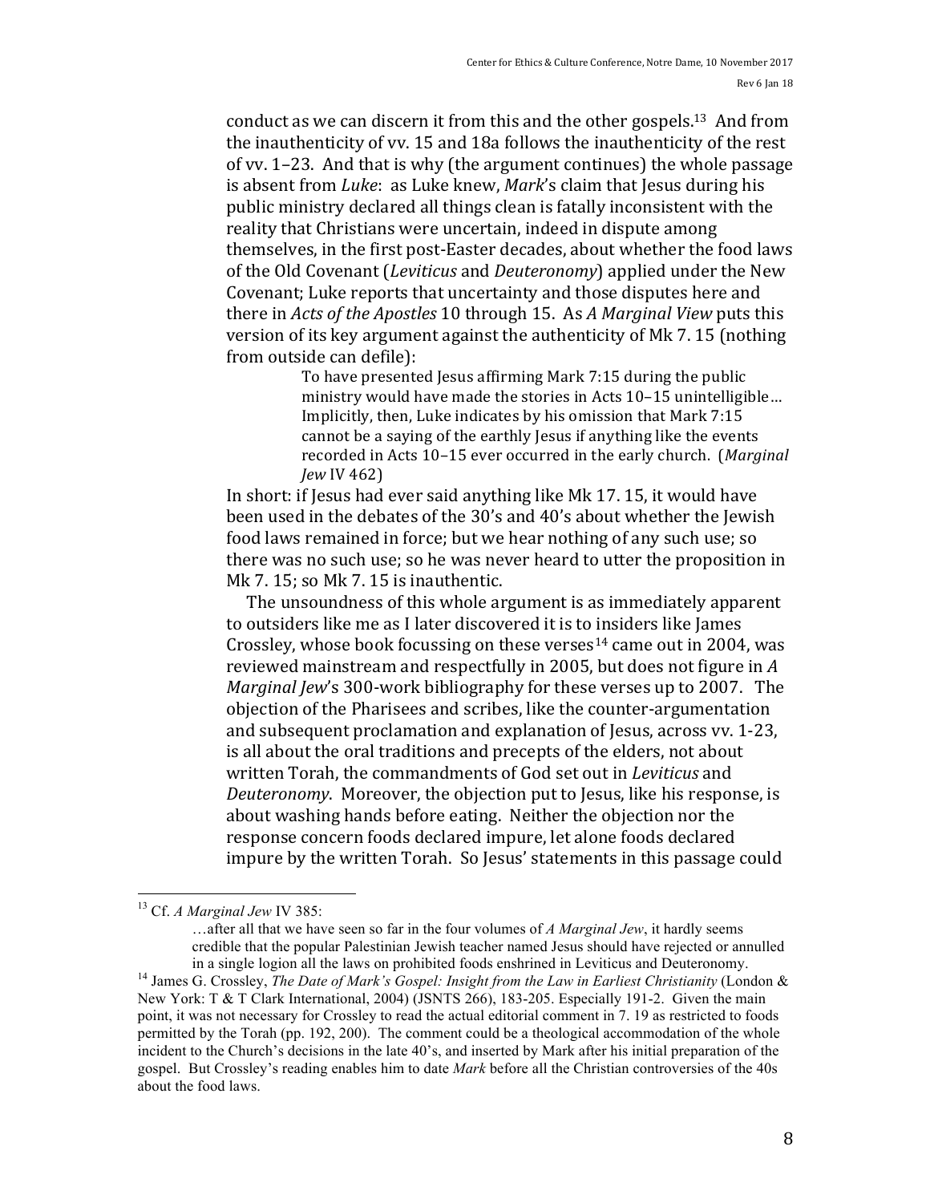conduct as we can discern it from this and the other gospels.[13] And from the inauthenticity of vv. 15 and 18a follows the inauthenticity of the rest of vv. 1–23. And that is why (the argument continues) the whole passage is absent from *Luke*: as Luke knew, *Mark*'s claim that Jesus during his public ministry declared all things clean is fatally inconsistent with the reality that Christians were uncertain, indeed in dispute among themselves, in the first post-Easter decades, about whether the food laws of the Old Covenant (*Leviticus* and *Deuteronomy*) applied under the New Covenant; Luke reports that uncertainty and those disputes here and there in *Acts of the Apostles* 10 through 15. As *A Marginal View* puts this version of its key argument against the authenticity of Mk 7. 15 (nothing from outside can defile):

> To have presented Jesus affirming Mark 7:15 during the public ministry would have made the stories in Acts 10–15 unintelligible… Implicitly, then, Luke indicates by his omission that Mark 7:15 cannot be a saying of the earthly Jesus if anything like the events recorded in Acts 10–15 ever occurred in the early church. (*Marginal Jew* IV 462)

In short: if Jesus had ever said anything like Mk 17. 15, it would have been used in the debates of the 30's and 40's about whether the Jewish food laws remained in force; but we hear nothing of any such use; so there was no such use; so he was never heard to utter the proposition in Mk 7. 15; so Mk 7. 15 is inauthentic.

The unsoundness of this whole argument is as immediately apparent to outsiders like me as I later discovered it is to insiders like James Crossley, whose book focussing on these verses[14] came out in 2004, was reviewed mainstream and respectfully in 2005, but does not figure in *A Marginal Jew*'s 300-work bibliography for these verses up to 2007. The objection of the Pharisees and scribes, like the counter-argumentation and subsequent proclamation and explanation of Jesus, across vv. 1-23, is all about the oral traditions and precepts of the elders, not about written Torah, the commandments of God set out in *Leviticus* and *Deuteronomy*. Moreover, the objection put to Jesus, like his response, is about washing hands before eating. Neither the objection nor the response concern foods declared impure, let alone foods declared impure by the written Torah. So Jesus' statements in this passage could

---

[13] Cf. *A Marginal Jew* IV 385:

> …after all that we have seen so far in the four volumes of *A Marginal Jew*, it hardly seems credible that the popular Palestinian Jewish teacher named Jesus should have rejected or annulled in a single logion all the laws on prohibited foods enshrined in Leviticus and Deuteronomy.

[14] James G. Crossley, *The Date of Mark's Gospel: Insight from the Law in Earliest Christianity* (London & New York: T & T Clark International, 2004) (JSNTS 266), 183-205. Especially 191-2. Given the main point, it was not necessary for Crossley to read the actual editorial comment in 7. 19 as restricted to foods permitted by the Torah (pp. 192, 200). The comment could be a theological accommodation of the whole incident to the Church's decisions in the late 40's, and inserted by Mark after his initial preparation of the gospel. But Crossley's reading enables him to date *Mark* before all the Christian controversies of the 40s about the food laws.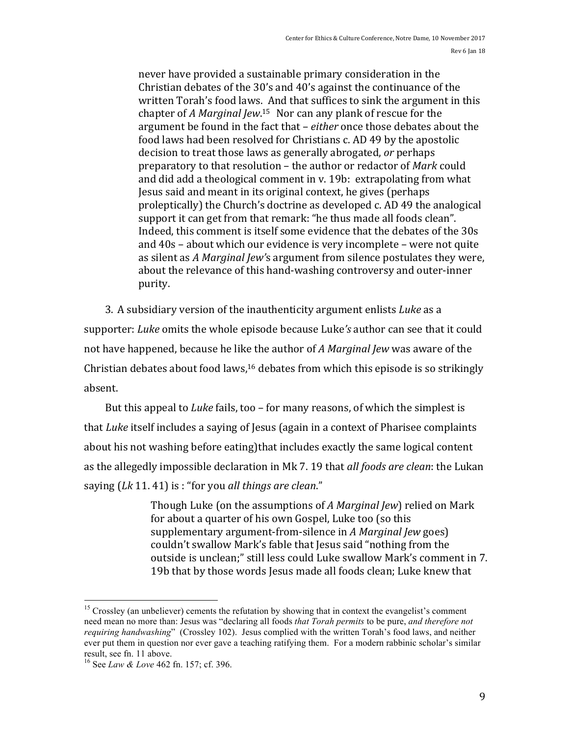> never have provided a sustainable primary consideration in the Christian debates of the 30's and 40's against the continuance of the written Torah's food laws. And that suffices to sink the argument in this chapter of *A Marginal Jew*.[15] Nor can any plank of rescue for the argument be found in the fact that – *either* once those debates about the food laws had been resolved for Christians c. AD 49 by the apostolic decision to treat those laws as generally abrogated, *or* perhaps preparatory to that resolution – the author or redactor of *Mark* could and did add a theological comment in v. 19b: extrapolating from what Jesus said and meant in its original context, he gives (perhaps proleptically) the Church's doctrine as developed c. AD 49 the analogical support it can get from that remark: "he thus made all foods clean". Indeed, this comment is itself some evidence that the debates of the 30s and 40s – about which our evidence is very incomplete – were not quite as silent as *A Marginal Jew's* argument from silence postulates they were, about the relevance of this hand-washing controversy and outer-inner purity.

3. A subsidiary version of the inauthenticity argument enlists *Luke* as a supporter: *Luke* omits the whole episode because Luke*'s* author can see that it could not have happened, because he like the author of *A Marginal Jew* was aware of the Christian debates about food laws,[16] debates from which this episode is so strikingly absent.

But this appeal to *Luke* fails, too – for many reasons, of which the simplest is that *Luke* itself includes a saying of Jesus (again in a context of Pharisee complaints about his not washing before eating)that includes exactly the same logical content as the allegedly impossible declaration in Mk 7. 19 that *all foods are clean*: the Lukan saying (*Lk* 11. 41) is : "for you *all things are clean*."

> Though Luke (on the assumptions of *A Marginal Jew*) relied on Mark for about a quarter of his own Gospel, Luke too (so this supplementary argument-from-silence in *A Marginal Jew* goes) couldn't swallow Mark's fable that Jesus said "nothing from the outside is unclean;" still less could Luke swallow Mark's comment in 7. 19b that by those words Jesus made all foods clean; Luke knew that

---

[15] Crossley (an unbeliever) cements the refutation by showing that in context the evangelist's comment need mean no more than: Jesus was "declaring all foods *that Torah permits* to be pure, *and therefore not requiring handwashing*" (Crossley 102). Jesus complied with the written Torah's food laws, and neither ever put them in question nor ever gave a teaching ratifying them. For a modern rabbinic scholar's similar result, see fn. 11 above.

[16] See *Law & Love* 462 fn. 157; cf. 396.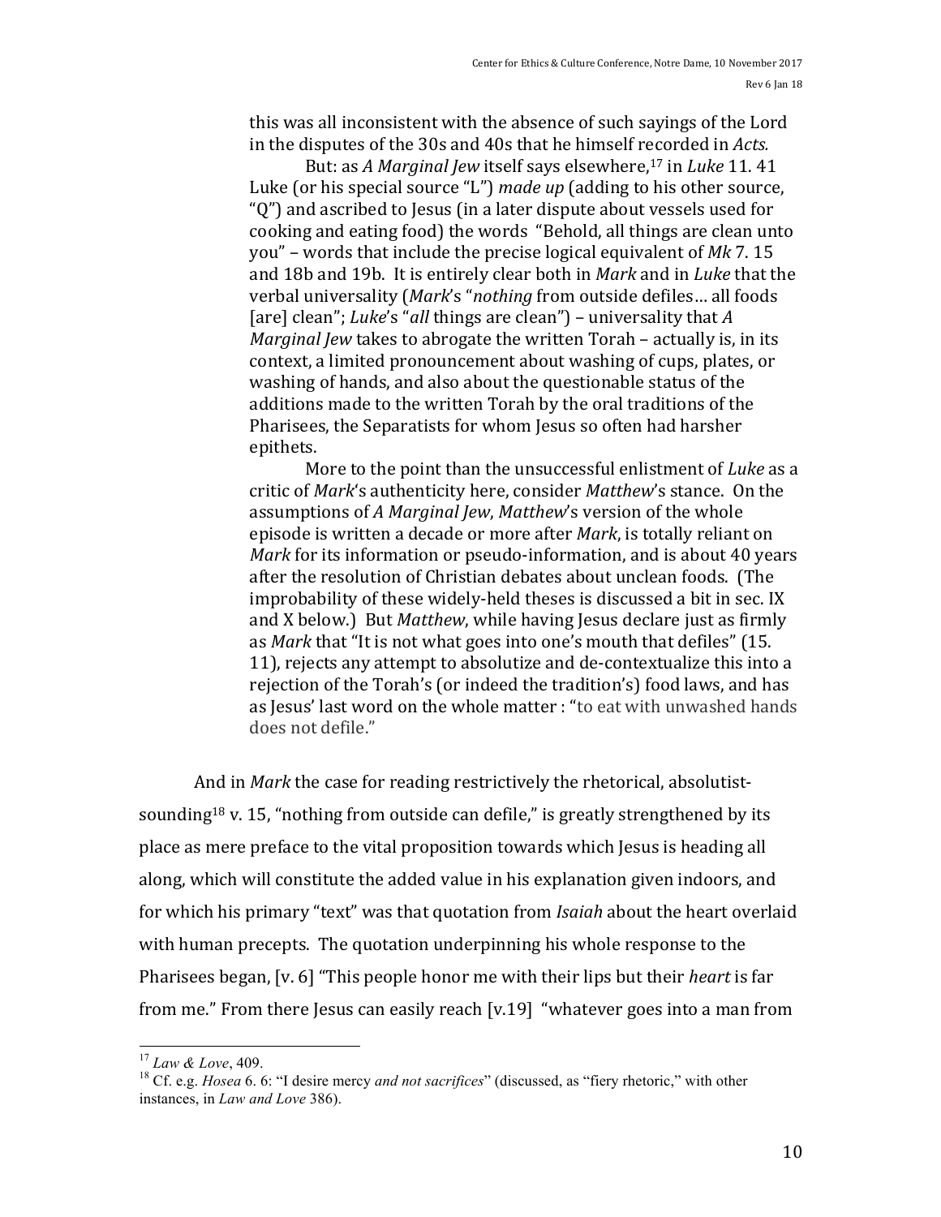this was all inconsistent with the absence of such sayings of the Lord in the disputes of the 30s and 40s that he himself recorded in *Acts.*

But: as *A Marginal Jew* itself says elsewhere,[17] in *Luke* 11. 41 Luke (or his special source "L") *made up* (adding to his other source, "Q") and ascribed to Jesus (in a later dispute about vessels used for cooking and eating food) the words "Behold, all things are clean unto you" – words that include the precise logical equivalent of *Mk* 7. 15 and 18b and 19b. It is entirely clear both in *Mark* and in *Luke* that the verbal universality (*Mark*'s "*nothing* from outside defiles… all foods [are] clean"; *Luke*'s "*all* things are clean") – universality that *A Marginal Jew* takes to abrogate the written Torah – actually is, in its context, a limited pronouncement about washing of cups, plates, or washing of hands, and also about the questionable status of the additions made to the written Torah by the oral traditions of the Pharisees, the Separatists for whom Jesus so often had harsher epithets.

More to the point than the unsuccessful enlistment of *Luke* as a critic of *Mark*'s authenticity here, consider *Matthew*'s stance. On the assumptions of *A Marginal Jew*, *Matthew*'s version of the whole episode is written a decade or more after *Mark*, is totally reliant on *Mark* for its information or pseudo-information, and is about 40 years after the resolution of Christian debates about unclean foods. (The improbability of these widely-held theses is discussed a bit in sec. IX and X below.) But *Matthew*, while having Jesus declare just as firmly as *Mark* that "It is not what goes into one's mouth that defiles" (15. 11), rejects any attempt to absolutize and de-contextualize this into a rejection of the Torah's (or indeed the tradition's) food laws, and has as Jesus' last word on the whole matter : "to eat with unwashed hands does not defile."

And in *Mark* the case for reading restrictively the rhetorical, absolutist-sounding[18] v. 15, "nothing from outside can defile," is greatly strengthened by its place as mere preface to the vital proposition towards which Jesus is heading all along, which will constitute the added value in his explanation given indoors, and for which his primary "text" was that quotation from *Isaiah* about the heart overlaid with human precepts. The quotation underpinning his whole response to the Pharisees began, [v. 6] "This people honor me with their lips but their *heart* is far from me." From there Jesus can easily reach [v.19] "whatever goes into a man from

---

[17] *Law & Love*, 409.

[18] Cf. e.g. *Hosea* 6. 6: "I desire mercy *and not sacrifices*" (discussed, as "fiery rhetoric," with other instances, in *Law and Love* 386).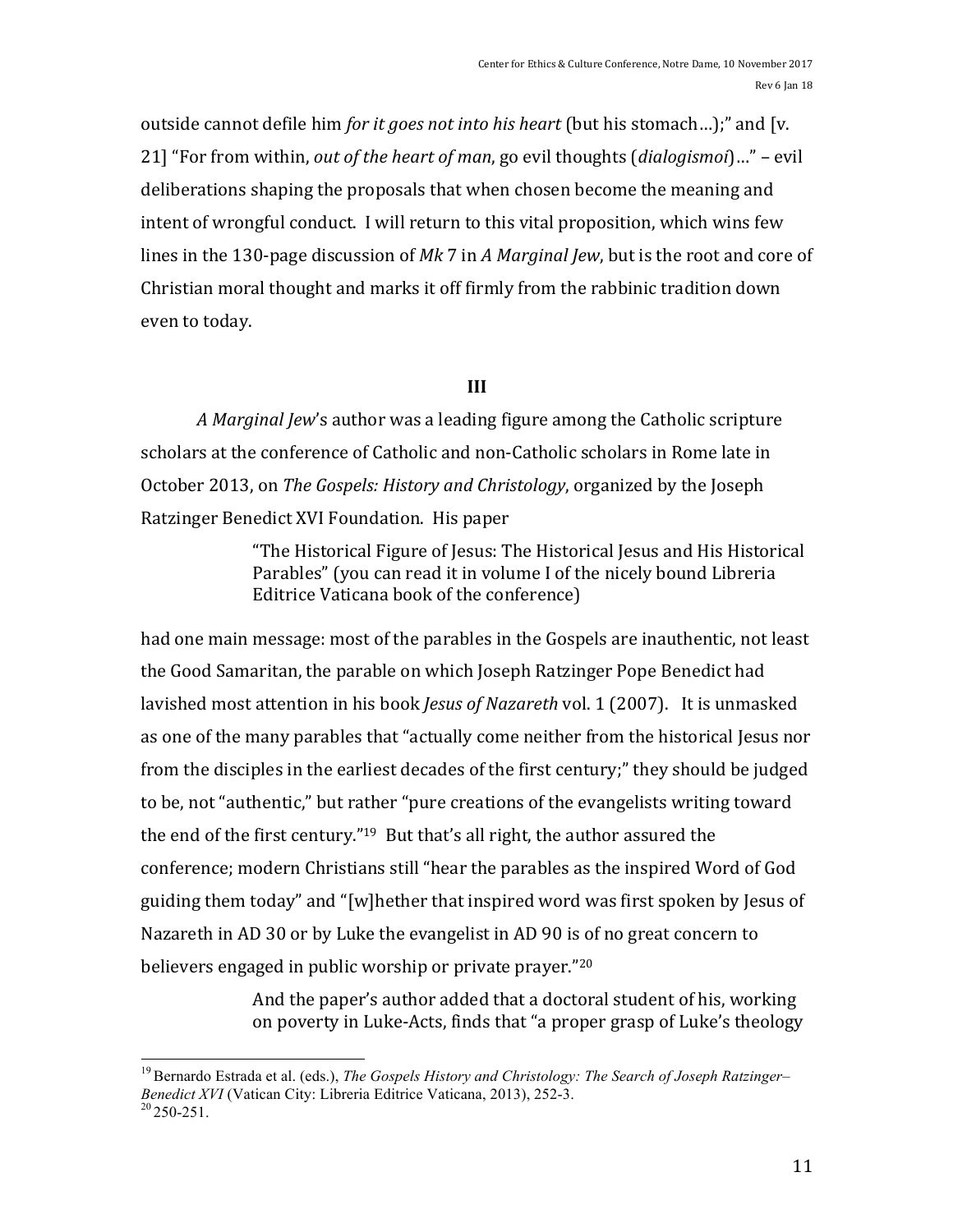outside cannot defile him *for it goes not into his heart* (but his stomach…);" and [v. 21] "For from within, *out of the heart of man*, go evil thoughts (*dialogismoi*)…" – evil deliberations shaping the proposals that when chosen become the meaning and intent of wrongful conduct. I will return to this vital proposition, which wins few lines in the 130-page discussion of *Mk* 7 in *A Marginal Jew*, but is the root and core of Christian moral thought and marks it off firmly from the rabbinic tradition down even to today.

## III

*A Marginal Jew*'s author was a leading figure among the Catholic scripture scholars at the conference of Catholic and non-Catholic scholars in Rome late in October 2013, on *The Gospels: History and Christology*, organized by the Joseph Ratzinger Benedict XVI Foundation. His paper

> "The Historical Figure of Jesus: The Historical Jesus and His Historical Parables" (you can read it in volume I of the nicely bound Libreria Editrice Vaticana book of the conference)

had one main message: most of the parables in the Gospels are inauthentic, not least the Good Samaritan, the parable on which Joseph Ratzinger Pope Benedict had lavished most attention in his book *Jesus of Nazareth* vol. 1 (2007). It is unmasked as one of the many parables that "actually come neither from the historical Jesus nor from the disciples in the earliest decades of the first century;" they should be judged to be, not "authentic," but rather "pure creations of the evangelists writing toward the end of the first century."[19] But that's all right, the author assured the conference; modern Christians still "hear the parables as the inspired Word of God guiding them today" and "[w]hether that inspired word was first spoken by Jesus of Nazareth in AD 30 or by Luke the evangelist in AD 90 is of no great concern to believers engaged in public worship or private prayer."[20]

> And the paper's author added that a doctoral student of his, working on poverty in Luke-Acts, finds that "a proper grasp of Luke's theology

---

[19] Bernardo Estrada et al. (eds.), *The Gospels History and Christology: The Search of Joseph Ratzinger–Benedict XVI* (Vatican City: Libreria Editrice Vaticana, 2013), 252-3.

[20] 250-251.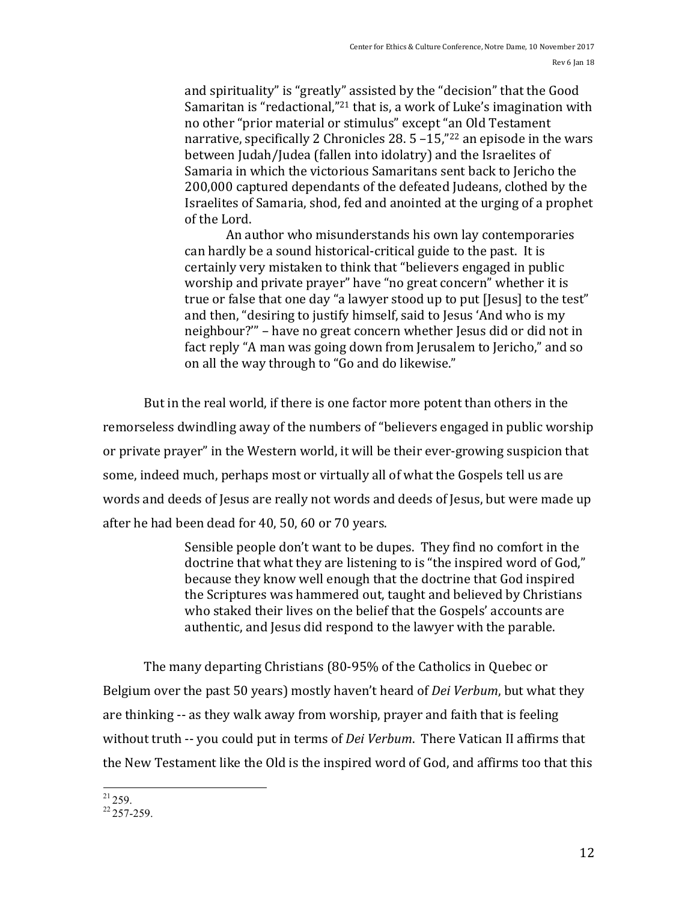> and spirituality" is "greatly" assisted by the "decision" that the Good Samaritan is "redactional,"[21] that is, a work of Luke's imagination with no other "prior material or stimulus" except "an Old Testament narrative, specifically 2 Chronicles 28. 5 –15,"[22] an episode in the wars between Judah/Judea (fallen into idolatry) and the Israelites of Samaria in which the victorious Samaritans sent back to Jericho the 200,000 captured dependants of the defeated Judeans, clothed by the Israelites of Samaria, shod, fed and anointed at the urging of a prophet of the Lord.
>
> An author who misunderstands his own lay contemporaries can hardly be a sound historical-critical guide to the past. It is certainly very mistaken to think that "believers engaged in public worship and private prayer" have "no great concern" whether it is true or false that one day "a lawyer stood up to put [Jesus] to the test" and then, "desiring to justify himself, said to Jesus 'And who is my neighbour?'" – have no great concern whether Jesus did or did not in fact reply "A man was going down from Jerusalem to Jericho," and so on all the way through to "Go and do likewise."

But in the real world, if there is one factor more potent than others in the remorseless dwindling away of the numbers of "believers engaged in public worship or private prayer" in the Western world, it will be their ever-growing suspicion that some, indeed much, perhaps most or virtually all of what the Gospels tell us are words and deeds of Jesus are really not words and deeds of Jesus, but were made up after he had been dead for 40, 50, 60 or 70 years.

> Sensible people don't want to be dupes. They find no comfort in the doctrine that what they are listening to is "the inspired word of God," because they know well enough that the doctrine that God inspired the Scriptures was hammered out, taught and believed by Christians who staked their lives on the belief that the Gospels' accounts are authentic, and Jesus did respond to the lawyer with the parable.

The many departing Christians (80-95% of the Catholics in Quebec or Belgium over the past 50 years) mostly haven't heard of *Dei Verbum*, but what they are thinking -- as they walk away from worship, prayer and faith that is feeling without truth -- you could put in terms of *Dei Verbum*. There Vatican II affirms that the New Testament like the Old is the inspired word of God, and affirms too that this

---

[21] 259.

[22] 257-259.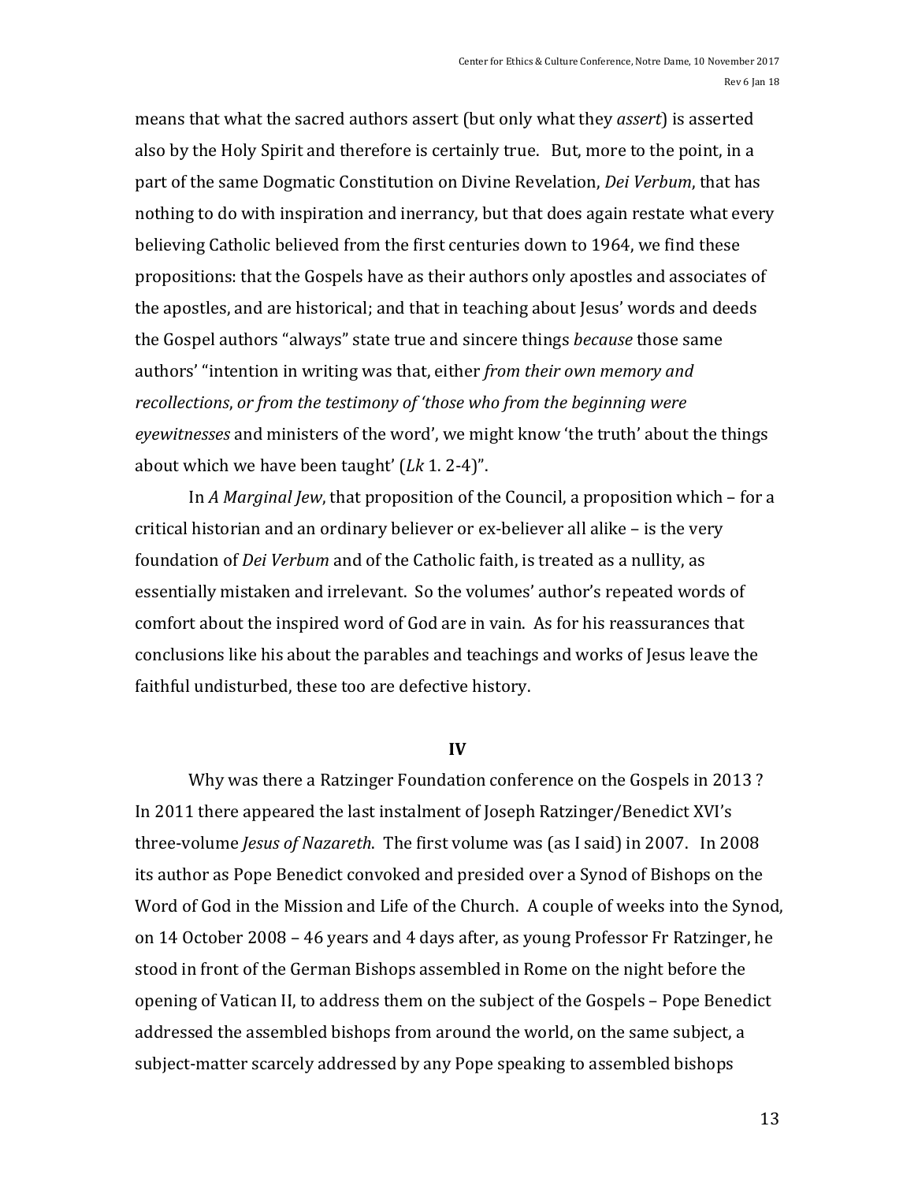means that what the sacred authors assert (but only what they *assert*) is asserted also by the Holy Spirit and therefore is certainly true. But, more to the point, in a part of the same Dogmatic Constitution on Divine Revelation, *Dei Verbum*, that has nothing to do with inspiration and inerrancy, but that does again restate what every believing Catholic believed from the first centuries down to 1964, we find these propositions: that the Gospels have as their authors only apostles and associates of the apostles, and are historical; and that in teaching about Jesus' words and deeds the Gospel authors "always" state true and sincere things *because* those same authors' "intention in writing was that, either *from their own memory and recollections*, *or from the testimony of 'those who from the beginning were eyewitnesses* and ministers of the word', we might know 'the truth' about the things about which we have been taught' (*Lk* 1. 2-4)".

In *A Marginal Jew*, that proposition of the Council, a proposition which – for a critical historian and an ordinary believer or ex-believer all alike – is the very foundation of *Dei Verbum* and of the Catholic faith, is treated as a nullity, as essentially mistaken and irrelevant. So the volumes' author's repeated words of comfort about the inspired word of God are in vain. As for his reassurances that conclusions like his about the parables and teachings and works of Jesus leave the faithful undisturbed, these too are defective history.

## IV

Why was there a Ratzinger Foundation conference on the Gospels in 2013 ? In 2011 there appeared the last instalment of Joseph Ratzinger/Benedict XVI's three-volume *Jesus of Nazareth*. The first volume was (as I said) in 2007. In 2008 its author as Pope Benedict convoked and presided over a Synod of Bishops on the Word of God in the Mission and Life of the Church. A couple of weeks into the Synod, on 14 October 2008 – 46 years and 4 days after, as young Professor Fr Ratzinger, he stood in front of the German Bishops assembled in Rome on the night before the opening of Vatican II, to address them on the subject of the Gospels – Pope Benedict addressed the assembled bishops from around the world, on the same subject, a subject-matter scarcely addressed by any Pope speaking to assembled bishops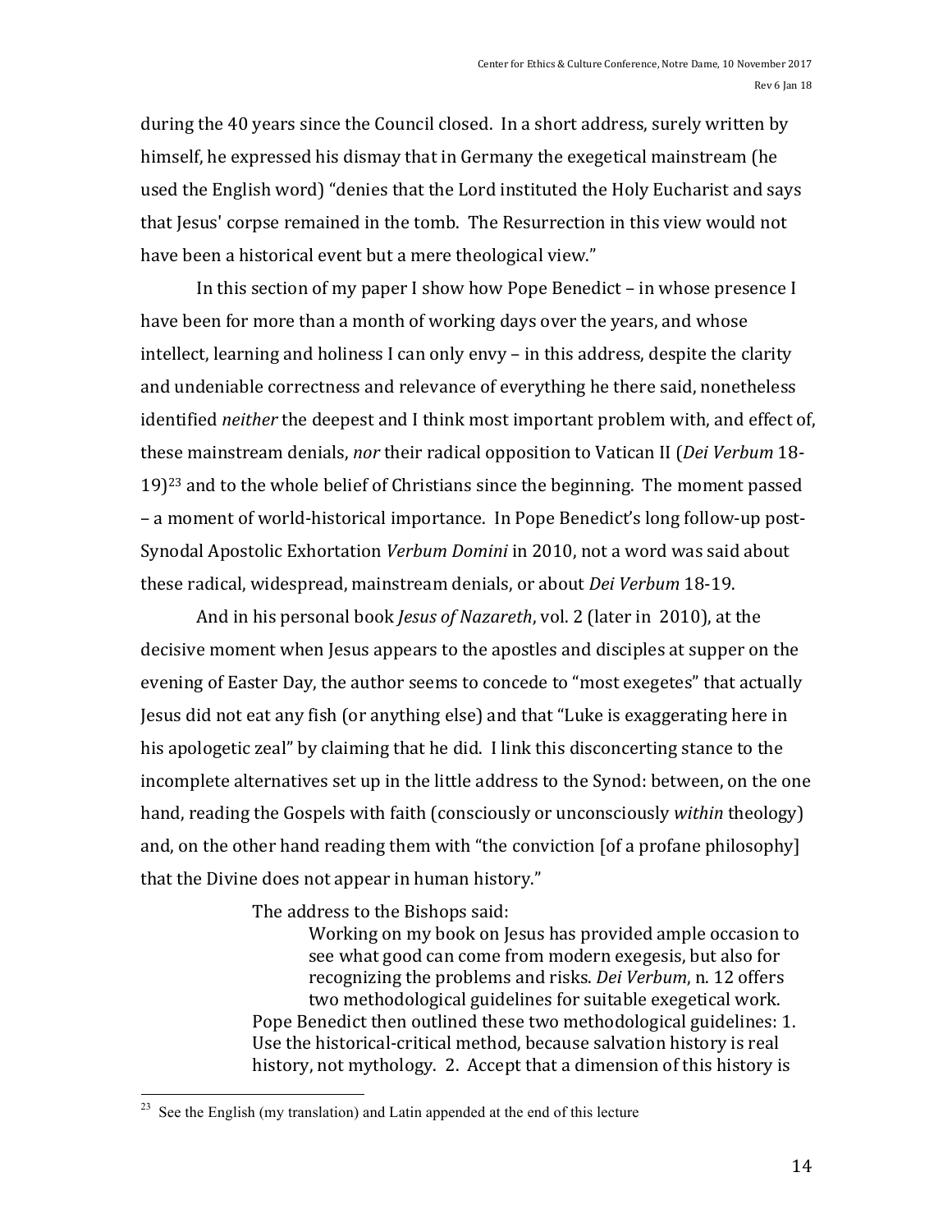during the 40 years since the Council closed. In a short address, surely written by himself, he expressed his dismay that in Germany the exegetical mainstream (he used the English word) "denies that the Lord instituted the Holy Eucharist and says that Jesus' corpse remained in the tomb. The Resurrection in this view would not have been a historical event but a mere theological view."

In this section of my paper I show how Pope Benedict – in whose presence I have been for more than a month of working days over the years, and whose intellect, learning and holiness I can only envy – in this address, despite the clarity and undeniable correctness and relevance of everything he there said, nonetheless identified *neither* the deepest and I think most important problem with, and effect of, these mainstream denials, *nor* their radical opposition to Vatican II (*Dei Verbum* 18-19)[23] and to the whole belief of Christians since the beginning. The moment passed – a moment of world-historical importance. In Pope Benedict's long follow-up post-Synodal Apostolic Exhortation *Verbum Domini* in 2010, not a word was said about these radical, widespread, mainstream denials, or about *Dei Verbum* 18-19.

And in his personal book *Jesus of Nazareth*, vol. 2 (later in 2010), at the decisive moment when Jesus appears to the apostles and disciples at supper on the evening of Easter Day, the author seems to concede to "most exegetes" that actually Jesus did not eat any fish (or anything else) and that "Luke is exaggerating here in his apologetic zeal" by claiming that he did. I link this disconcerting stance to the incomplete alternatives set up in the little address to the Synod: between, on the one hand, reading the Gospels with faith (consciously or unconsciously *within* theology) and, on the other hand reading them with "the conviction [of a profane philosophy] that the Divine does not appear in human history."

> The address to the Bishops said:
>
> > Working on my book on Jesus has provided ample occasion to see what good can come from modern exegesis, but also for recognizing the problems and risks. *Dei Verbum*, n. 12 offers two methodological guidelines for suitable exegetical work.
>
> Pope Benedict then outlined these two methodological guidelines: 1. Use the historical-critical method, because salvation history is real history, not mythology. 2. Accept that a dimension of this history is

---

[23] See the English (my translation) and Latin appended at the end of this lecture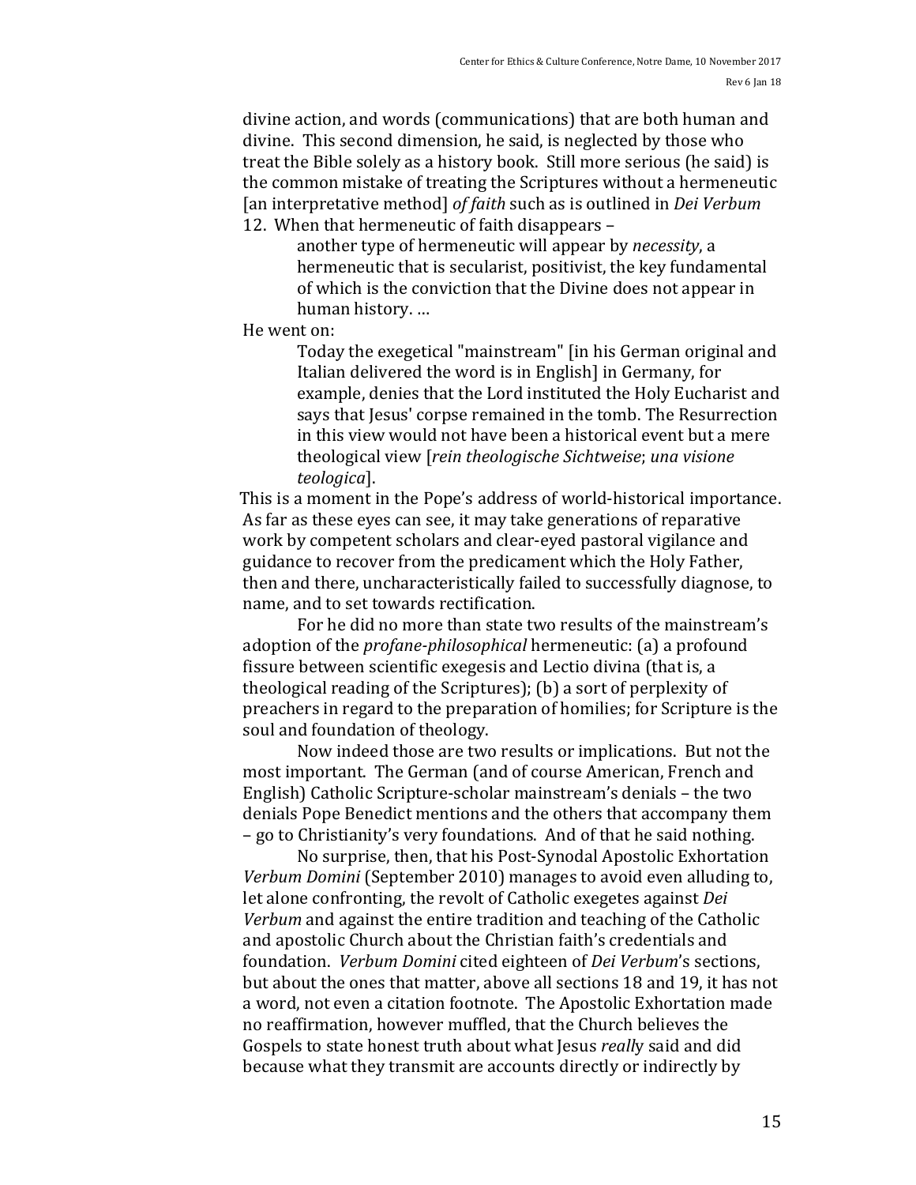divine action, and words (communications) that are both human and divine. This second dimension, he said, is neglected by those who treat the Bible solely as a history book. Still more serious (he said) is the common mistake of treating the Scriptures without a hermeneutic [an interpretative method] *of faith* such as is outlined in *Dei Verbum* 12. When that hermeneutic of faith disappears –

> another type of hermeneutic will appear by *necessity*, a hermeneutic that is secularist, positivist, the key fundamental of which is the conviction that the Divine does not appear in human history. …

He went on:

> Today the exegetical "mainstream" [in his German original and Italian delivered the word is in English] in Germany, for example, denies that the Lord instituted the Holy Eucharist and says that Jesus' corpse remained in the tomb. The Resurrection in this view would not have been a historical event but a mere theological view [*rein theologische Sichtweise*; *una visione teologica*].

This is a moment in the Pope's address of world-historical importance. As far as these eyes can see, it may take generations of reparative work by competent scholars and clear-eyed pastoral vigilance and guidance to recover from the predicament which the Holy Father, then and there, uncharacteristically failed to successfully diagnose, to name, and to set towards rectification.

For he did no more than state two results of the mainstream's adoption of the *profane-philosophical* hermeneutic: (a) a profound fissure between scientific exegesis and Lectio divina (that is, a theological reading of the Scriptures); (b) a sort of perplexity of preachers in regard to the preparation of homilies; for Scripture is the soul and foundation of theology.

Now indeed those are two results or implications. But not the most important. The German (and of course American, French and English) Catholic Scripture-scholar mainstream's denials – the two denials Pope Benedict mentions and the others that accompany them – go to Christianity's very foundations. And of that he said nothing.

No surprise, then, that his Post-Synodal Apostolic Exhortation *Verbum Domini* (September 2010) manages to avoid even alluding to, let alone confronting, the revolt of Catholic exegetes against *Dei Verbum* and against the entire tradition and teaching of the Catholic and apostolic Church about the Christian faith's credentials and foundation. *Verbum Domini* cited eighteen of *Dei Verbum*'s sections, but about the ones that matter, above all sections 18 and 19, it has not a word, not even a citation footnote. The Apostolic Exhortation made no reaffirmation, however muffled, that the Church believes the Gospels to state honest truth about what Jesus *really* said and did because what they transmit are accounts directly or indirectly by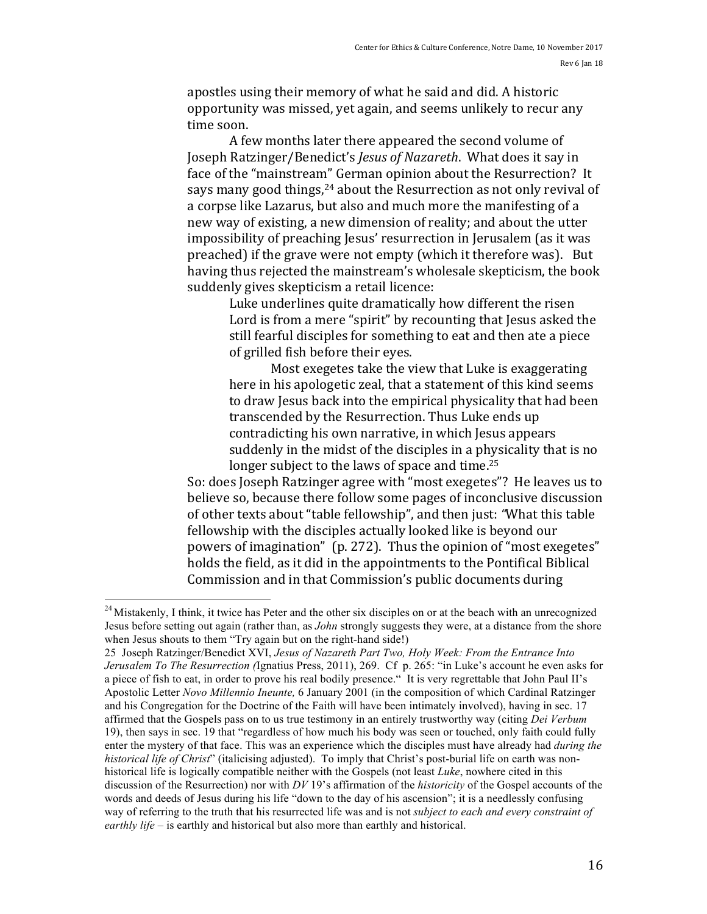apostles using their memory of what he said and did. A historic opportunity was missed, yet again, and seems unlikely to recur any time soon.

A few months later there appeared the second volume of Joseph Ratzinger/Benedict's *Jesus of Nazareth*. What does it say in face of the "mainstream" German opinion about the Resurrection? It says many good things,[24] about the Resurrection as not only revival of a corpse like Lazarus, but also and much more the manifesting of a new way of existing, a new dimension of reality; and about the utter impossibility of preaching Jesus' resurrection in Jerusalem (as it was preached) if the grave were not empty (which it therefore was). But having thus rejected the mainstream's wholesale skepticism, the book suddenly gives skepticism a retail licence:

> Luke underlines quite dramatically how different the risen Lord is from a mere "spirit" by recounting that Jesus asked the still fearful disciples for something to eat and then ate a piece of grilled fish before their eyes.
>
> Most exegetes take the view that Luke is exaggerating here in his apologetic zeal, that a statement of this kind seems to draw Jesus back into the empirical physicality that had been transcended by the Resurrection. Thus Luke ends up contradicting his own narrative, in which Jesus appears suddenly in the midst of the disciples in a physicality that is no longer subject to the laws of space and time.[25]

So: does Joseph Ratzinger agree with "most exegetes"? He leaves us to believe so, because there follow some pages of inconclusive discussion of other texts about "table fellowship", and then just: "What this table fellowship with the disciples actually looked like is beyond our powers of imagination" (p. 272). Thus the opinion of "most exegetes" holds the field, as it did in the appointments to the Pontifical Biblical Commission and in that Commission's public documents during

---

[24] Mistakenly, I think, it twice has Peter and the other six disciples on or at the beach with an unrecognized Jesus before setting out again (rather than, as *John* strongly suggests they were, at a distance from the shore when Jesus shouts to them "Try again but on the right-hand side!)

25 Joseph Ratzinger/Benedict XVI, *Jesus of Nazareth Part Two, Holy Week: From the Entrance Into Jerusalem To The Resurrection (*Ignatius Press, 2011), 269. Cf p. 265: "in Luke's account he even asks for a piece of fish to eat, in order to prove his real bodily presence." It is very regrettable that John Paul II's Apostolic Letter *Novo Millennio Ineunte,* 6 January 2001 (in the composition of which Cardinal Ratzinger and his Congregation for the Doctrine of the Faith will have been intimately involved), having in sec. 17 affirmed that the Gospels pass on to us true testimony in an entirely trustworthy way (citing *Dei Verbum* 19), then says in sec. 19 that "regardless of how much his body was seen or touched, only faith could fully enter the mystery of that face. This was an experience which the disciples must have already had *during the historical life of Christ*" (italicising adjusted). To imply that Christ's post-burial life on earth was non-historical life is logically compatible neither with the Gospels (not least *Luke*, nowhere cited in this discussion of the Resurrection) nor with *DV* 19's affirmation of the *historicity* of the Gospel accounts of the words and deeds of Jesus during his life "down to the day of his ascension"; it is a needlessly confusing way of referring to the truth that his resurrected life was and is not *subject to each and every constraint of earthly life* – is earthly and historical but also more than earthly and historical.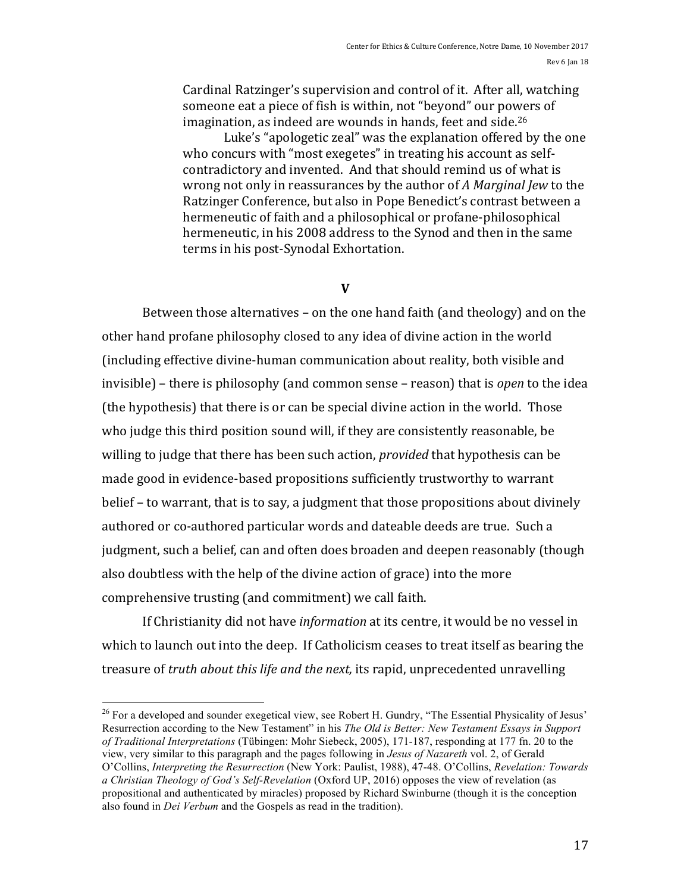Cardinal Ratzinger's supervision and control of it. After all, watching someone eat a piece of fish is within, not "beyond" our powers of imagination, as indeed are wounds in hands, feet and side.[26]

Luke's "apologetic zeal" was the explanation offered by the one who concurs with "most exegetes" in treating his account as self-contradictory and invented. And that should remind us of what is wrong not only in reassurances by the author of *A Marginal Jew* to the Ratzinger Conference, but also in Pope Benedict's contrast between a hermeneutic of faith and a philosophical or profane-philosophical hermeneutic, in his 2008 address to the Synod and then in the same terms in his post-Synodal Exhortation.

## V

Between those alternatives – on the one hand faith (and theology) and on the other hand profane philosophy closed to any idea of divine action in the world (including effective divine-human communication about reality, both visible and invisible) – there is philosophy (and common sense – reason) that is *open* to the idea (the hypothesis) that there is or can be special divine action in the world. Those who judge this third position sound will, if they are consistently reasonable, be willing to judge that there has been such action, *provided* that hypothesis can be made good in evidence-based propositions sufficiently trustworthy to warrant belief – to warrant, that is to say, a judgment that those propositions about divinely authored or co-authored particular words and dateable deeds are true. Such a judgment, such a belief, can and often does broaden and deepen reasonably (though also doubtless with the help of the divine action of grace) into the more comprehensive trusting (and commitment) we call faith.

If Christianity did not have *information* at its centre, it would be no vessel in which to launch out into the deep. If Catholicism ceases to treat itself as bearing the treasure of *truth about this life and the next,* its rapid, unprecedented unravelling

---

[26] For a developed and sounder exegetical view, see Robert H. Gundry, "The Essential Physicality of Jesus' Resurrection according to the New Testament" in his *The Old is Better: New Testament Essays in Support of Traditional Interpretations* (Tübingen: Mohr Siebeck, 2005), 171-187, responding at 177 fn. 20 to the view, very similar to this paragraph and the pages following in *Jesus of Nazareth* vol. 2, of Gerald O'Collins, *Interpreting the Resurrection* (New York: Paulist, 1988), 47-48. O'Collins, *Revelation: Towards a Christian Theology of God's Self-Revelation* (Oxford UP, 2016) opposes the view of revelation (as propositional and authenticated by miracles) proposed by Richard Swinburne (though it is the conception also found in *Dei Verbum* and the Gospels as read in the tradition).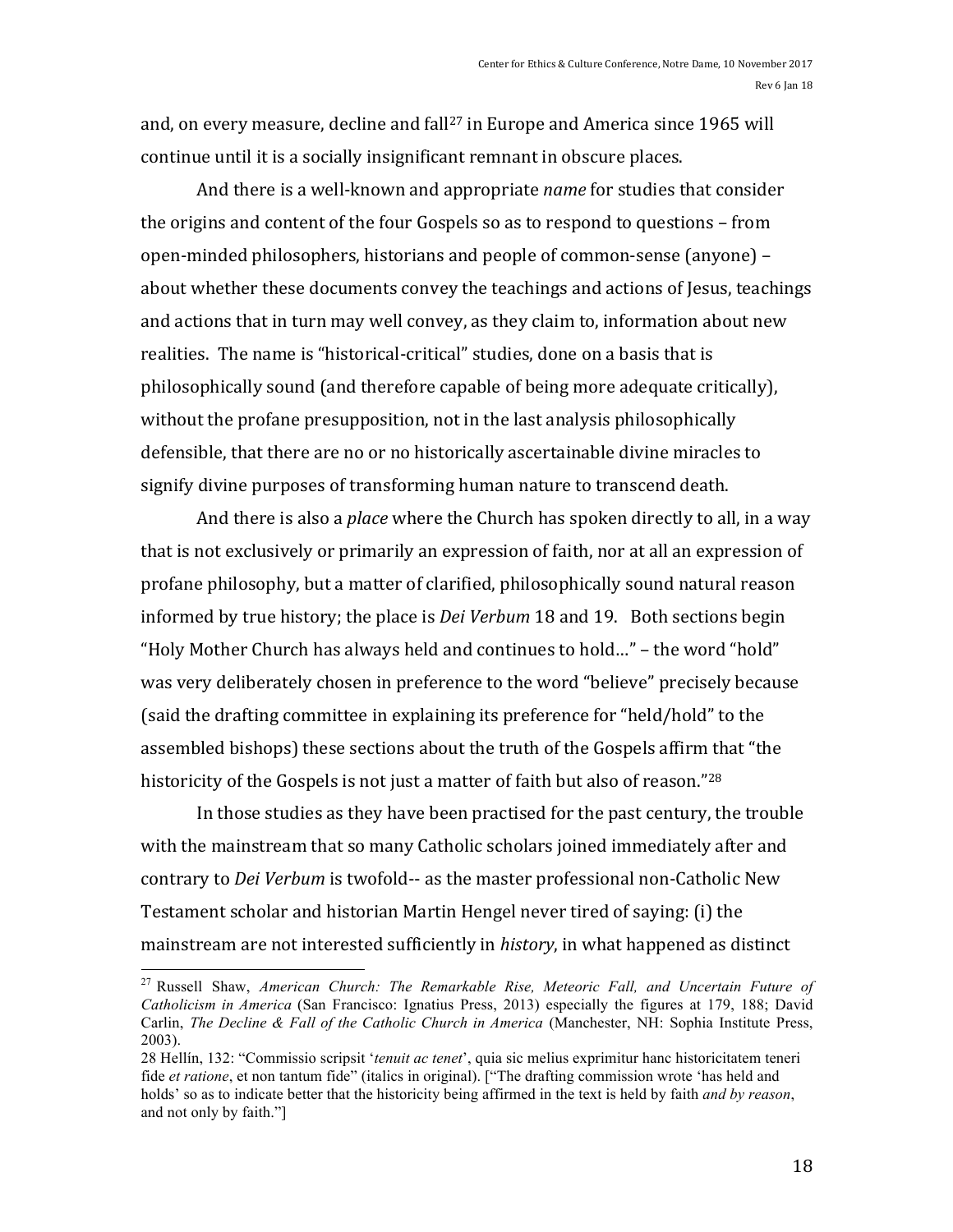and, on every measure, decline and fall[27] in Europe and America since 1965 will continue until it is a socially insignificant remnant in obscure places.

And there is a well-known and appropriate *name* for studies that consider the origins and content of the four Gospels so as to respond to questions – from open-minded philosophers, historians and people of common-sense (anyone) – about whether these documents convey the teachings and actions of Jesus, teachings and actions that in turn may well convey, as they claim to, information about new realities. The name is "historical-critical" studies, done on a basis that is philosophically sound (and therefore capable of being more adequate critically), without the profane presupposition, not in the last analysis philosophically defensible, that there are no or no historically ascertainable divine miracles to signify divine purposes of transforming human nature to transcend death.

And there is also a *place* where the Church has spoken directly to all, in a way that is not exclusively or primarily an expression of faith, nor at all an expression of profane philosophy, but a matter of clarified, philosophically sound natural reason informed by true history; the place is *Dei Verbum* 18 and 19. Both sections begin "Holy Mother Church has always held and continues to hold…" – the word "hold" was very deliberately chosen in preference to the word "believe" precisely because (said the drafting committee in explaining its preference for "held/hold" to the assembled bishops) these sections about the truth of the Gospels affirm that "the historicity of the Gospels is not just a matter of faith but also of reason."[28]

In those studies as they have been practised for the past century, the trouble with the mainstream that so many Catholic scholars joined immediately after and contrary to *Dei Verbum* is twofold-- as the master professional non-Catholic New Testament scholar and historian Martin Hengel never tired of saying: (i) the mainstream are not interested sufficiently in *history*, in what happened as distinct

---

[27] Russell Shaw, *American Church: The Remarkable Rise, Meteoric Fall, and Uncertain Future of Catholicism in America* (San Francisco: Ignatius Press, 2013) especially the figures at 179, 188; David Carlin, *The Decline & Fall of the Catholic Church in America* (Manchester, NH: Sophia Institute Press, 2003).

[28] Hellín, 132: "Commissio scripsit '*tenuit ac tenet*', quia sic melius exprimitur hanc historicitatem teneri fide *et ratione*, et non tantum fide" (italics in original). ["The drafting commission wrote 'has held and holds' so as to indicate better that the historicity being affirmed in the text is held by faith *and by reason*, and not only by faith."]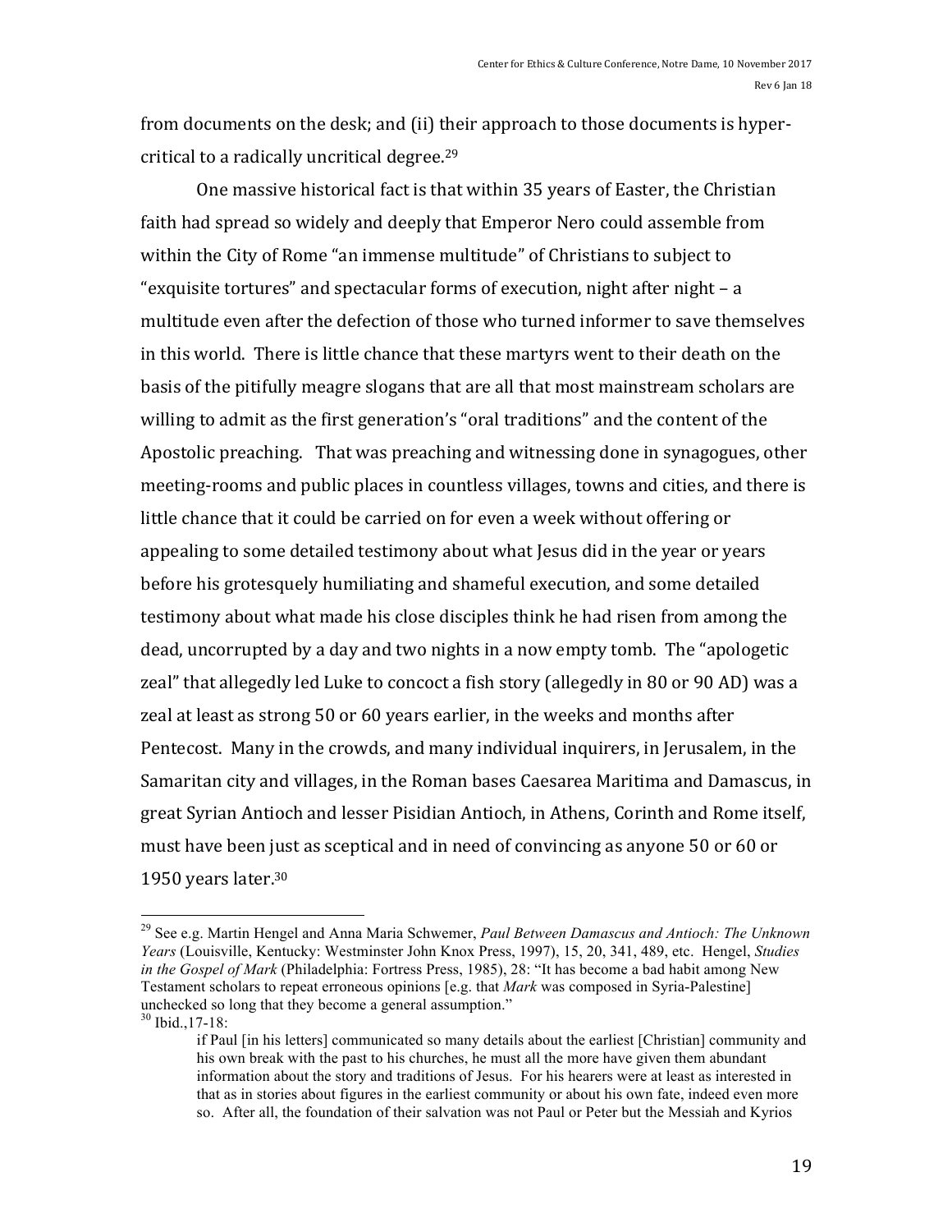from documents on the desk; and (ii) their approach to those documents is hyper-critical to a radically uncritical degree.[29]

One massive historical fact is that within 35 years of Easter, the Christian faith had spread so widely and deeply that Emperor Nero could assemble from within the City of Rome "an immense multitude" of Christians to subject to "exquisite tortures" and spectacular forms of execution, night after night – a multitude even after the defection of those who turned informer to save themselves in this world. There is little chance that these martyrs went to their death on the basis of the pitifully meagre slogans that are all that most mainstream scholars are willing to admit as the first generation's "oral traditions" and the content of the Apostolic preaching. That was preaching and witnessing done in synagogues, other meeting-rooms and public places in countless villages, towns and cities, and there is little chance that it could be carried on for even a week without offering or appealing to some detailed testimony about what Jesus did in the year or years before his grotesquely humiliating and shameful execution, and some detailed testimony about what made his close disciples think he had risen from among the dead, uncorrupted by a day and two nights in a now empty tomb. The "apologetic zeal" that allegedly led Luke to concoct a fish story (allegedly in 80 or 90 AD) was a zeal at least as strong 50 or 60 years earlier, in the weeks and months after Pentecost. Many in the crowds, and many individual inquirers, in Jerusalem, in the Samaritan city and villages, in the Roman bases Caesarea Maritima and Damascus, in great Syrian Antioch and lesser Pisidian Antioch, in Athens, Corinth and Rome itself, must have been just as sceptical and in need of convincing as anyone 50 or 60 or 1950 years later.[30]

---

[29] See e.g. Martin Hengel and Anna Maria Schwemer, *Paul Between Damascus and Antioch: The Unknown Years* (Louisville, Kentucky: Westminster John Knox Press, 1997), 15, 20, 341, 489, etc. Hengel, *Studies in the Gospel of Mark* (Philadelphia: Fortress Press, 1985), 28: "It has become a bad habit among New Testament scholars to repeat erroneous opinions [e.g. that *Mark* was composed in Syria-Palestine] unchecked so long that they become a general assumption."

[30] Ibid.,17-18:

> if Paul [in his letters] communicated so many details about the earliest [Christian] community and his own break with the past to his churches, he must all the more have given them abundant information about the story and traditions of Jesus. For his hearers were at least as interested in that as in stories about figures in the earliest community or about his own fate, indeed even more so. After all, the foundation of their salvation was not Paul or Peter but the Messiah and Kyrios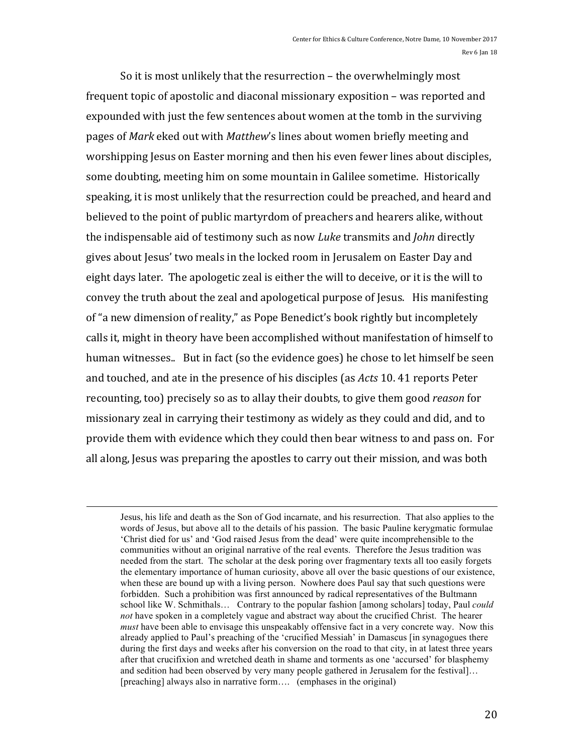So it is most unlikely that the resurrection – the overwhelmingly most frequent topic of apostolic and diaconal missionary exposition – was reported and expounded with just the few sentences about women at the tomb in the surviving pages of *Mark* eked out with *Matthew*'s lines about women briefly meeting and worshipping Jesus on Easter morning and then his even fewer lines about disciples, some doubting, meeting him on some mountain in Galilee sometime. Historically speaking, it is most unlikely that the resurrection could be preached, and heard and believed to the point of public martyrdom of preachers and hearers alike, without the indispensable aid of testimony such as now *Luke* transmits and *John* directly gives about Jesus' two meals in the locked room in Jerusalem on Easter Day and eight days later. The apologetic zeal is either the will to deceive, or it is the will to convey the truth about the zeal and apologetical purpose of Jesus. His manifesting of "a new dimension of reality," as Pope Benedict's book rightly but incompletely calls it, might in theory have been accomplished without manifestation of himself to human witnesses.. But in fact (so the evidence goes) he chose to let himself be seen and touched, and ate in the presence of his disciples (as *Acts* 10. 41 reports Peter recounting, too) precisely so as to allay their doubts, to give them good *reason* for missionary zeal in carrying their testimony as widely as they could and did, and to provide them with evidence which they could then bear witness to and pass on. For all along, Jesus was preparing the apostles to carry out their mission, and was both

---

Jesus, his life and death as the Son of God incarnate, and his resurrection. That also applies to the words of Jesus, but above all to the details of his passion. The basic Pauline kerygmatic formulae 'Christ died for us' and 'God raised Jesus from the dead' were quite incomprehensible to the communities without an original narrative of the real events. Therefore the Jesus tradition was needed from the start. The scholar at the desk poring over fragmentary texts all too easily forgets the elementary importance of human curiosity, above all over the basic questions of our existence, when these are bound up with a living person. Nowhere does Paul say that such questions were forbidden. Such a prohibition was first announced by radical representatives of the Bultmann school like W. Schmithals… Contrary to the popular fashion [among scholars] today, Paul *could not* have spoken in a completely vague and abstract way about the crucified Christ. The hearer *must* have been able to envisage this unspeakably offensive fact in a very concrete way. Now this already applied to Paul's preaching of the 'crucified Messiah' in Damascus [in synagogues there during the first days and weeks after his conversion on the road to that city, in at latest three years after that crucifixion and wretched death in shame and torments as one 'accursed' for blasphemy and sedition had been observed by very many people gathered in Jerusalem for the festival]… [preaching] always also in narrative form…. (emphases in the original)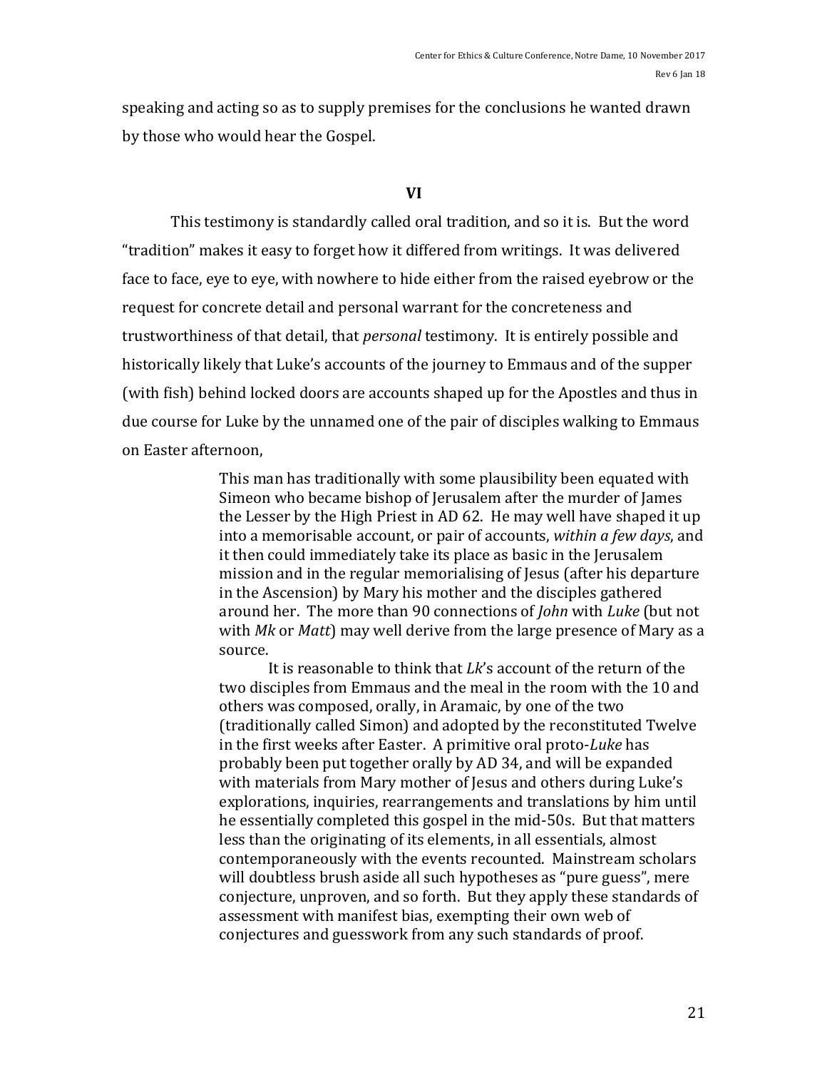speaking and acting so as to supply premises for the conclusions he wanted drawn by those who would hear the Gospel.

## VI

This testimony is standardly called oral tradition, and so it is. But the word "tradition" makes it easy to forget how it differed from writings. It was delivered face to face, eye to eye, with nowhere to hide either from the raised eyebrow or the request for concrete detail and personal warrant for the concreteness and trustworthiness of that detail, that *personal* testimony. It is entirely possible and historically likely that Luke's accounts of the journey to Emmaus and of the supper (with fish) behind locked doors are accounts shaped up for the Apostles and thus in due course for Luke by the unnamed one of the pair of disciples walking to Emmaus on Easter afternoon,

> This man has traditionally with some plausibility been equated with Simeon who became bishop of Jerusalem after the murder of James the Lesser by the High Priest in AD 62. He may well have shaped it up into a memorisable account, or pair of accounts, *within a few days*, and it then could immediately take its place as basic in the Jerusalem mission and in the regular memorialising of Jesus (after his departure in the Ascension) by Mary his mother and the disciples gathered around her. The more than 90 connections of *John* with *Luke* (but not with *Mk* or *Matt*) may well derive from the large presence of Mary as a source.
>
> It is reasonable to think that *Lk*'s account of the return of the two disciples from Emmaus and the meal in the room with the 10 and others was composed, orally, in Aramaic, by one of the two (traditionally called Simon) and adopted by the reconstituted Twelve in the first weeks after Easter. A primitive oral proto-*Luke* has probably been put together orally by AD 34, and will be expanded with materials from Mary mother of Jesus and others during Luke's explorations, inquiries, rearrangements and translations by him until he essentially completed this gospel in the mid-50s. But that matters less than the originating of its elements, in all essentials, almost contemporaneously with the events recounted. Mainstream scholars will doubtless brush aside all such hypotheses as "pure guess", mere conjecture, unproven, and so forth. But they apply these standards of assessment with manifest bias, exempting their own web of conjectures and guesswork from any such standards of proof.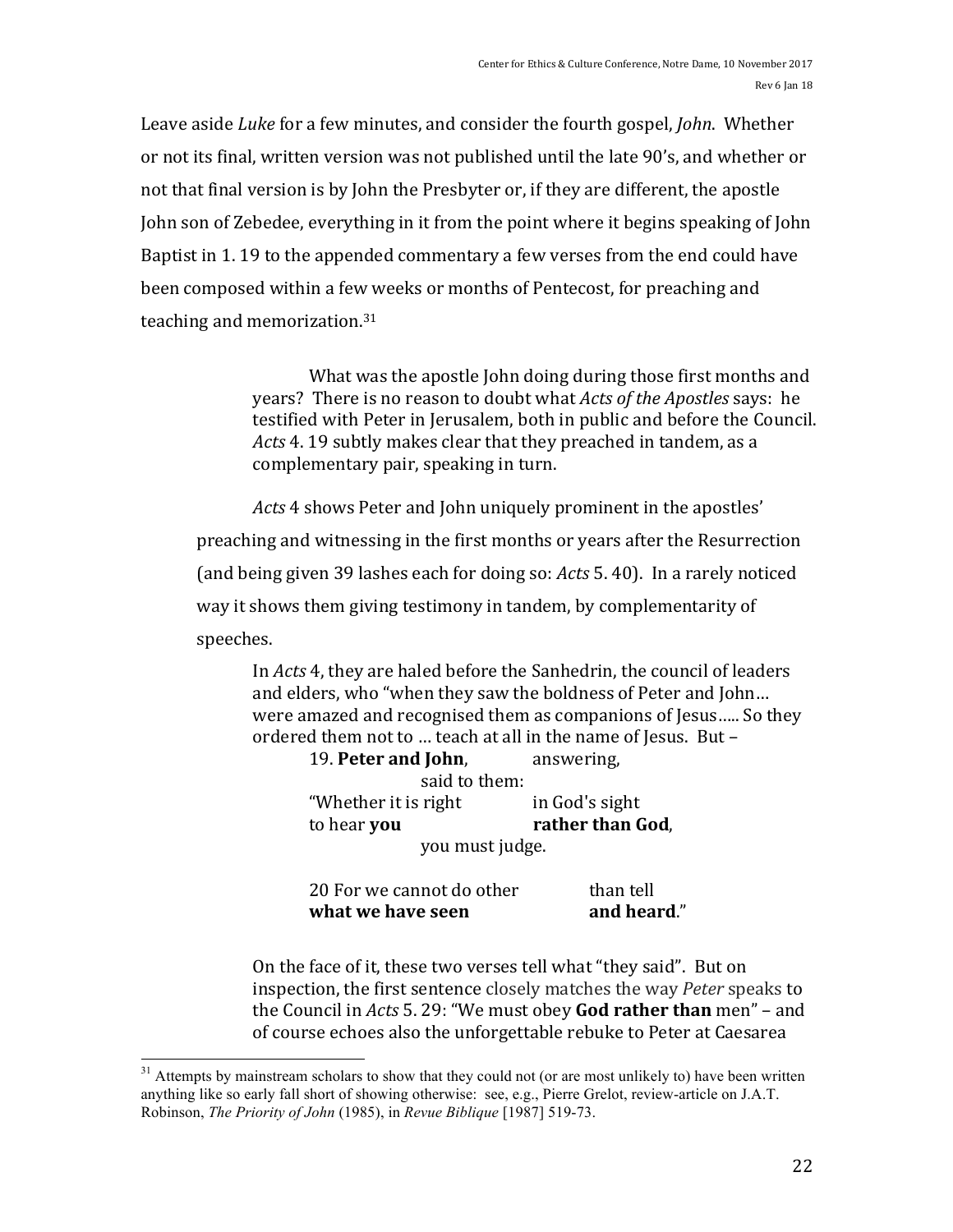Leave aside *Luke* for a few minutes, and consider the fourth gospel, *John*. Whether or not its final, written version was not published until the late 90's, and whether or not that final version is by John the Presbyter or, if they are different, the apostle John son of Zebedee, everything in it from the point where it begins speaking of John Baptist in 1. 19 to the appended commentary a few verses from the end could have been composed within a few weeks or months of Pentecost, for preaching and teaching and memorization.[31]

> What was the apostle John doing during those first months and years? There is no reason to doubt what *Acts of the Apostles* says: he testified with Peter in Jerusalem, both in public and before the Council. *Acts* 4. 19 subtly makes clear that they preached in tandem, as a complementary pair, speaking in turn.

*Acts* 4 shows Peter and John uniquely prominent in the apostles' preaching and witnessing in the first months or years after the Resurrection (and being given 39 lashes each for doing so: *Acts* 5. 40). In a rarely noticed way it shows them giving testimony in tandem, by complementarity of speeches.

> In *Acts* 4, they are haled before the Sanhedrin, the council of leaders and elders, who "when they saw the boldness of Peter and John… were amazed and recognised them as companions of Jesus….. So they ordered them not to … teach at all in the name of Jesus. But –
>
> 19. **Peter and John**, answering,
> said to them:
> "Whether it is right in God's sight
> to hear **you** **rather than God**,
> you must judge.
>
> 20 For we cannot do other than tell
> **what we have seen** **and heard**."
>
> On the face of it, these two verses tell what "they said". But on inspection, the first sentence closely matches the way *Peter* speaks to the Council in *Acts* 5. 29: "We must obey **God rather than** men" – and of course echoes also the unforgettable rebuke to Peter at Caesarea

[31] Attempts by mainstream scholars to show that they could not (or are most unlikely to) have been written anything like so early fall short of showing otherwise: see, e.g., Pierre Grelot, review-article on J.A.T. Robinson, *The Priority of John* (1985), in *Revue Biblique* [1987] 519-73.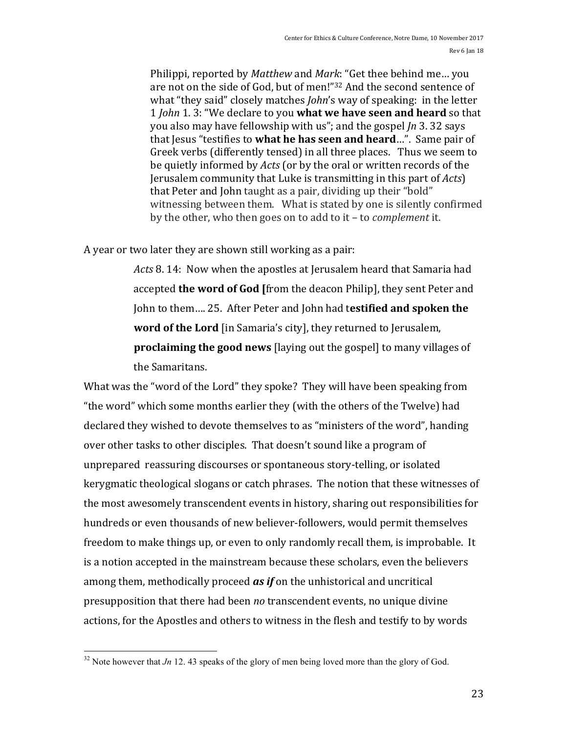> Philippi, reported by *Matthew* and *Mark*: "Get thee behind me… you are not on the side of God, but of men!"[32] And the second sentence of what "they said" closely matches *John*'s way of speaking: in the letter 1 *John* 1. 3: "We declare to you **what we have seen and heard** so that you also may have fellowship with us"; and the gospel *Jn* 3. 32 says that Jesus "testifies to **what he has seen and heard**…". Same pair of Greek verbs (differently tensed) in all three places. Thus we seem to be quietly informed by *Acts* (or by the oral or written records of the Jerusalem community that Luke is transmitting in this part of *Acts*) that Peter and John taught as a pair, dividing up their "bold" witnessing between them. What is stated by one is silently confirmed by the other, who then goes on to add to it – to *complement* it.

A year or two later they are shown still working as a pair:

> *Acts* 8. 14: Now when the apostles at Jerusalem heard that Samaria had accepted **the word of God [**from the deacon Philip], they sent Peter and John to them…. 25. After Peter and John had t**estified and spoken the word of the Lord** [in Samaria's city], they returned to Jerusalem, **proclaiming the good news** [laying out the gospel] to many villages of the Samaritans.

What was the "word of the Lord" they spoke? They will have been speaking from "the word" which some months earlier they (with the others of the Twelve) had declared they wished to devote themselves to as "ministers of the word", handing over other tasks to other disciples. That doesn't sound like a program of unprepared reassuring discourses or spontaneous story-telling, or isolated kerygmatic theological slogans or catch phrases. The notion that these witnesses of the most awesomely transcendent events in history, sharing out responsibilities for hundreds or even thousands of new believer-followers, would permit themselves freedom to make things up, or even to only randomly recall them, is improbable. It is a notion accepted in the mainstream because these scholars, even the believers among them, methodically proceed ***as if*** on the unhistorical and uncritical presupposition that there had been *no* transcendent events, no unique divine actions, for the Apostles and others to witness in the flesh and testify to by words

---

[32] Note however that *Jn* 12. 43 speaks of the glory of men being loved more than the glory of God.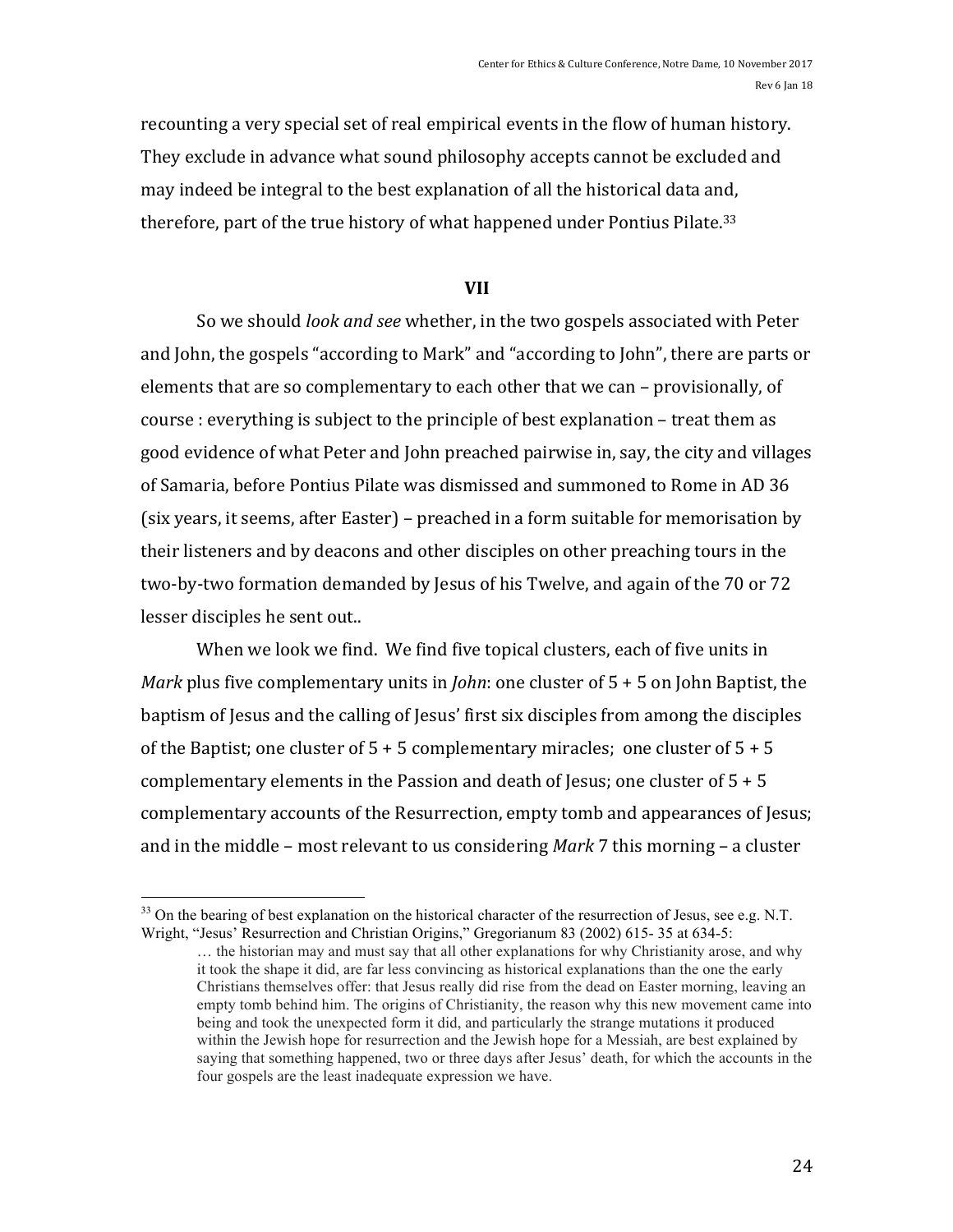recounting a very special set of real empirical events in the flow of human history. They exclude in advance what sound philosophy accepts cannot be excluded and may indeed be integral to the best explanation of all the historical data and, therefore, part of the true history of what happened under Pontius Pilate.[33]

## VII

So we should *look and see* whether, in the two gospels associated with Peter and John, the gospels "according to Mark" and "according to John", there are parts or elements that are so complementary to each other that we can – provisionally, of course : everything is subject to the principle of best explanation – treat them as good evidence of what Peter and John preached pairwise in, say, the city and villages of Samaria, before Pontius Pilate was dismissed and summoned to Rome in AD 36 (six years, it seems, after Easter) – preached in a form suitable for memorisation by their listeners and by deacons and other disciples on other preaching tours in the two-by-two formation demanded by Jesus of his Twelve, and again of the 70 or 72 lesser disciples he sent out..

When we look we find. We find five topical clusters, each of five units in *Mark* plus five complementary units in *John*: one cluster of 5 + 5 on John Baptist, the baptism of Jesus and the calling of Jesus' first six disciples from among the disciples of the Baptist; one cluster of 5 + 5 complementary miracles; one cluster of 5 + 5 complementary elements in the Passion and death of Jesus; one cluster of 5 + 5 complementary accounts of the Resurrection, empty tomb and appearances of Jesus; and in the middle – most relevant to us considering *Mark* 7 this morning – a cluster

---

[33] On the bearing of best explanation on the historical character of the resurrection of Jesus, see e.g. N.T. Wright, "Jesus' Resurrection and Christian Origins," Gregorianum 83 (2002) 615- 35 at 634-5:

> … the historian may and must say that all other explanations for why Christianity arose, and why it took the shape it did, are far less convincing as historical explanations than the one the early Christians themselves offer: that Jesus really did rise from the dead on Easter morning, leaving an empty tomb behind him. The origins of Christianity, the reason why this new movement came into being and took the unexpected form it did, and particularly the strange mutations it produced within the Jewish hope for resurrection and the Jewish hope for a Messiah, are best explained by saying that something happened, two or three days after Jesus' death, for which the accounts in the four gospels are the least inadequate expression we have.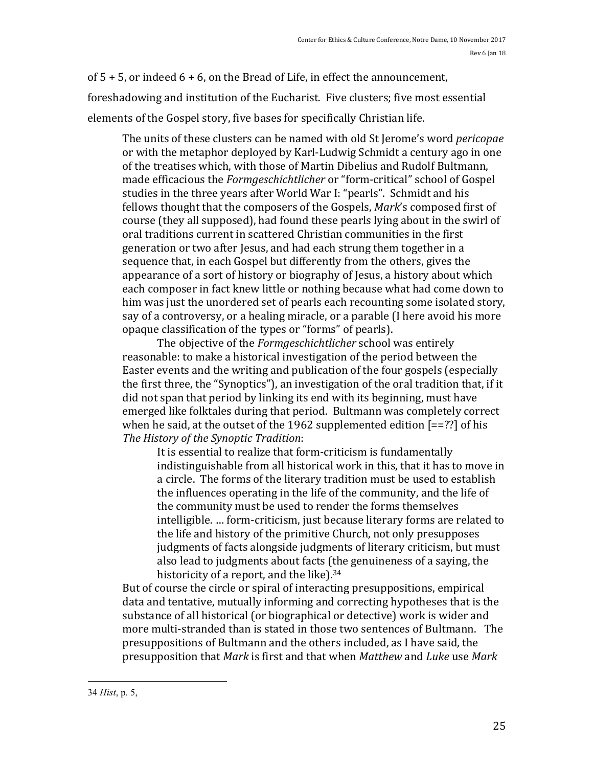of 5 + 5, or indeed 6 + 6, on the Bread of Life, in effect the announcement, foreshadowing and institution of the Eucharist. Five clusters; five most essential elements of the Gospel story, five bases for specifically Christian life.

> The units of these clusters can be named with old St Jerome's word *pericopae* or with the metaphor deployed by Karl-Ludwig Schmidt a century ago in one of the treatises which, with those of Martin Dibelius and Rudolf Bultmann, made efficacious the *Formgeschichtlicher* or "form-critical" school of Gospel studies in the three years after World War I: "pearls". Schmidt and his fellows thought that the composers of the Gospels, *Mark*'s composed first of course (they all supposed), had found these pearls lying about in the swirl of oral traditions current in scattered Christian communities in the first generation or two after Jesus, and had each strung them together in a sequence that, in each Gospel but differently from the others, gives the appearance of a sort of history or biography of Jesus, a history about which each composer in fact knew little or nothing because what had come down to him was just the unordered set of pearls each recounting some isolated story, say of a controversy, or a healing miracle, or a parable (I here avoid his more opaque classification of the types or "forms" of pearls).
>
> The objective of the *Formgeschichtlicher* school was entirely reasonable: to make a historical investigation of the period between the Easter events and the writing and publication of the four gospels (especially the first three, the "Synoptics"), an investigation of the oral tradition that, if it did not span that period by linking its end with its beginning, must have emerged like folktales during that period. Bultmann was completely correct when he said, at the outset of the 1962 supplemented edition [==??] of his *The History of the Synoptic Tradition*:
>
> > It is essential to realize that form-criticism is fundamentally indistinguishable from all historical work in this, that it has to move in a circle. The forms of the literary tradition must be used to establish the influences operating in the life of the community, and the life of the community must be used to render the forms themselves intelligible. … form-criticism, just because literary forms are related to the life and history of the primitive Church, not only presupposes judgments of facts alongside judgments of literary criticism, but must also lead to judgments about facts (the genuineness of a saying, the historicity of a report, and the like).[34]
>
> But of course the circle or spiral of interacting presuppositions, empirical data and tentative, mutually informing and correcting hypotheses that is the substance of all historical (or biographical or detective) work is wider and more multi-stranded than is stated in those two sentences of Bultmann. The presuppositions of Bultmann and the others included, as I have said, the presupposition that *Mark* is first and that when *Matthew* and *Luke* use *Mark*

---

34 *Hist*, p. 5,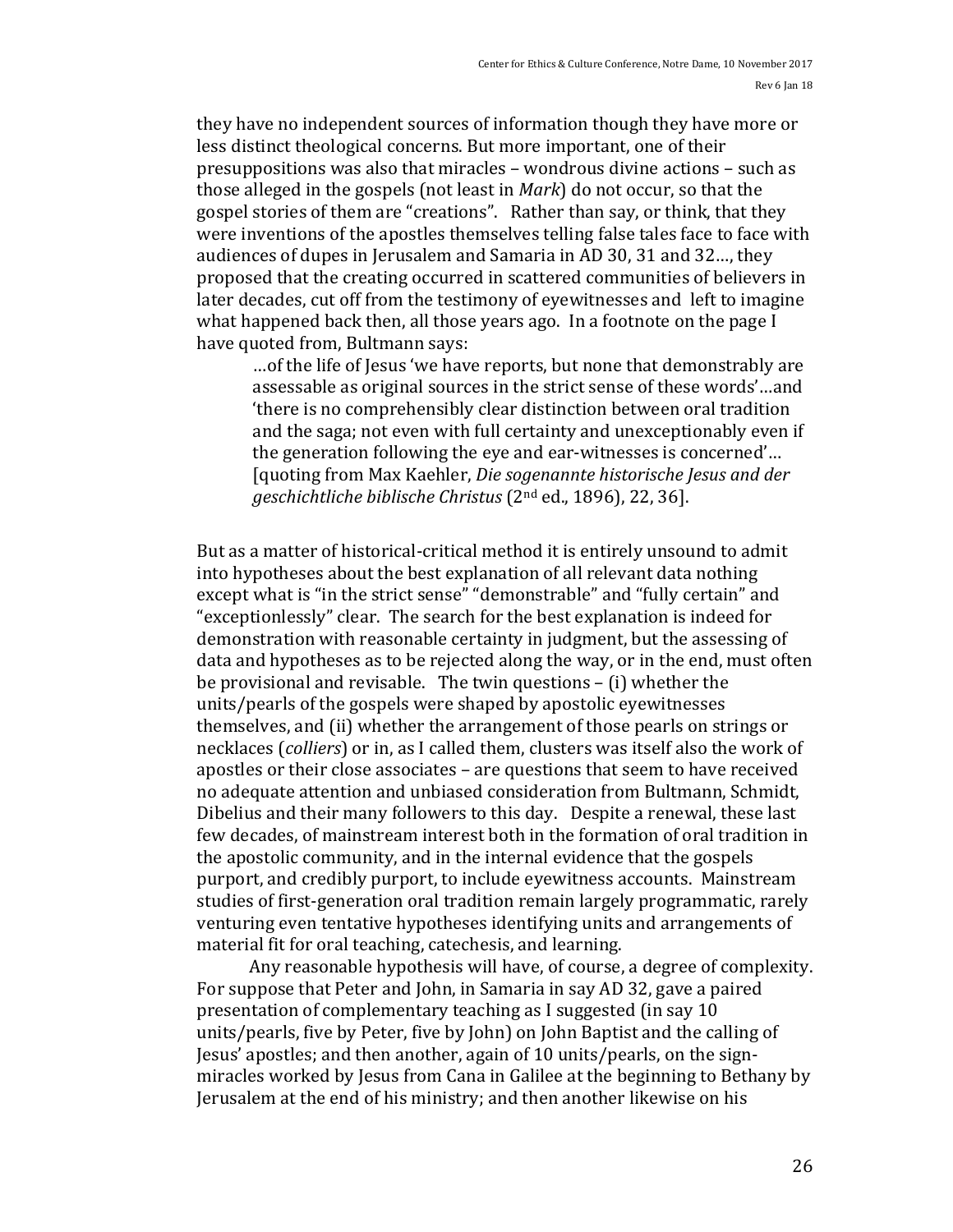they have no independent sources of information though they have more or less distinct theological concerns. But more important, one of their presuppositions was also that miracles – wondrous divine actions – such as those alleged in the gospels (not least in *Mark*) do not occur, so that the gospel stories of them are "creations". Rather than say, or think, that they were inventions of the apostles themselves telling false tales face to face with audiences of dupes in Jerusalem and Samaria in AD 30, 31 and 32…, they proposed that the creating occurred in scattered communities of believers in later decades, cut off from the testimony of eyewitnesses and left to imagine what happened back then, all those years ago. In a footnote on the page I have quoted from, Bultmann says:

> …of the life of Jesus 'we have reports, but none that demonstrably are assessable as original sources in the strict sense of these words'…and 'there is no comprehensibly clear distinction between oral tradition and the saga; not even with full certainty and unexceptionably even if the generation following the eye and ear-witnesses is concerned'… [quoting from Max Kaehler, *Die sogenannte historische Jesus and der geschichtliche biblische Christus* (2nd ed., 1896), 22, 36].

But as a matter of historical-critical method it is entirely unsound to admit into hypotheses about the best explanation of all relevant data nothing except what is "in the strict sense" "demonstrable" and "fully certain" and "exceptionlessly" clear. The search for the best explanation is indeed for demonstration with reasonable certainty in judgment, but the assessing of data and hypotheses as to be rejected along the way, or in the end, must often be provisional and revisable. The twin questions – (i) whether the units/pearls of the gospels were shaped by apostolic eyewitnesses themselves, and (ii) whether the arrangement of those pearls on strings or necklaces (*colliers*) or in, as I called them, clusters was itself also the work of apostles or their close associates – are questions that seem to have received no adequate attention and unbiased consideration from Bultmann, Schmidt, Dibelius and their many followers to this day. Despite a renewal, these last few decades, of mainstream interest both in the formation of oral tradition in the apostolic community, and in the internal evidence that the gospels purport, and credibly purport, to include eyewitness accounts. Mainstream studies of first-generation oral tradition remain largely programmatic, rarely venturing even tentative hypotheses identifying units and arrangements of material fit for oral teaching, catechesis, and learning.

Any reasonable hypothesis will have, of course, a degree of complexity. For suppose that Peter and John, in Samaria in say AD 32, gave a paired presentation of complementary teaching as I suggested (in say 10 units/pearls, five by Peter, five by John) on John Baptist and the calling of Jesus' apostles; and then another, again of 10 units/pearls, on the sign-miracles worked by Jesus from Cana in Galilee at the beginning to Bethany by Jerusalem at the end of his ministry; and then another likewise on his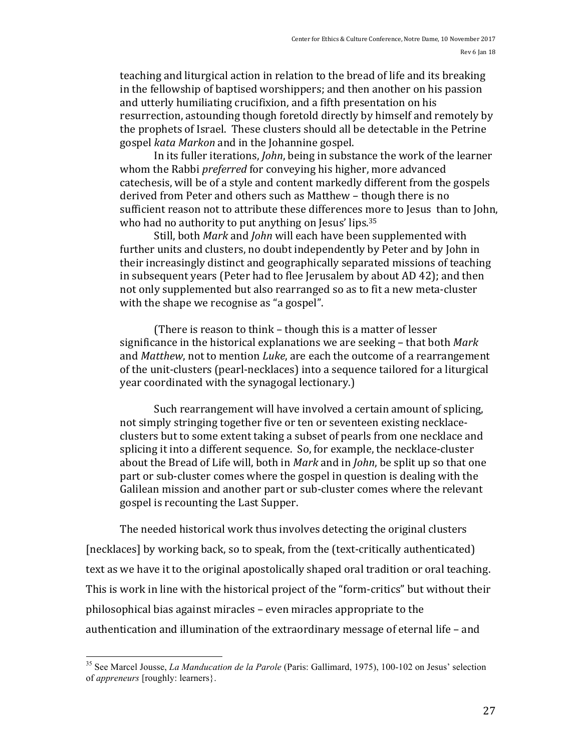teaching and liturgical action in relation to the bread of life and its breaking in the fellowship of baptised worshippers; and then another on his passion and utterly humiliating crucifixion, and a fifth presentation on his resurrection, astounding though foretold directly by himself and remotely by the prophets of Israel. These clusters should all be detectable in the Petrine gospel *kata Markon* and in the Johannine gospel.

In its fuller iterations, *John*, being in substance the work of the learner whom the Rabbi *preferred* for conveying his higher, more advanced catechesis, will be of a style and content markedly different from the gospels derived from Peter and others such as Matthew – though there is no sufficient reason not to attribute these differences more to Jesus than to John, who had no authority to put anything on Jesus' lips.[35]

Still, both *Mark* and *John* will each have been supplemented with further units and clusters, no doubt independently by Peter and by John in their increasingly distinct and geographically separated missions of teaching in subsequent years (Peter had to flee Jerusalem by about AD 42); and then not only supplemented but also rearranged so as to fit a new meta-cluster with the shape we recognise as "a gospel".

(There is reason to think – though this is a matter of lesser significance in the historical explanations we are seeking – that both *Mark* and *Matthew*, not to mention *Luke*, are each the outcome of a rearrangement of the unit-clusters (pearl-necklaces) into a sequence tailored for a liturgical year coordinated with the synagogal lectionary.)

Such rearrangement will have involved a certain amount of splicing, not simply stringing together five or ten or seventeen existing necklace-clusters but to some extent taking a subset of pearls from one necklace and splicing it into a different sequence. So, for example, the necklace-cluster about the Bread of Life will, both in *Mark* and in *John*, be split up so that one part or sub-cluster comes where the gospel in question is dealing with the Galilean mission and another part or sub-cluster comes where the relevant gospel is recounting the Last Supper.

The needed historical work thus involves detecting the original clusters [necklaces] by working back, so to speak, from the (text-critically authenticated) text as we have it to the original apostolically shaped oral tradition or oral teaching. This is work in line with the historical project of the "form-critics" but without their philosophical bias against miracles – even miracles appropriate to the authentication and illumination of the extraordinary message of eternal life – and

---

[35] See Marcel Jousse, *La Manducation de la Parole* (Paris: Gallimard, 1975), 100-102 on Jesus' selection of *appreneurs* [roughly: learners}.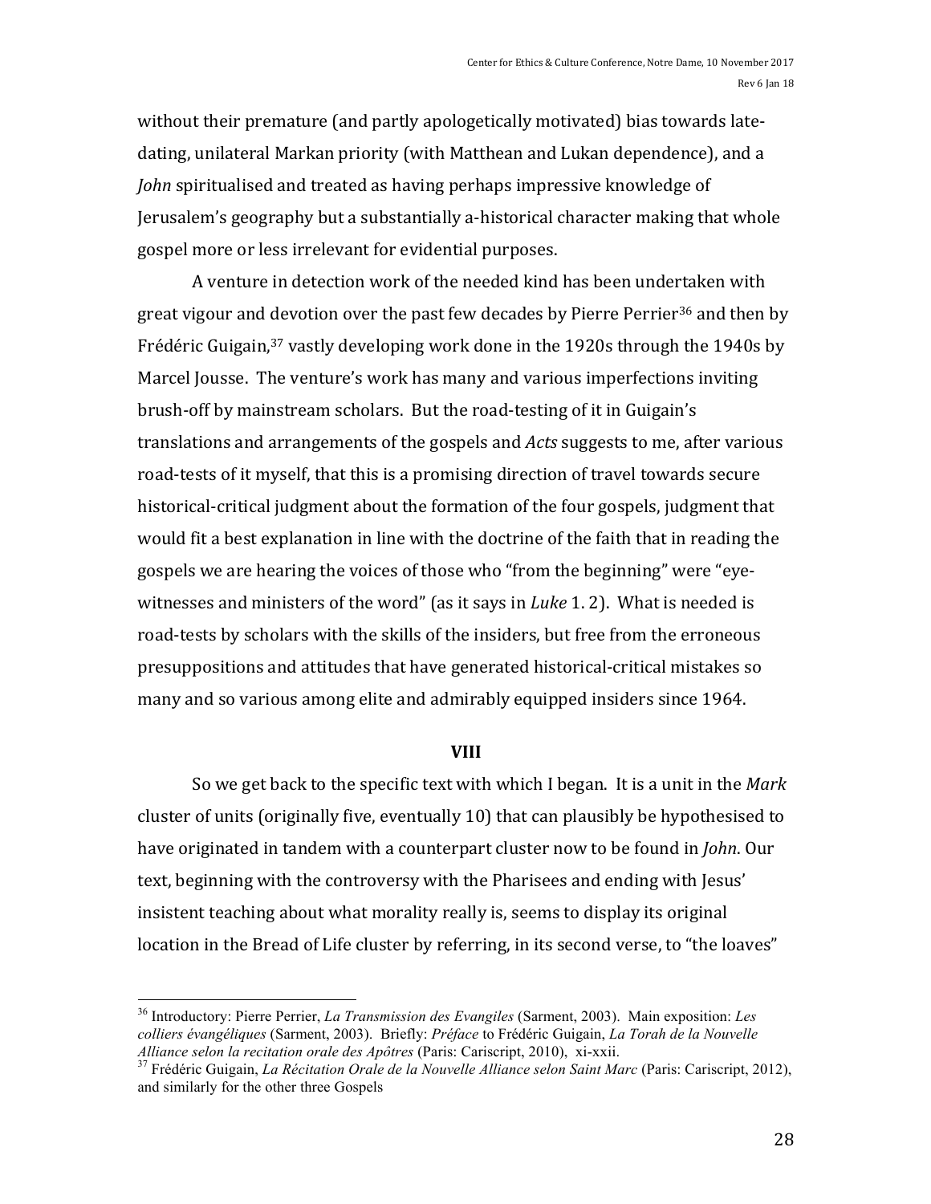without their premature (and partly apologetically motivated) bias towards late-dating, unilateral Markan priority (with Matthean and Lukan dependence), and a *John* spiritualised and treated as having perhaps impressive knowledge of Jerusalem's geography but a substantially a-historical character making that whole gospel more or less irrelevant for evidential purposes.

A venture in detection work of the needed kind has been undertaken with great vigour and devotion over the past few decades by Pierre Perrier[36] and then by Frédéric Guigain,[37] vastly developing work done in the 1920s through the 1940s by Marcel Jousse. The venture's work has many and various imperfections inviting brush-off by mainstream scholars. But the road-testing of it in Guigain's translations and arrangements of the gospels and *Acts* suggests to me, after various road-tests of it myself, that this is a promising direction of travel towards secure historical-critical judgment about the formation of the four gospels, judgment that would fit a best explanation in line with the doctrine of the faith that in reading the gospels we are hearing the voices of those who "from the beginning" were "eye-witnesses and ministers of the word" (as it says in *Luke* 1. 2). What is needed is road-tests by scholars with the skills of the insiders, but free from the erroneous presuppositions and attitudes that have generated historical-critical mistakes so many and so various among elite and admirably equipped insiders since 1964.

## VIII

So we get back to the specific text with which I began. It is a unit in the *Mark* cluster of units (originally five, eventually 10) that can plausibly be hypothesised to have originated in tandem with a counterpart cluster now to be found in *John*. Our text, beginning with the controversy with the Pharisees and ending with Jesus' insistent teaching about what morality really is, seems to display its original location in the Bread of Life cluster by referring, in its second verse, to "the loaves"

---

[36] Introductory: Pierre Perrier, *La Transmission des Evangiles* (Sarment, 2003). Main exposition: *Les colliers évangéliques* (Sarment, 2003). Briefly: *Préface* to Frédéric Guigain, *La Torah de la Nouvelle Alliance selon la recitation orale des Apôtres* (Paris: Cariscript, 2010), xi-xxii.

[37] Frédéric Guigain, *La Récitation Orale de la Nouvelle Alliance selon Saint Marc* (Paris: Cariscript, 2012), and similarly for the other three Gospels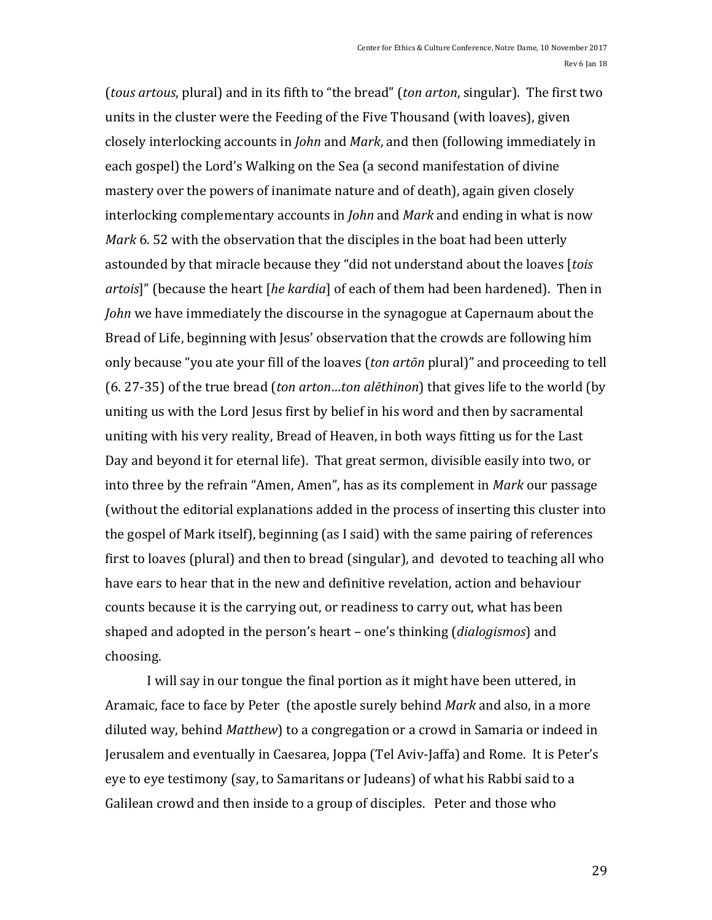(*tous artous*, plural) and in its fifth to "the bread" (*ton arton*, singular). The first two units in the cluster were the Feeding of the Five Thousand (with loaves), given closely interlocking accounts in *John* and *Mark*, and then (following immediately in each gospel) the Lord's Walking on the Sea (a second manifestation of divine mastery over the powers of inanimate nature and of death), again given closely interlocking complementary accounts in *John* and *Mark* and ending in what is now *Mark* 6. 52 with the observation that the disciples in the boat had been utterly astounded by that miracle because they "did not understand about the loaves [*tois artois*]" (because the heart [*he kardia*] of each of them had been hardened). Then in *John* we have immediately the discourse in the synagogue at Capernaum about the Bread of Life, beginning with Jesus' observation that the crowds are following him only because "you ate your fill of the loaves (*ton artōn* plural)" and proceeding to tell (6. 27-35) of the true bread (*ton arton…ton alēthinon*) that gives life to the world (by uniting us with the Lord Jesus first by belief in his word and then by sacramental uniting with his very reality, Bread of Heaven, in both ways fitting us for the Last Day and beyond it for eternal life). That great sermon, divisible easily into two, or into three by the refrain "Amen, Amen", has as its complement in *Mark* our passage (without the editorial explanations added in the process of inserting this cluster into the gospel of Mark itself), beginning (as I said) with the same pairing of references first to loaves (plural) and then to bread (singular), and devoted to teaching all who have ears to hear that in the new and definitive revelation, action and behaviour counts because it is the carrying out, or readiness to carry out, what has been shaped and adopted in the person's heart – one's thinking (*dialogismos*) and choosing.

I will say in our tongue the final portion as it might have been uttered, in Aramaic, face to face by Peter (the apostle surely behind *Mark* and also, in a more diluted way, behind *Matthew*) to a congregation or a crowd in Samaria or indeed in Jerusalem and eventually in Caesarea, Joppa (Tel Aviv-Jaffa) and Rome. It is Peter's eye to eye testimony (say, to Samaritans or Judeans) of what his Rabbi said to a Galilean crowd and then inside to a group of disciples. Peter and those who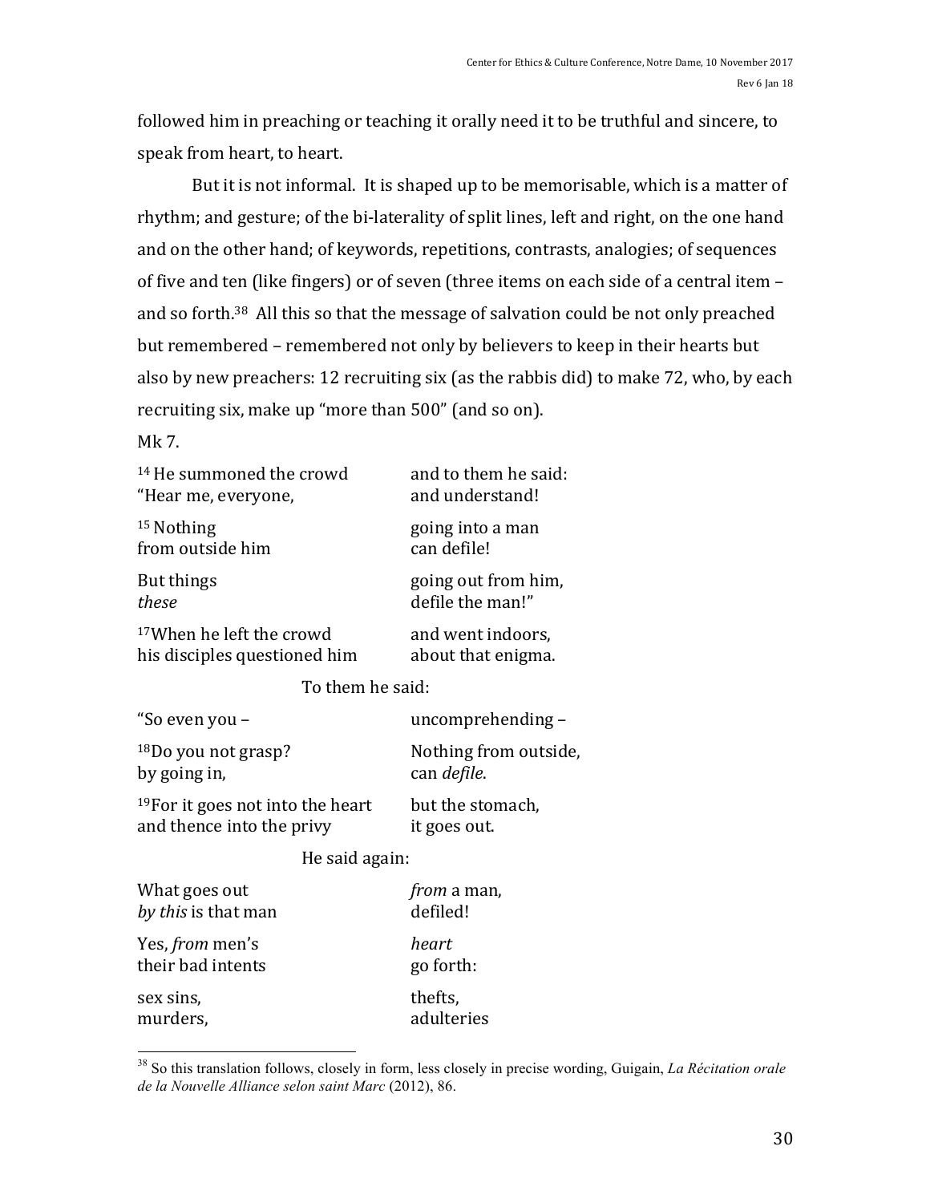followed him in preaching or teaching it orally need it to be truthful and sincere, to speak from heart, to heart.

But it is not informal. It is shaped up to be memorisable, which is a matter of rhythm; and gesture; of the bi-laterality of split lines, left and right, on the one hand and on the other hand; of keywords, repetitions, contrasts, analogies; of sequences of five and ten (like fingers) or of seven (three items on each side of a central item – and so forth.[38] All this so that the message of salvation could be not only preached but remembered – remembered not only by believers to keep in their hearts but also by new preachers: 12 recruiting six (as the rabbis did) to make 72, who, by each recruiting six, make up "more than 500" (and so on).

Mk 7.

| | |
|---|---|
| [14] He summoned the crowd<br>"Hear me, everyone, | and to them he said:<br>and understand! |
| [15] Nothing<br>from outside him | going into a man<br>can defile! |
| But things<br>*these* | going out from him,<br>defile the man!" |
| [17]When he left the crowd<br>his disciples questioned him | and went indoors,<br>about that enigma. |

To them he said:

| | |
|---|---|
| "So even you – | uncomprehending – |
| [18]Do you not grasp?<br>by going in, | Nothing from outside,<br>can *defile*. |
| [19]For it goes not into the heart<br>and thence into the privy | but the stomach,<br>it goes out. |

He said again:

| | |
|---|---|
| What goes out<br>*by this* is that man | *from* a man,<br>defiled! |
| Yes, *from* men's<br>their bad intents | *heart*<br>go forth: |
| sex sins,<br>murders, | thefts,<br>adulteries |

[38] So this translation follows, closely in form, less closely in precise wording, Guigain, *La Récitation orale de la Nouvelle Alliance selon saint Marc* (2012), 86.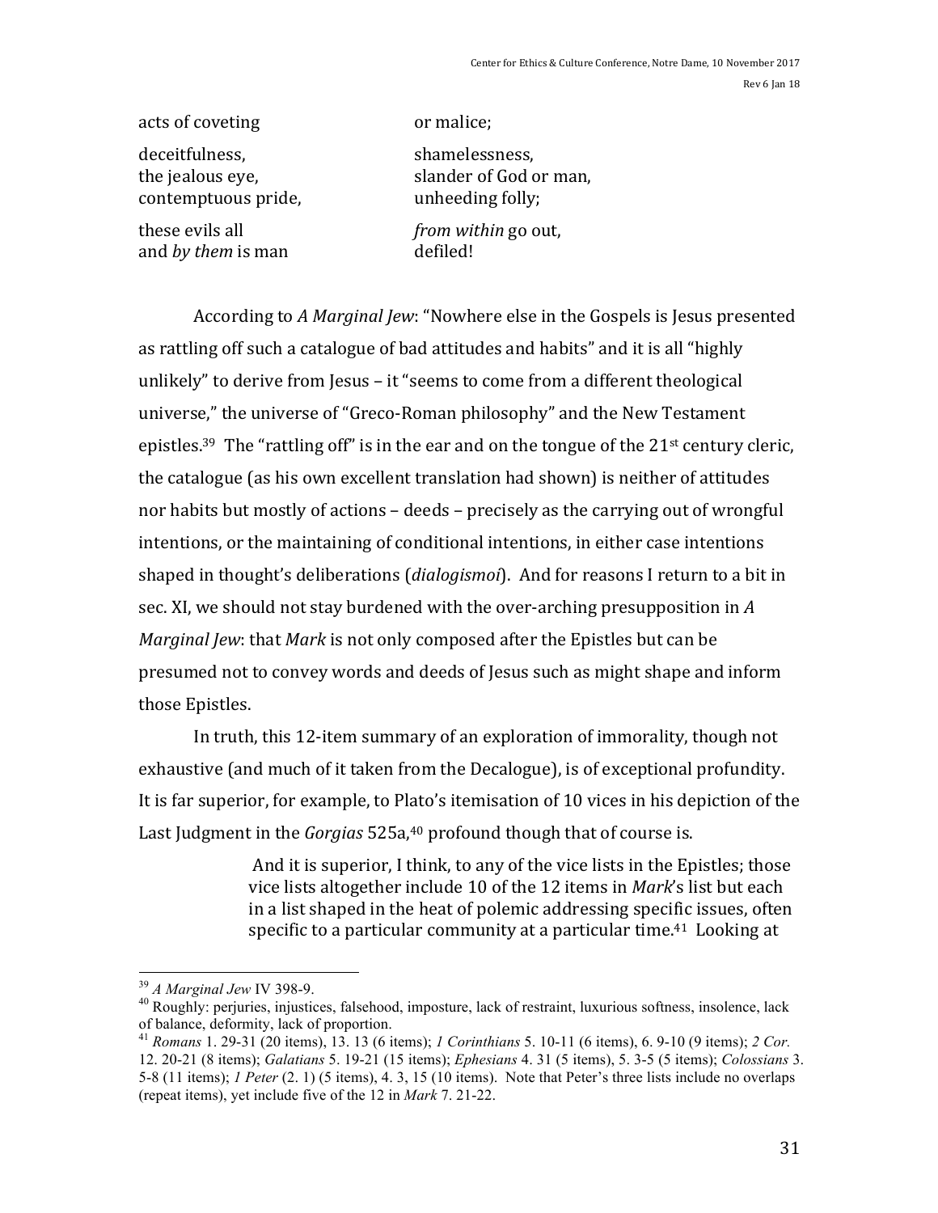acts of coveting or malice;

deceitfulness, shamelessness,
the jealous eye, slander of God or man,
contemptuous pride, unheeding folly;

these evils all *from within* go out,
and *by them* is man defiled!

According to *A Marginal Jew*: "Nowhere else in the Gospels is Jesus presented as rattling off such a catalogue of bad attitudes and habits" and it is all "highly unlikely" to derive from Jesus – it "seems to come from a different theological universe," the universe of "Greco-Roman philosophy" and the New Testament epistles.[39] The "rattling off" is in the ear and on the tongue of the 21st century cleric, the catalogue (as his own excellent translation had shown) is neither of attitudes nor habits but mostly of actions – deeds – precisely as the carrying out of wrongful intentions, or the maintaining of conditional intentions, in either case intentions shaped in thought's deliberations (*dialogismoi*). And for reasons I return to a bit in sec. XI, we should not stay burdened with the over-arching presupposition in *A Marginal Jew*: that *Mark* is not only composed after the Epistles but can be presumed not to convey words and deeds of Jesus such as might shape and inform those Epistles.

In truth, this 12-item summary of an exploration of immorality, though not exhaustive (and much of it taken from the Decalogue), is of exceptional profundity. It is far superior, for example, to Plato's itemisation of 10 vices in his depiction of the Last Judgment in the *Gorgias* 525a,[40] profound though that of course is.

> And it is superior, I think, to any of the vice lists in the Epistles; those vice lists altogether include 10 of the 12 items in *Mark*'s list but each in a list shaped in the heat of polemic addressing specific issues, often specific to a particular community at a particular time.[41] Looking at

---

[39] *A Marginal Jew* IV 398-9.

[40] Roughly: perjuries, injustices, falsehood, imposture, lack of restraint, luxurious softness, insolence, lack of balance, deformity, lack of proportion.

[41] *Romans* 1. 29-31 (20 items), 13. 13 (6 items); *1 Corinthians* 5. 10-11 (6 items), 6. 9-10 (9 items); *2 Cor.* 12. 20-21 (8 items); *Galatians* 5. 19-21 (15 items); *Ephesians* 4. 31 (5 items), 5. 3-5 (5 items); *Colossians* 3. 5-8 (11 items); *1 Peter* (2. 1) (5 items), 4. 3, 15 (10 items). Note that Peter's three lists include no overlaps (repeat items), yet include five of the 12 in *Mark* 7. 21-22.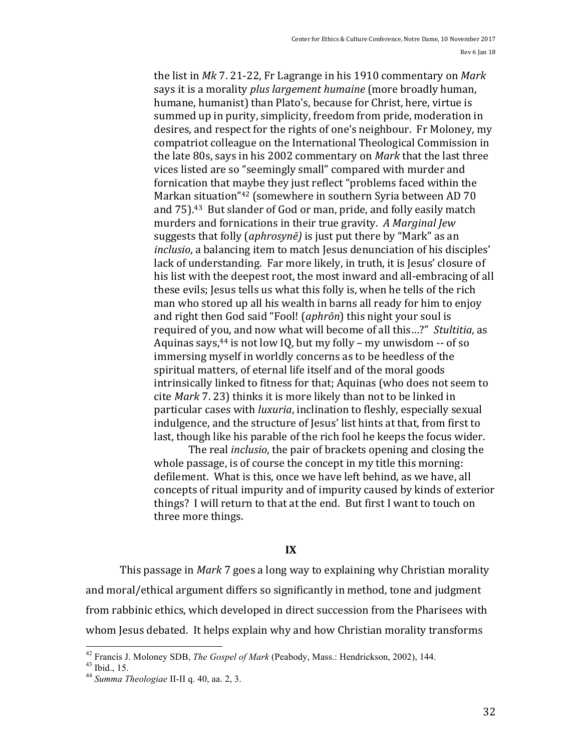the list in *Mk* 7. 21-22, Fr Lagrange in his 1910 commentary on *Mark* says it is a morality *plus largement humaine* (more broadly human, humane, humanist) than Plato's, because for Christ, here, virtue is summed up in purity, simplicity, freedom from pride, moderation in desires, and respect for the rights of one's neighbour. Fr Moloney, my compatriot colleague on the International Theological Commission in the late 80s, says in his 2002 commentary on *Mark* that the last three vices listed are so "seemingly small" compared with murder and fornication that maybe they just reflect "problems faced within the Markan situation"[42] (somewhere in southern Syria between AD 70 and 75).[43] But slander of God or man, pride, and folly easily match murders and fornications in their true gravity. *A Marginal Jew* suggests that folly (*aphrosynē)* is just put there by "Mark" as an *inclusio*, a balancing item to match Jesus denunciation of his disciples' lack of understanding. Far more likely, in truth, it is Jesus' closure of his list with the deepest root, the most inward and all-embracing of all these evils; Jesus tells us what this folly is, when he tells of the rich man who stored up all his wealth in barns all ready for him to enjoy and right then God said "Fool! (*aphrōn*) this night your soul is required of you, and now what will become of all this…?" *Stultitia*, as Aquinas says,[44] is not low IQ, but my folly – my unwisdom -- of so immersing myself in worldly concerns as to be heedless of the spiritual matters, of eternal life itself and of the moral goods intrinsically linked to fitness for that; Aquinas (who does not seem to cite *Mark* 7. 23) thinks it is more likely than not to be linked in particular cases with *luxuria*, inclination to fleshly, especially sexual indulgence, and the structure of Jesus' list hints at that, from first to last, though like his parable of the rich fool he keeps the focus wider.

The real *inclusio*, the pair of brackets opening and closing the whole passage, is of course the concept in my title this morning: defilement. What is this, once we have left behind, as we have, all concepts of ritual impurity and of impurity caused by kinds of exterior things? I will return to that at the end. But first I want to touch on three more things.

## IX

This passage in *Mark* 7 goes a long way to explaining why Christian morality and moral/ethical argument differs so significantly in method, tone and judgment from rabbinic ethics, which developed in direct succession from the Pharisees with whom Jesus debated. It helps explain why and how Christian morality transforms

---

[42] Francis J. Moloney SDB, *The Gospel of Mark* (Peabody, Mass.: Hendrickson, 2002), 144.

[43] Ibid., 15.

[44] *Summa Theologiae* II-II q. 40, aa. 2, 3.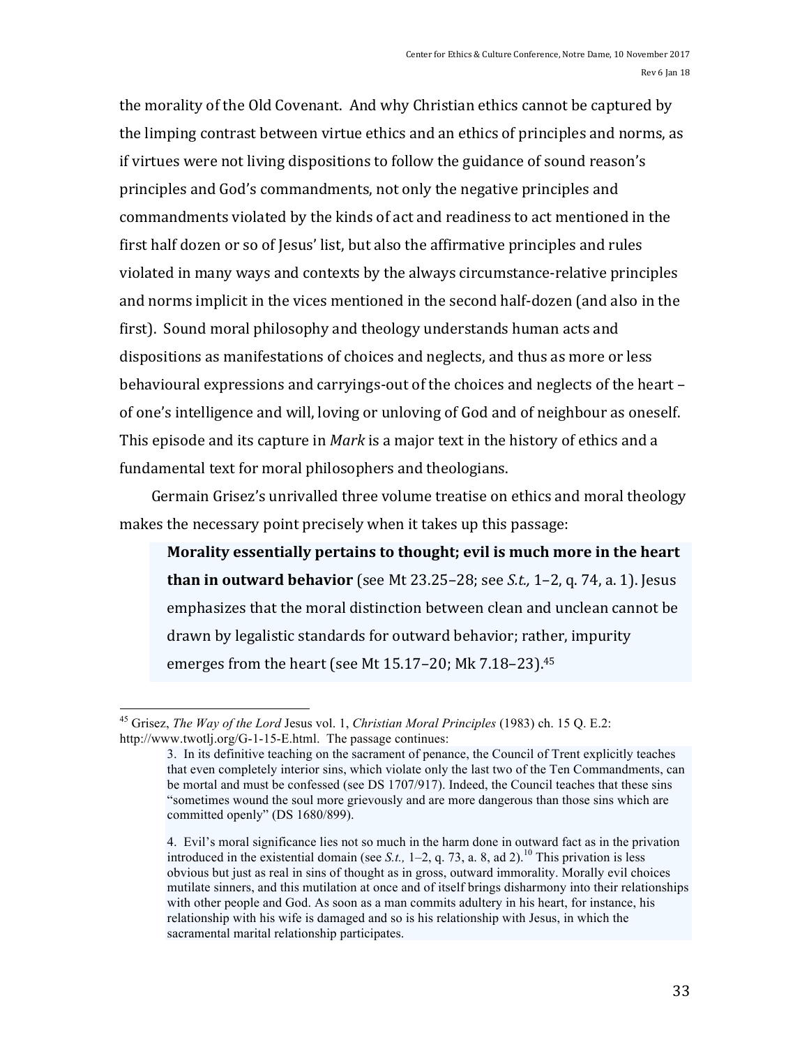the morality of the Old Covenant. And why Christian ethics cannot be captured by the limping contrast between virtue ethics and an ethics of principles and norms, as if virtues were not living dispositions to follow the guidance of sound reason's principles and God's commandments, not only the negative principles and commandments violated by the kinds of act and readiness to act mentioned in the first half dozen or so of Jesus' list, but also the affirmative principles and rules violated in many ways and contexts by the always circumstance-relative principles and norms implicit in the vices mentioned in the second half-dozen (and also in the first). Sound moral philosophy and theology understands human acts and dispositions as manifestations of choices and neglects, and thus as more or less behavioural expressions and carryings-out of the choices and neglects of the heart – of one's intelligence and will, loving or unloving of God and of neighbour as oneself. This episode and its capture in *Mark* is a major text in the history of ethics and a fundamental text for moral philosophers and theologians.

Germain Grisez's unrivalled three volume treatise on ethics and moral theology makes the necessary point precisely when it takes up this passage:

> **Morality essentially pertains to thought; evil is much more in the heart than in outward behavior** (see Mt 23.25–28; see *S.t.,* 1–2, q. 74, a. 1). Jesus emphasizes that the moral distinction between clean and unclean cannot be drawn by legalistic standards for outward behavior; rather, impurity emerges from the heart (see Mt 15.17–20; Mk 7.18–23).[45]

---

[45] Grisez, *The Way of the Lord* Jesus vol. 1, *Christian Moral Principles* (1983) ch. 15 Q. E.2: http://www.twotlj.org/G-1-15-E.html. The passage continues:

> 3. In its definitive teaching on the sacrament of penance, the Council of Trent explicitly teaches that even completely interior sins, which violate only the last two of the Ten Commandments, can be mortal and must be confessed (see DS 1707/917). Indeed, the Council teaches that these sins "sometimes wound the soul more grievously and are more dangerous than those sins which are committed openly" (DS 1680/899).
>
> 4. Evil's moral significance lies not so much in the harm done in outward fact as in the privation introduced in the existential domain (see *S.t.,* 1–2, q. 73, a. 8, ad 2).[10] This privation is less obvious but just as real in sins of thought as in gross, outward immorality. Morally evil choices mutilate sinners, and this mutilation at once and of itself brings disharmony into their relationships with other people and God. As soon as a man commits adultery in his heart, for instance, his relationship with his wife is damaged and so is his relationship with Jesus, in which the sacramental marital relationship participates.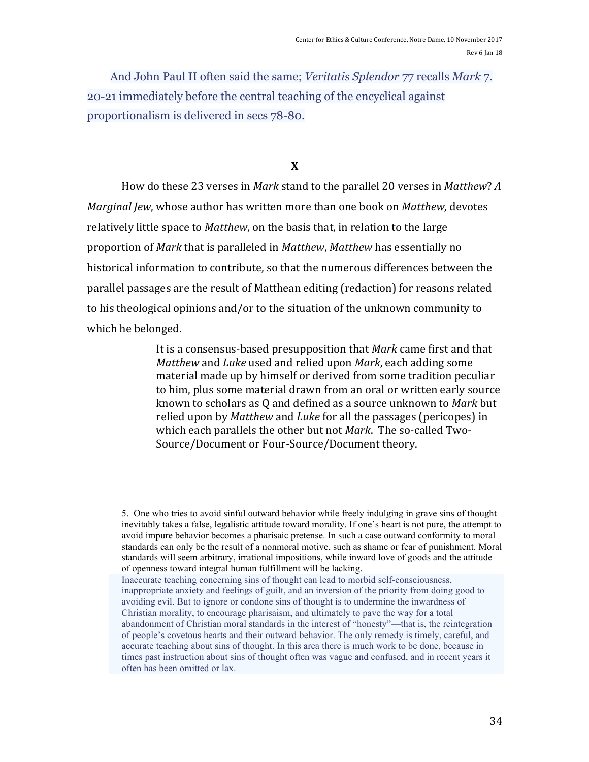And John Paul II often said the same; *Veritatis Splendor* 77 recalls *Mark* 7. 20-21 immediately before the central teaching of the encyclical against proportionalism is delivered in secs 78-80.

## X

How do these 23 verses in *Mark* stand to the parallel 20 verses in *Matthew*? *A Marginal Jew*, whose author has written more than one book on *Matthew*, devotes relatively little space to *Matthew*, on the basis that, in relation to the large proportion of *Mark* that is paralleled in *Matthew*, *Matthew* has essentially no historical information to contribute, so that the numerous differences between the parallel passages are the result of Matthean editing (redaction) for reasons related to his theological opinions and/or to the situation of the unknown community to which he belonged.

> It is a consensus-based presupposition that *Mark* came first and that *Matthew* and *Luke* used and relied upon *Mark*, each adding some material made up by himself or derived from some tradition peculiar to him, plus some material drawn from an oral or written early source known to scholars as Q and defined as a source unknown to *Mark* but relied upon by *Matthew* and *Luke* for all the passages (pericopes) in which each parallels the other but not *Mark*. The so-called Two-Source/Document or Four-Source/Document theory.

---

5. One who tries to avoid sinful outward behavior while freely indulging in grave sins of thought inevitably takes a false, legalistic attitude toward morality. If one's heart is not pure, the attempt to avoid impure behavior becomes a pharisaic pretense. In such a case outward conformity to moral standards can only be the result of a nonmoral motive, such as shame or fear of punishment. Moral standards will seem arbitrary, irrational impositions, while inward love of goods and the attitude of openness toward integral human fulfillment will be lacking.

Inaccurate teaching concerning sins of thought can lead to morbid self-consciousness, inappropriate anxiety and feelings of guilt, and an inversion of the priority from doing good to avoiding evil. But to ignore or condone sins of thought is to undermine the inwardness of Christian morality, to encourage pharisaism, and ultimately to pave the way for a total abandonment of Christian moral standards in the interest of "honesty"—that is, the reintegration of people's covetous hearts and their outward behavior. The only remedy is timely, careful, and accurate teaching about sins of thought. In this area there is much work to be done, because in times past instruction about sins of thought often was vague and confused, and in recent years it often has been omitted or lax.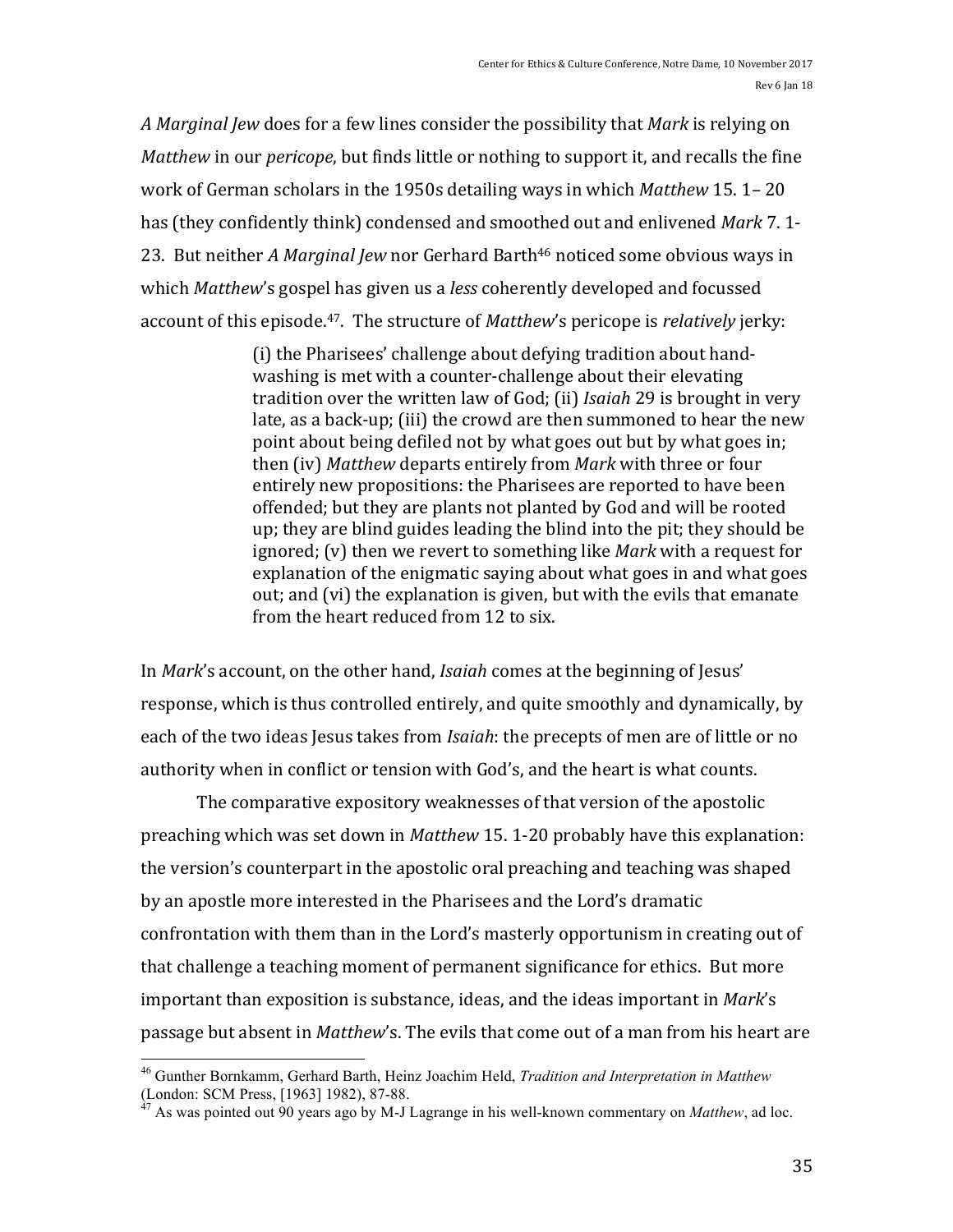*A Marginal Jew* does for a few lines consider the possibility that *Mark* is relying on *Matthew* in our *pericope*, but finds little or nothing to support it, and recalls the fine work of German scholars in the 1950s detailing ways in which *Matthew* 15. 1– 20 has (they confidently think) condensed and smoothed out and enlivened *Mark* 7. 1-23. But neither *A Marginal Jew* nor Gerhard Barth[46] noticed some obvious ways in which *Matthew*'s gospel has given us a *less* coherently developed and focussed account of this episode.[47]. The structure of *Matthew*'s pericope is *relatively* jerky:

> (i) the Pharisees' challenge about defying tradition about hand-washing is met with a counter-challenge about their elevating tradition over the written law of God; (ii) *Isaiah* 29 is brought in very late, as a back-up; (iii) the crowd are then summoned to hear the new point about being defiled not by what goes out but by what goes in; then (iv) *Matthew* departs entirely from *Mark* with three or four entirely new propositions: the Pharisees are reported to have been offended; but they are plants not planted by God and will be rooted up; they are blind guides leading the blind into the pit; they should be ignored; (v) then we revert to something like *Mark* with a request for explanation of the enigmatic saying about what goes in and what goes out; and (vi) the explanation is given, but with the evils that emanate from the heart reduced from 12 to six.

In *Mark*'s account, on the other hand, *Isaiah* comes at the beginning of Jesus' response, which is thus controlled entirely, and quite smoothly and dynamically, by each of the two ideas Jesus takes from *Isaiah*: the precepts of men are of little or no authority when in conflict or tension with God's, and the heart is what counts.

The comparative expository weaknesses of that version of the apostolic preaching which was set down in *Matthew* 15. 1-20 probably have this explanation: the version's counterpart in the apostolic oral preaching and teaching was shaped by an apostle more interested in the Pharisees and the Lord's dramatic confrontation with them than in the Lord's masterly opportunism in creating out of that challenge a teaching moment of permanent significance for ethics. But more important than exposition is substance, ideas, and the ideas important in *Mark*'s passage but absent in *Matthew*'s. The evils that come out of a man from his heart are

---

[46] Gunther Bornkamm, Gerhard Barth, Heinz Joachim Held, *Tradition and Interpretation in Matthew* (London: SCM Press, [1963] 1982), 87-88.

[47] As was pointed out 90 years ago by M-J Lagrange in his well-known commentary on *Matthew*, ad loc.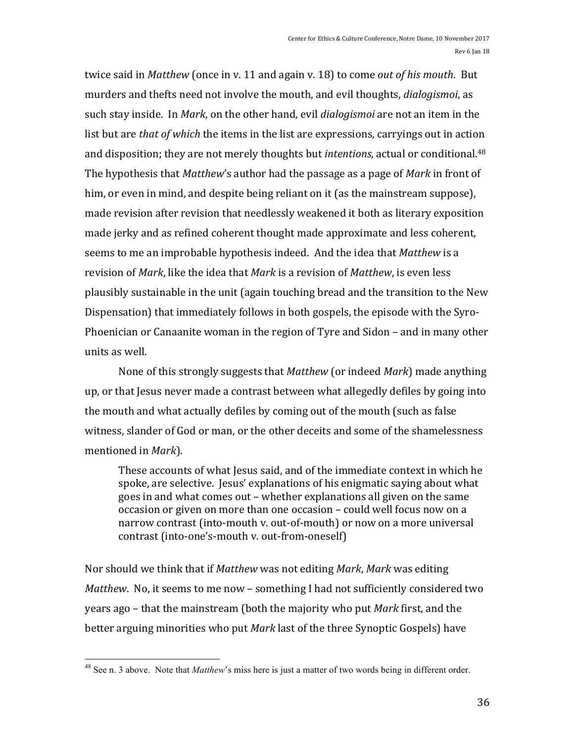twice said in *Matthew* (once in v. 11 and again v. 18) to come *out of his mouth*. But murders and thefts need not involve the mouth, and evil thoughts, *dialogismoi*, as such stay inside. In *Mark*, on the other hand, evil *dialogismoi* are not an item in the list but are *that of which* the items in the list are expressions, carryings out in action and disposition; they are not merely thoughts but *intentions*, actual or conditional.[48] The hypothesis that *Matthew*'s author had the passage as a page of *Mark* in front of him, or even in mind, and despite being reliant on it (as the mainstream suppose), made revision after revision that needlessly weakened it both as literary exposition made jerky and as refined coherent thought made approximate and less coherent, seems to me an improbable hypothesis indeed. And the idea that *Matthew* is a revision of *Mark*, like the idea that *Mark* is a revision of *Matthew*, is even less plausibly sustainable in the unit (again touching bread and the transition to the New Dispensation) that immediately follows in both gospels, the episode with the Syro-Phoenician or Canaanite woman in the region of Tyre and Sidon – and in many other units as well.

None of this strongly suggests that *Matthew* (or indeed *Mark*) made anything up, or that Jesus never made a contrast between what allegedly defiles by going into the mouth and what actually defiles by coming out of the mouth (such as false witness, slander of God or man, or the other deceits and some of the shamelessness mentioned in *Mark*).

> These accounts of what Jesus said, and of the immediate context in which he spoke, are selective. Jesus' explanations of his enigmatic saying about what goes in and what comes out – whether explanations all given on the same occasion or given on more than one occasion – could well focus now on a narrow contrast (into-mouth v. out-of-mouth) or now on a more universal contrast (into-one's-mouth v. out-from-oneself)

Nor should we think that if *Matthew* was not editing *Mark*, *Mark* was editing *Matthew*. No, it seems to me now – something I had not sufficiently considered two years ago – that the mainstream (both the majority who put *Mark* first, and the better arguing minorities who put *Mark* last of the three Synoptic Gospels) have

---

[48] See n. 3 above. Note that *Matthew*'s miss here is just a matter of two words being in different order.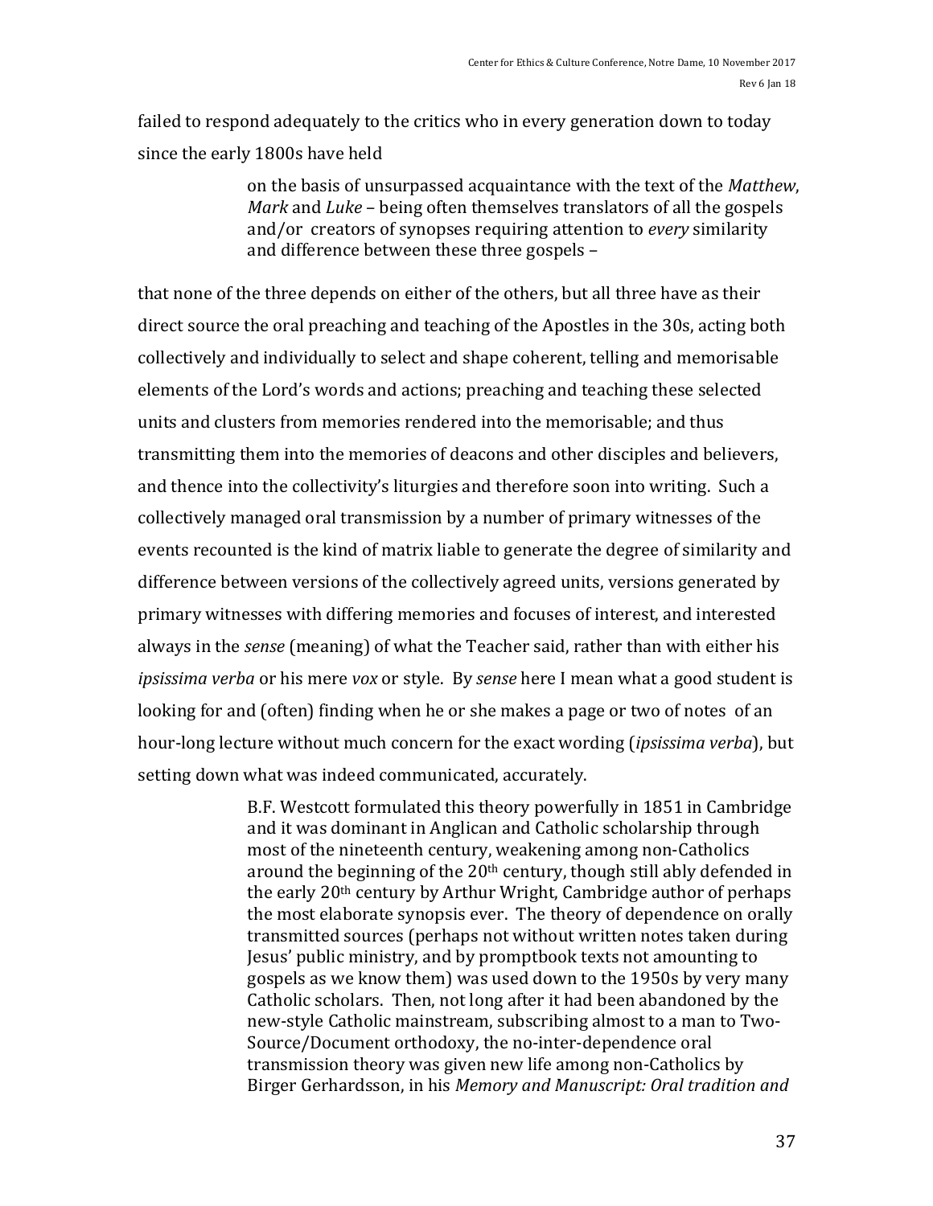failed to respond adequately to the critics who in every generation down to today since the early 1800s have held

> on the basis of unsurpassed acquaintance with the text of the *Matthew*, *Mark* and *Luke* – being often themselves translators of all the gospels and/or creators of synopses requiring attention to *every* similarity and difference between these three gospels –

that none of the three depends on either of the others, but all three have as their direct source the oral preaching and teaching of the Apostles in the 30s, acting both collectively and individually to select and shape coherent, telling and memorisable elements of the Lord's words and actions; preaching and teaching these selected units and clusters from memories rendered into the memorisable; and thus transmitting them into the memories of deacons and other disciples and believers, and thence into the collectivity's liturgies and therefore soon into writing. Such a collectively managed oral transmission by a number of primary witnesses of the events recounted is the kind of matrix liable to generate the degree of similarity and difference between versions of the collectively agreed units, versions generated by primary witnesses with differing memories and focuses of interest, and interested always in the *sense* (meaning) of what the Teacher said, rather than with either his *ipsissima verba* or his mere *vox* or style. By *sense* here I mean what a good student is looking for and (often) finding when he or she makes a page or two of notes of an hour-long lecture without much concern for the exact wording (*ipsissima verba*), but setting down what was indeed communicated, accurately.

> B.F. Westcott formulated this theory powerfully in 1851 in Cambridge and it was dominant in Anglican and Catholic scholarship through most of the nineteenth century, weakening among non-Catholics around the beginning of the 20th century, though still ably defended in the early 20th century by Arthur Wright, Cambridge author of perhaps the most elaborate synopsis ever. The theory of dependence on orally transmitted sources (perhaps not without written notes taken during Jesus' public ministry, and by promptbook texts not amounting to gospels as we know them) was used down to the 1950s by very many Catholic scholars. Then, not long after it had been abandoned by the new-style Catholic mainstream, subscribing almost to a man to Two-Source/Document orthodoxy, the no-inter-dependence oral transmission theory was given new life among non-Catholics by Birger Gerhardsson, in his *Memory and Manuscript: Oral tradition and*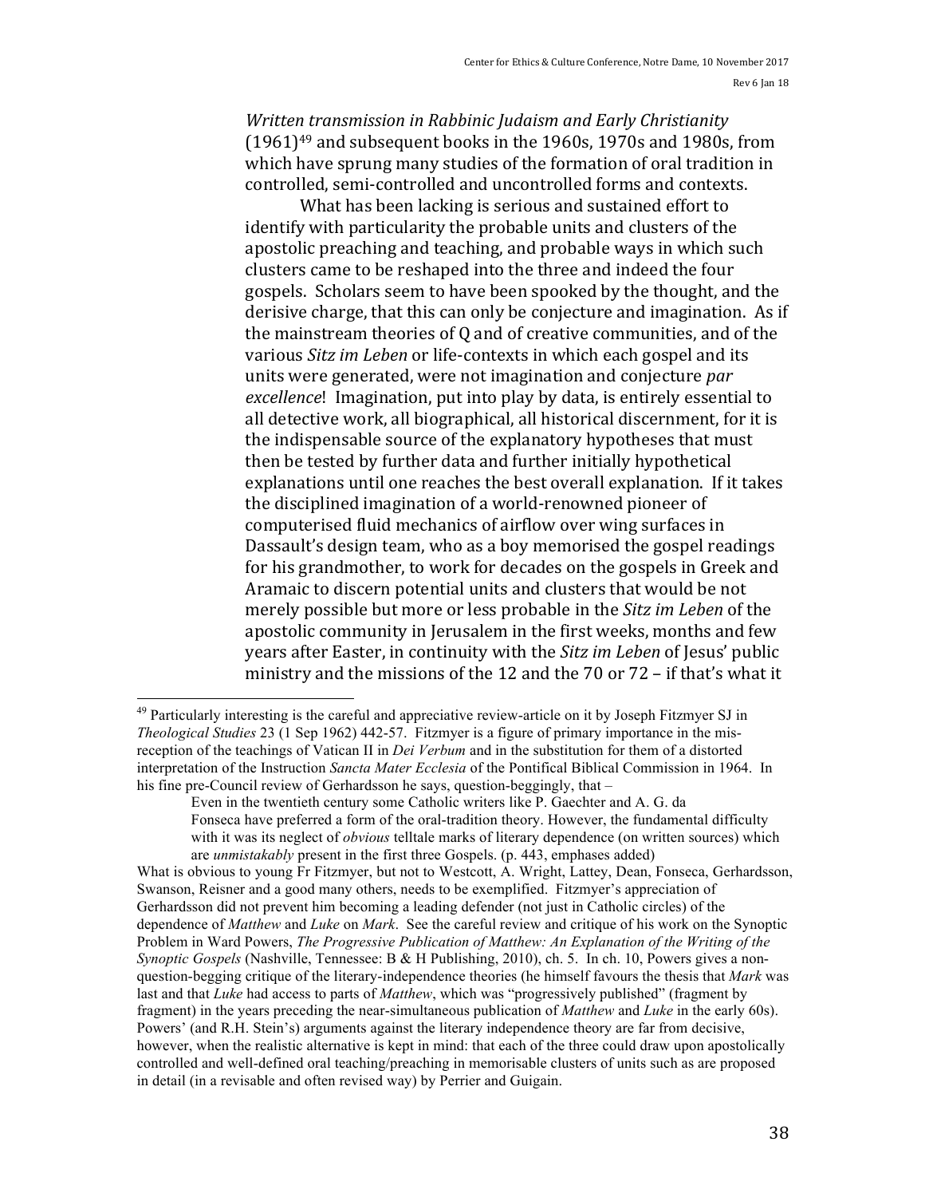*Written transmission in Rabbinic Judaism and Early Christianity* (1961)[49] and subsequent books in the 1960s, 1970s and 1980s, from which have sprung many studies of the formation of oral tradition in controlled, semi-controlled and uncontrolled forms and contexts.

What has been lacking is serious and sustained effort to identify with particularity the probable units and clusters of the apostolic preaching and teaching, and probable ways in which such clusters came to be reshaped into the three and indeed the four gospels. Scholars seem to have been spooked by the thought, and the derisive charge, that this can only be conjecture and imagination. As if the mainstream theories of Q and of creative communities, and of the various *Sitz im Leben* or life-contexts in which each gospel and its units were generated, were not imagination and conjecture *par excellence*! Imagination, put into play by data, is entirely essential to all detective work, all biographical, all historical discernment, for it is the indispensable source of the explanatory hypotheses that must then be tested by further data and further initially hypothetical explanations until one reaches the best overall explanation. If it takes the disciplined imagination of a world-renowned pioneer of computerised fluid mechanics of airflow over wing surfaces in Dassault's design team, who as a boy memorised the gospel readings for his grandmother, to work for decades on the gospels in Greek and Aramaic to discern potential units and clusters that would be not merely possible but more or less probable in the *Sitz im Leben* of the apostolic community in Jerusalem in the first weeks, months and few years after Easter, in continuity with the *Sitz im Leben* of Jesus' public ministry and the missions of the 12 and the 70 or 72 – if that's what it

---

[49] Particularly interesting is the careful and appreciative review-article on it by Joseph Fitzmyer SJ in *Theological Studies* 23 (1 Sep 1962) 442-57. Fitzmyer is a figure of primary importance in the mis-reception of the teachings of Vatican II in *Dei Verbum* and in the substitution for them of a distorted interpretation of the Instruction *Sancta Mater Ecclesia* of the Pontifical Biblical Commission in 1964. In his fine pre-Council review of Gerhardsson he says, question-beggingly, that –

> Even in the twentieth century some Catholic writers like P. Gaechter and A. G. da Fonseca have preferred a form of the oral-tradition theory. However, the fundamental difficulty with it was its neglect of *obvious* telltale marks of literary dependence (on written sources) which are *unmistakably* present in the first three Gospels. (p. 443, emphases added)

What is obvious to young Fr Fitzmyer, but not to Westcott, A. Wright, Lattey, Dean, Fonseca, Gerhardsson, Swanson, Reisner and a good many others, needs to be exemplified. Fitzmyer's appreciation of Gerhardsson did not prevent him becoming a leading defender (not just in Catholic circles) of the dependence of *Matthew* and *Luke* on *Mark*. See the careful review and critique of his work on the Synoptic Problem in Ward Powers, *The Progressive Publication of Matthew: An Explanation of the Writing of the Synoptic Gospels* (Nashville, Tennessee: B & H Publishing, 2010), ch. 5. In ch. 10, Powers gives a non-question-begging critique of the literary-independence theories (he himself favours the thesis that *Mark* was last and that *Luke* had access to parts of *Matthew*, which was "progressively published" (fragment by fragment) in the years preceding the near-simultaneous publication of *Matthew* and *Luke* in the early 60s). Powers' (and R.H. Stein's) arguments against the literary independence theory are far from decisive, however, when the realistic alternative is kept in mind: that each of the three could draw upon apostolically controlled and well-defined oral teaching/preaching in memorisable clusters of units such as are proposed in detail (in a revisable and often revised way) by Perrier and Guigain.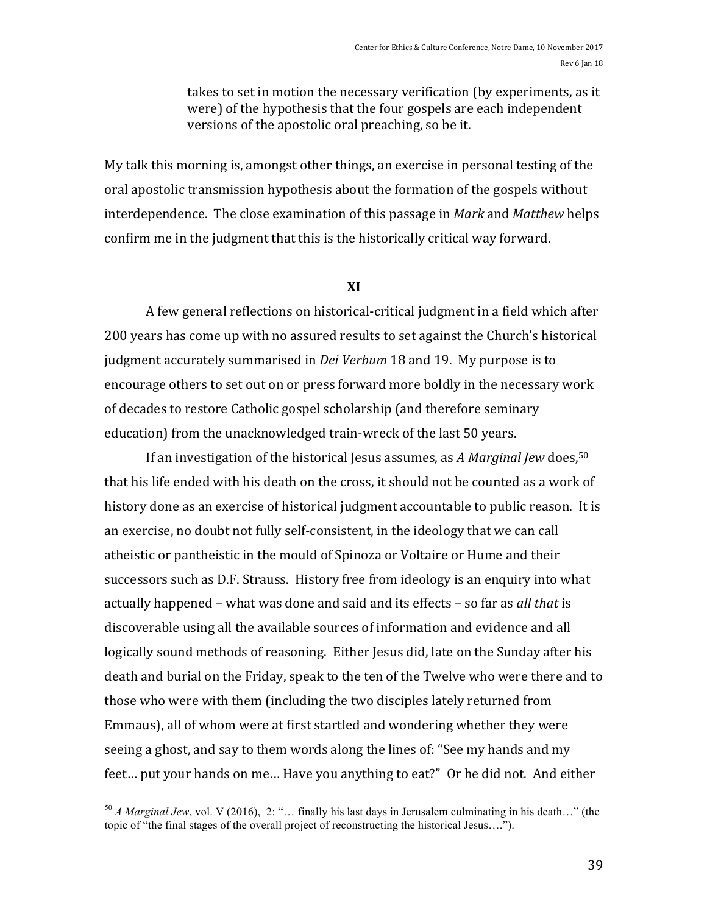> takes to set in motion the necessary verification (by experiments, as it were) of the hypothesis that the four gospels are each independent versions of the apostolic oral preaching, so be it.

My talk this morning is, amongst other things, an exercise in personal testing of the oral apostolic transmission hypothesis about the formation of the gospels without interdependence. The close examination of this passage in *Mark* and *Matthew* helps confirm me in the judgment that this is the historically critical way forward.

## XI

A few general reflections on historical-critical judgment in a field which after 200 years has come up with no assured results to set against the Church's historical judgment accurately summarised in *Dei Verbum* 18 and 19. My purpose is to encourage others to set out on or press forward more boldly in the necessary work of decades to restore Catholic gospel scholarship (and therefore seminary education) from the unacknowledged train-wreck of the last 50 years.

If an investigation of the historical Jesus assumes, as *A Marginal Jew* does,[50] that his life ended with his death on the cross, it should not be counted as a work of history done as an exercise of historical judgment accountable to public reason. It is an exercise, no doubt not fully self-consistent, in the ideology that we can call atheistic or pantheistic in the mould of Spinoza or Voltaire or Hume and their successors such as D.F. Strauss. History free from ideology is an enquiry into what actually happened – what was done and said and its effects – so far as *all that* is discoverable using all the available sources of information and evidence and all logically sound methods of reasoning. Either Jesus did, late on the Sunday after his death and burial on the Friday, speak to the ten of the Twelve who were there and to those who were with them (including the two disciples lately returned from Emmaus), all of whom were at first startled and wondering whether they were seeing a ghost, and say to them words along the lines of: "See my hands and my feet… put your hands on me… Have you anything to eat?" Or he did not. And either

---

[50] *A Marginal Jew*, vol. V (2016), 2: "… finally his last days in Jerusalem culminating in his death…" (the topic of "the final stages of the overall project of reconstructing the historical Jesus….").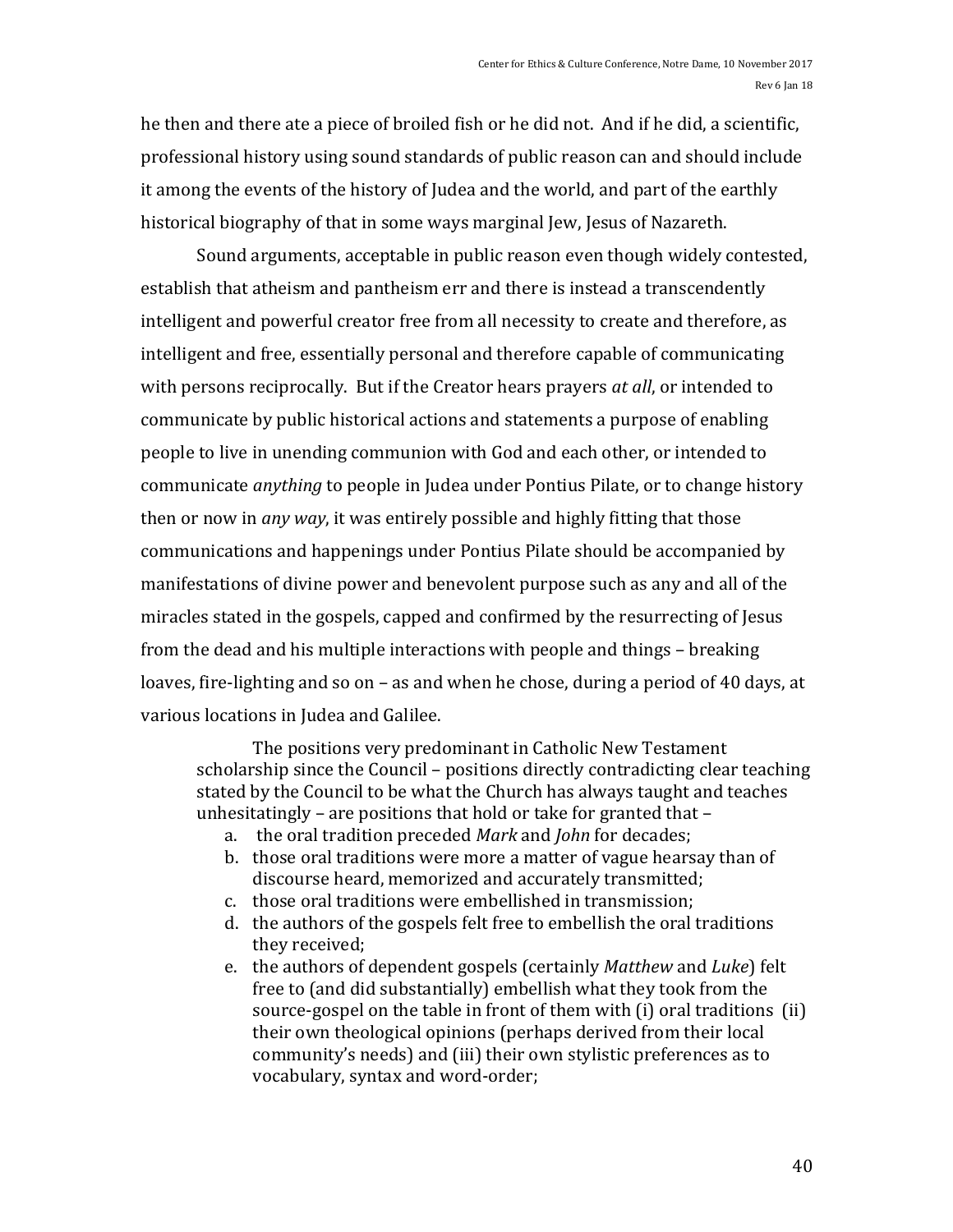he then and there ate a piece of broiled fish or he did not. And if he did, a scientific, professional history using sound standards of public reason can and should include it among the events of the history of Judea and the world, and part of the earthly historical biography of that in some ways marginal Jew, Jesus of Nazareth.

Sound arguments, acceptable in public reason even though widely contested, establish that atheism and pantheism err and there is instead a transcendently intelligent and powerful creator free from all necessity to create and therefore, as intelligent and free, essentially personal and therefore capable of communicating with persons reciprocally. But if the Creator hears prayers *at all*, or intended to communicate by public historical actions and statements a purpose of enabling people to live in unending communion with God and each other, or intended to communicate *anything* to people in Judea under Pontius Pilate, or to change history then or now in *any way*, it was entirely possible and highly fitting that those communications and happenings under Pontius Pilate should be accompanied by manifestations of divine power and benevolent purpose such as any and all of the miracles stated in the gospels, capped and confirmed by the resurrecting of Jesus from the dead and his multiple interactions with people and things – breaking loaves, fire-lighting and so on – as and when he chose, during a period of 40 days, at various locations in Judea and Galilee.

> The positions very predominant in Catholic New Testament scholarship since the Council – positions directly contradicting clear teaching stated by the Council to be what the Church has always taught and teaches unhesitatingly – are positions that hold or take for granted that –
>
> a. the oral tradition preceded *Mark* and *John* for decades;
> b. those oral traditions were more a matter of vague hearsay than of discourse heard, memorized and accurately transmitted;
> c. those oral traditions were embellished in transmission;
> d. the authors of the gospels felt free to embellish the oral traditions they received;
> e. the authors of dependent gospels (certainly *Matthew* and *Luke*) felt free to (and did substantially) embellish what they took from the source-gospel on the table in front of them with (i) oral traditions (ii) their own theological opinions (perhaps derived from their local community's needs) and (iii) their own stylistic preferences as to vocabulary, syntax and word-order;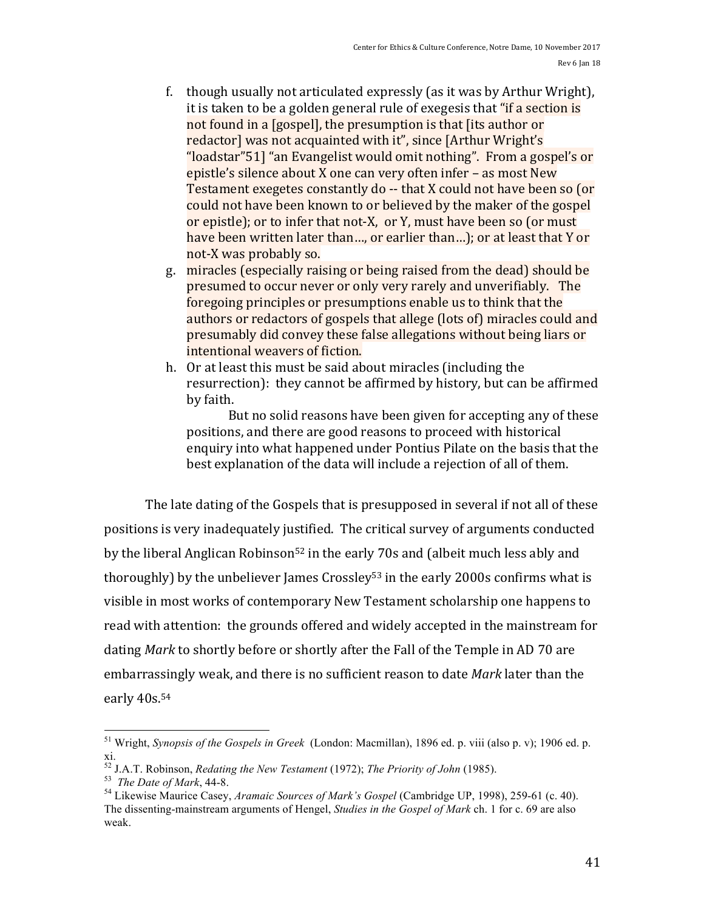f. though usually not articulated expressly (as it was by Arthur Wright), it is taken to be a golden general rule of exegesis that "if a section is not found in a [gospel], the presumption is that [its author or redactor] was not acquainted with it", since [Arthur Wright's "loadstar"51] "an Evangelist would omit nothing". From a gospel's or epistle's silence about X one can very often infer – as most New Testament exegetes constantly do -- that X could not have been so (or could not have been known to or believed by the maker of the gospel or epistle); or to infer that not-X, or Y, must have been so (or must have been written later than…, or earlier than…); or at least that Y or not-X was probably so.

g. miracles (especially raising or being raised from the dead) should be presumed to occur never or only very rarely and unverifiably. The foregoing principles or presumptions enable us to think that the authors or redactors of gospels that allege (lots of) miracles could and presumably did convey these false allegations without being liars or intentional weavers of fiction.

h. Or at least this must be said about miracles (including the resurrection): they cannot be affirmed by history, but can be affirmed by faith.

    But no solid reasons have been given for accepting any of these positions, and there are good reasons to proceed with historical enquiry into what happened under Pontius Pilate on the basis that the best explanation of the data will include a rejection of all of them.

The late dating of the Gospels that is presupposed in several if not all of these positions is very inadequately justified. The critical survey of arguments conducted by the liberal Anglican Robinson[52] in the early 70s and (albeit much less ably and thoroughly) by the unbeliever James Crossley[53] in the early 2000s confirms what is visible in most works of contemporary New Testament scholarship one happens to read with attention: the grounds offered and widely accepted in the mainstream for dating *Mark* to shortly before or shortly after the Fall of the Temple in AD 70 are embarrassingly weak, and there is no sufficient reason to date *Mark* later than the early 40s.[54]

---

[51] Wright, *Synopsis of the Gospels in Greek* (London: Macmillan), 1896 ed. p. viii (also p. v); 1906 ed. p. xi.

[52] J.A.T. Robinson, *Redating the New Testament* (1972); *The Priority of John* (1985).

[53] *The Date of Mark*, 44-8.

[54] Likewise Maurice Casey, *Aramaic Sources of Mark's Gospel* (Cambridge UP, 1998), 259-61 (c. 40). The dissenting-mainstream arguments of Hengel, *Studies in the Gospel of Mark* ch. 1 for c. 69 are also weak.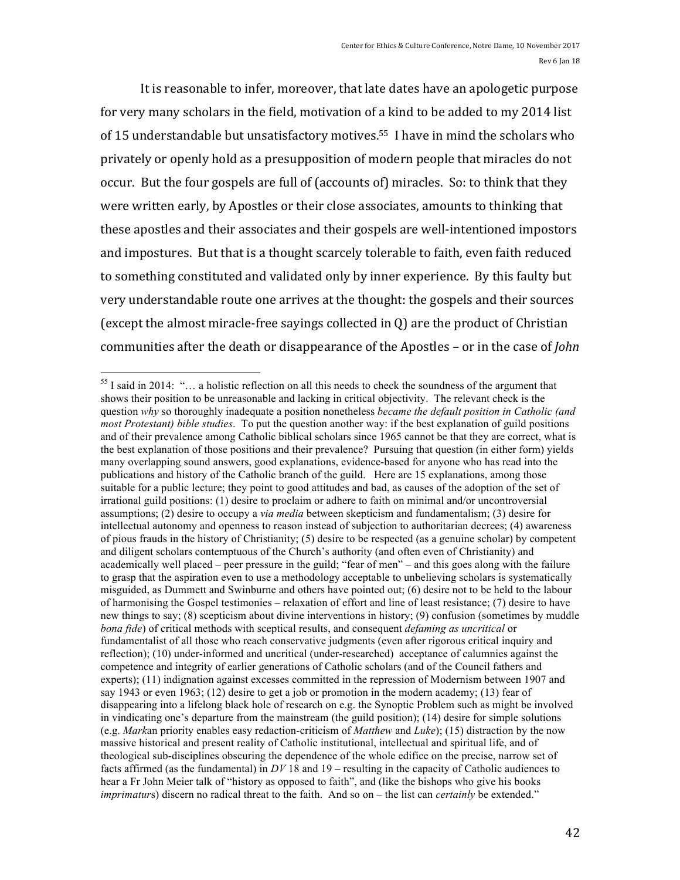It is reasonable to infer, moreover, that late dates have an apologetic purpose for very many scholars in the field, motivation of a kind to be added to my 2014 list of 15 understandable but unsatisfactory motives.[55] I have in mind the scholars who privately or openly hold as a presupposition of modern people that miracles do not occur. But the four gospels are full of (accounts of) miracles. So: to think that they were written early, by Apostles or their close associates, amounts to thinking that these apostles and their associates and their gospels are well-intentioned impostors and impostures. But that is a thought scarcely tolerable to faith, even faith reduced to something constituted and validated only by inner experience. By this faulty but very understandable route one arrives at the thought: the gospels and their sources (except the almost miracle-free sayings collected in Q) are the product of Christian communities after the death or disappearance of the Apostles – or in the case of *John*

---

[55] I said in 2014: "… a holistic reflection on all this needs to check the soundness of the argument that shows their position to be unreasonable and lacking in critical objectivity. The relevant check is the question *why* so thoroughly inadequate a position nonetheless *became the default position in Catholic (and most Protestant) bible studies*. To put the question another way: if the best explanation of guild positions and of their prevalence among Catholic biblical scholars since 1965 cannot be that they are correct, what is the best explanation of those positions and their prevalence? Pursuing that question (in either form) yields many overlapping sound answers, good explanations, evidence-based for anyone who has read into the publications and history of the Catholic branch of the guild. Here are 15 explanations, among those suitable for a public lecture; they point to good attitudes and bad, as causes of the adoption of the set of irrational guild positions: (1) desire to proclaim or adhere to faith on minimal and/or uncontroversial assumptions; (2) desire to occupy a *via media* between skepticism and fundamentalism; (3) desire for intellectual autonomy and openness to reason instead of subjection to authoritarian decrees; (4) awareness of pious frauds in the history of Christianity; (5) desire to be respected (as a genuine scholar) by competent and diligent scholars contemptuous of the Church's authority (and often even of Christianity) and academically well placed – peer pressure in the guild; "fear of men" – and this goes along with the failure to grasp that the aspiration even to use a methodology acceptable to unbelieving scholars is systematically misguided, as Dummett and Swinburne and others have pointed out; (6) desire not to be held to the labour of harmonising the Gospel testimonies – relaxation of effort and line of least resistance; (7) desire to have new things to say; (8) scepticism about divine interventions in history; (9) confusion (sometimes by muddle *bona fide*) of critical methods with sceptical results, and consequent *defaming as uncritical* or fundamentalist of all those who reach conservative judgments (even after rigorous critical inquiry and reflection); (10) under-informed and uncritical (under-researched) acceptance of calumnies against the competence and integrity of earlier generations of Catholic scholars (and of the Council fathers and experts); (11) indignation against excesses committed in the repression of Modernism between 1907 and say 1943 or even 1963; (12) desire to get a job or promotion in the modern academy; (13) fear of disappearing into a lifelong black hole of research on e.g. the Synoptic Problem such as might be involved in vindicating one's departure from the mainstream (the guild position); (14) desire for simple solutions (e.g. *Mark*an priority enables easy redaction-criticism of *Matthew* and *Luke*); (15) distraction by the now massive historical and present reality of Catholic institutional, intellectual and spiritual life, and of theological sub-disciplines obscuring the dependence of the whole edifice on the precise, narrow set of facts affirmed (as the fundamental) in *DV* 18 and 19 – resulting in the capacity of Catholic audiences to hear a Fr John Meier talk of "history as opposed to faith", and (like the bishops who give his books *imprimatur*s) discern no radical threat to the faith. And so on – the list can *certainly* be extended."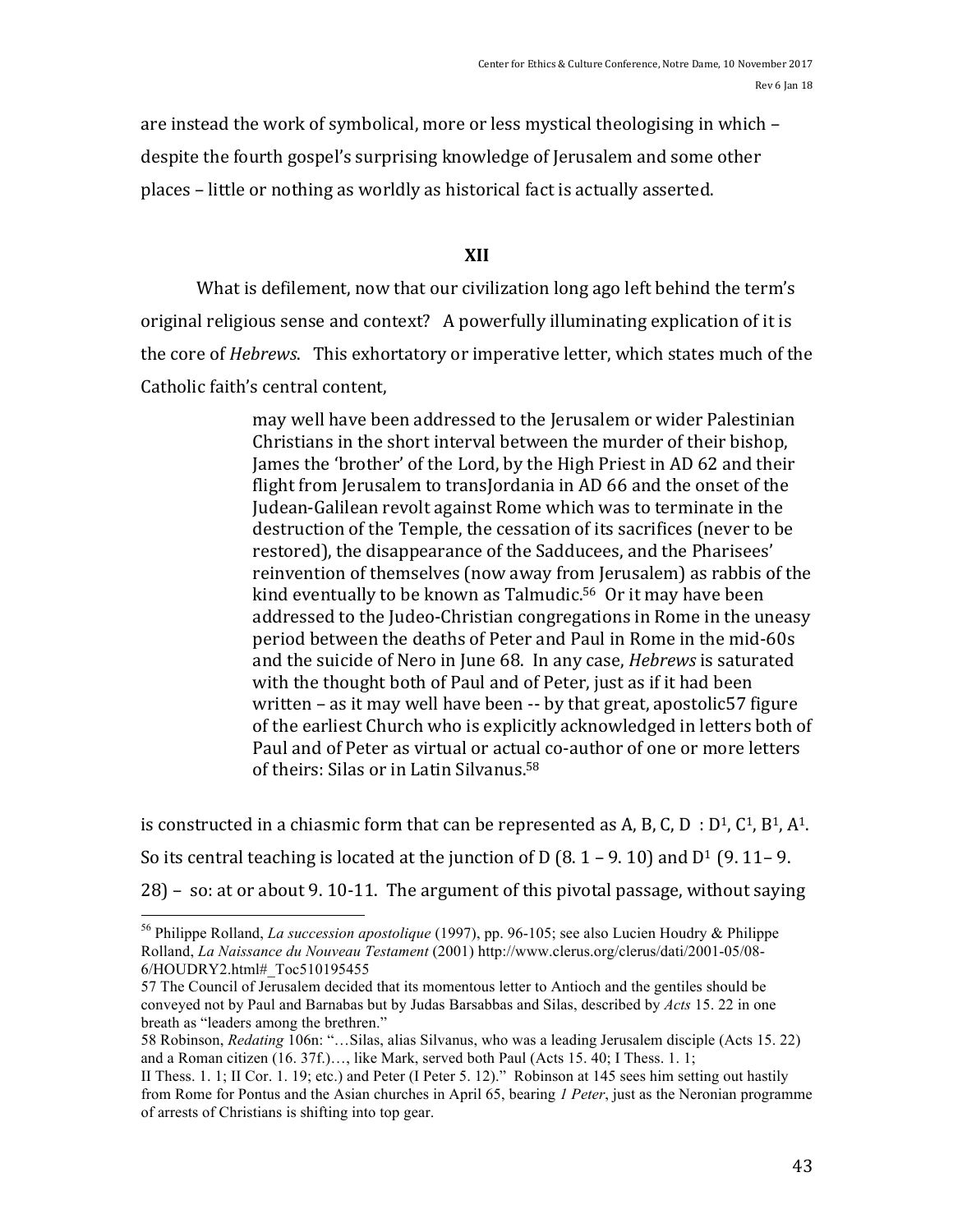are instead the work of symbolical, more or less mystical theologising in which – despite the fourth gospel's surprising knowledge of Jerusalem and some other places – little or nothing as worldly as historical fact is actually asserted.

## XII

What is defilement, now that our civilization long ago left behind the term's original religious sense and context? A powerfully illuminating explication of it is the core of *Hebrews*. This exhortatory or imperative letter, which states much of the Catholic faith's central content,

> may well have been addressed to the Jerusalem or wider Palestinian Christians in the short interval between the murder of their bishop, James the 'brother' of the Lord, by the High Priest in AD 62 and their flight from Jerusalem to transJordania in AD 66 and the onset of the Judean-Galilean revolt against Rome which was to terminate in the destruction of the Temple, the cessation of its sacrifices (never to be restored), the disappearance of the Sadducees, and the Pharisees' reinvention of themselves (now away from Jerusalem) as rabbis of the kind eventually to be known as Talmudic.[56] Or it may have been addressed to the Judeo-Christian congregations in Rome in the uneasy period between the deaths of Peter and Paul in Rome in the mid-60s and the suicide of Nero in June 68. In any case, *Hebrews* is saturated with the thought both of Paul and of Peter, just as if it had been written – as it may well have been -- by that great, apostolic[57] figure of the earliest Church who is explicitly acknowledged in letters both of Paul and of Peter as virtual or actual co-author of one or more letters of theirs: Silas or in Latin Silvanus.[58]

is constructed in a chiasmic form that can be represented as A, B, C, D : $D^1$, $C^1$, $B^1$, $A^1$. So its central teaching is located at the junction of D (8. 1 – 9. 10) and $D^1$ (9. 11– 9. 28) – so: at or about 9. 10-11. The argument of this pivotal passage, without saying

---

[56] Philippe Rolland, *La succession apostolique* (1997), pp. 96-105; see also Lucien Houdry & Philippe Rolland, *La Naissance du Nouveau Testament* (2001) http://www.clerus.org/clerus/dati/2001-05/08-6/HOUDRY2.html#_Toc510195455

[57] The Council of Jerusalem decided that its momentous letter to Antioch and the gentiles should be conveyed not by Paul and Barnabas but by Judas Barsabbas and Silas, described by *Acts* 15. 22 in one breath as "leaders among the brethren."

[58] Robinson, *Redating* 106n: "…Silas, alias Silvanus, who was a leading Jerusalem disciple (Acts 15. 22) and a Roman citizen (16. 37f.)…, like Mark, served both Paul (Acts 15. 40; I Thess. 1. 1; II Thess. 1. 1; II Cor. 1. 19; etc.) and Peter (I Peter 5. 12)." Robinson at 145 sees him setting out hastily from Rome for Pontus and the Asian churches in April 65, bearing *1 Peter*, just as the Neronian programme of arrests of Christians is shifting into top gear.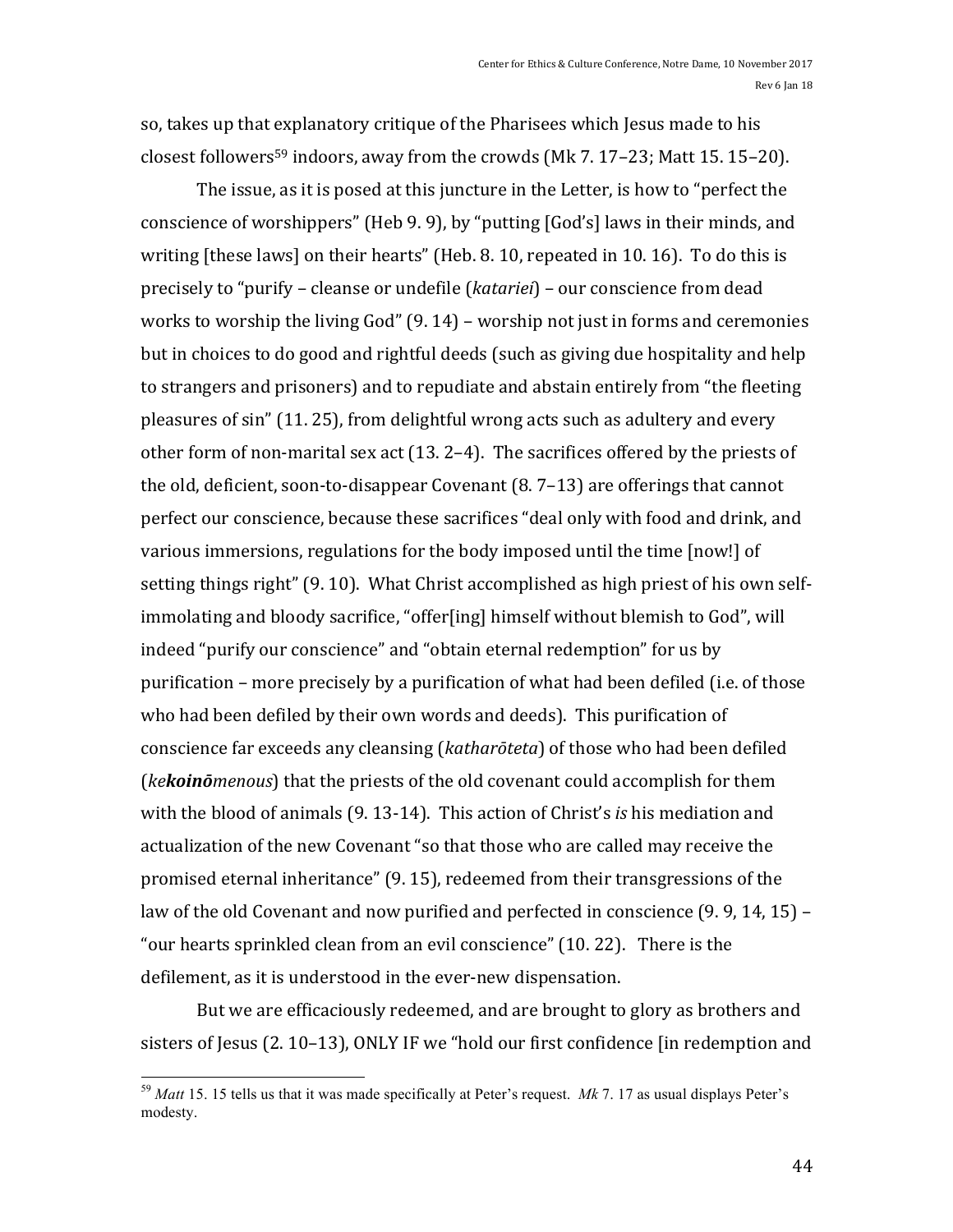so, takes up that explanatory critique of the Pharisees which Jesus made to his closest followers[59] indoors, away from the crowds (Mk 7. 17–23; Matt 15. 15–20).

The issue, as it is posed at this juncture in the Letter, is how to "perfect the conscience of worshippers" (Heb 9. 9), by "putting [God's] laws in their minds, and writing [these laws] on their hearts" (Heb. 8. 10, repeated in 10. 16). To do this is precisely to "purify – cleanse or undefile (*katariei*) – our conscience from dead works to worship the living God" (9. 14) – worship not just in forms and ceremonies but in choices to do good and rightful deeds (such as giving due hospitality and help to strangers and prisoners) and to repudiate and abstain entirely from "the fleeting pleasures of sin" (11. 25), from delightful wrong acts such as adultery and every other form of non-marital sex act (13. 2–4). The sacrifices offered by the priests of the old, deficient, soon-to-disappear Covenant (8. 7–13) are offerings that cannot perfect our conscience, because these sacrifices "deal only with food and drink, and various immersions, regulations for the body imposed until the time [now!] of setting things right" (9. 10). What Christ accomplished as high priest of his own self-immolating and bloody sacrifice, "offer[ing] himself without blemish to God", will indeed "purify our conscience" and "obtain eternal redemption" for us by purification – more precisely by a purification of what had been defiled (i.e. of those who had been defiled by their own words and deeds). This purification of conscience far exceeds any cleansing (*katharōteta*) of those who had been defiled (*ke**koinō**menous*) that the priests of the old covenant could accomplish for them with the blood of animals (9. 13-14). This action of Christ's *is* his mediation and actualization of the new Covenant "so that those who are called may receive the promised eternal inheritance" (9. 15), redeemed from their transgressions of the law of the old Covenant and now purified and perfected in conscience (9. 9, 14, 15) – "our hearts sprinkled clean from an evil conscience" (10. 22). There is the defilement, as it is understood in the ever-new dispensation.

But we are efficaciously redeemed, and are brought to glory as brothers and sisters of Jesus (2. 10–13), ONLY IF we "hold our first confidence [in redemption and

---

[59] *Matt* 15. 15 tells us that it was made specifically at Peter's request. *Mk* 7. 17 as usual displays Peter's modesty.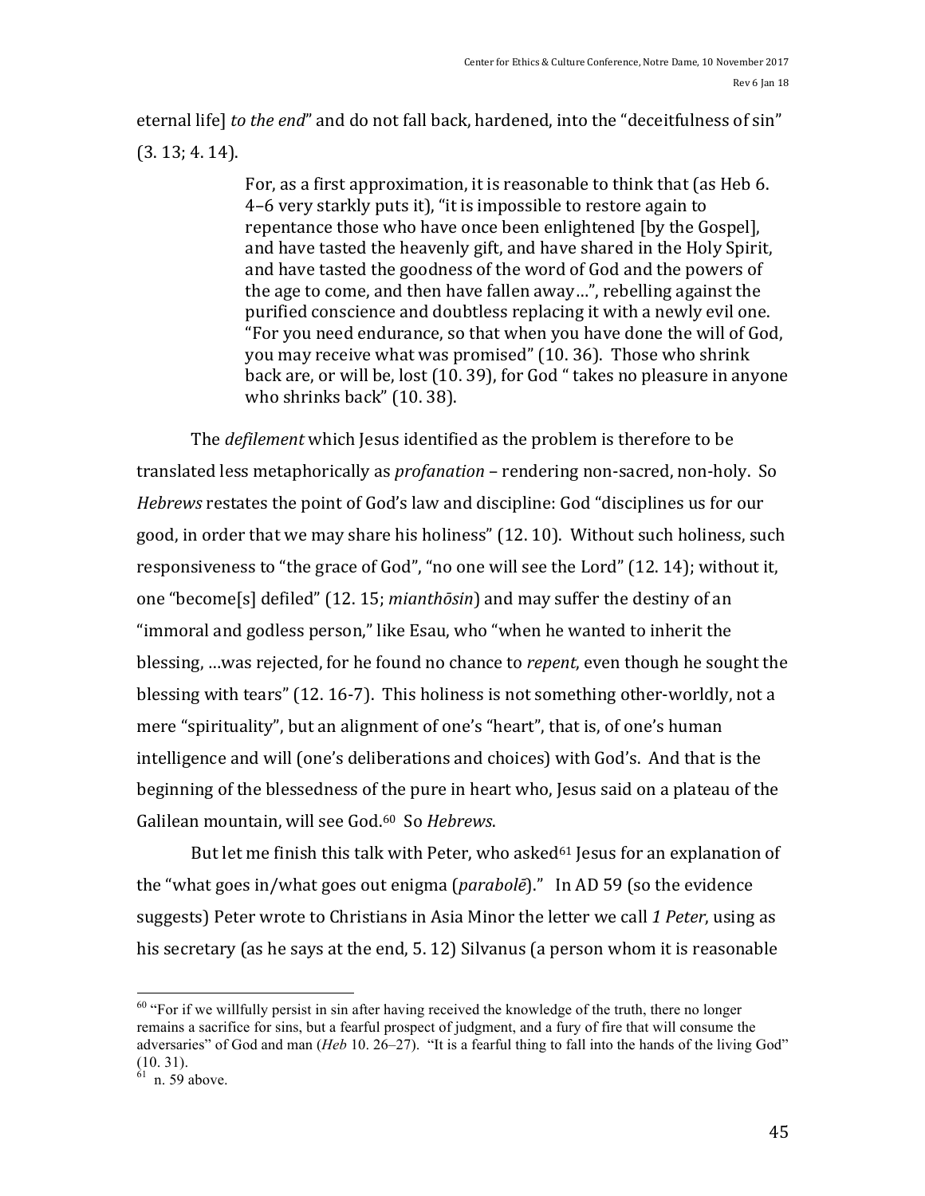eternal life] *to the end*" and do not fall back, hardened, into the "deceitfulness of sin" (3. 13; 4. 14).

> For, as a first approximation, it is reasonable to think that (as Heb 6. 4–6 very starkly puts it), "it is impossible to restore again to repentance those who have once been enlightened [by the Gospel], and have tasted the heavenly gift, and have shared in the Holy Spirit, and have tasted the goodness of the word of God and the powers of the age to come, and then have fallen away…", rebelling against the purified conscience and doubtless replacing it with a newly evil one. "For you need endurance, so that when you have done the will of God, you may receive what was promised" (10. 36). Those who shrink back are, or will be, lost (10. 39), for God " takes no pleasure in anyone who shrinks back" (10. 38).

The *defilement* which Jesus identified as the problem is therefore to be translated less metaphorically as *profanation* – rendering non-sacred, non-holy. So *Hebrews* restates the point of God's law and discipline: God "disciplines us for our good, in order that we may share his holiness" (12. 10). Without such holiness, such responsiveness to "the grace of God", "no one will see the Lord" (12. 14); without it, one "become[s] defiled" (12. 15; *mianthōsin*) and may suffer the destiny of an "immoral and godless person," like Esau, who "when he wanted to inherit the blessing, …was rejected, for he found no chance to *repent*, even though he sought the blessing with tears" (12. 16-7). This holiness is not something other-worldly, not a mere "spirituality", but an alignment of one's "heart", that is, of one's human intelligence and will (one's deliberations and choices) with God's. And that is the beginning of the blessedness of the pure in heart who, Jesus said on a plateau of the Galilean mountain, will see God.[60] So *Hebrews*.

But let me finish this talk with Peter, who asked[61] Jesus for an explanation of the "what goes in/what goes out enigma (*parabolē*)." In AD 59 (so the evidence suggests) Peter wrote to Christians in Asia Minor the letter we call *1 Peter*, using as his secretary (as he says at the end, 5. 12) Silvanus (a person whom it is reasonable

---

[60] "For if we willfully persist in sin after having received the knowledge of the truth, there no longer remains a sacrifice for sins, but a fearful prospect of judgment, and a fury of fire that will consume the adversaries" of God and man (*Heb* 10. 26–27). "It is a fearful thing to fall into the hands of the living God" (10. 31).

[61] n. 59 above.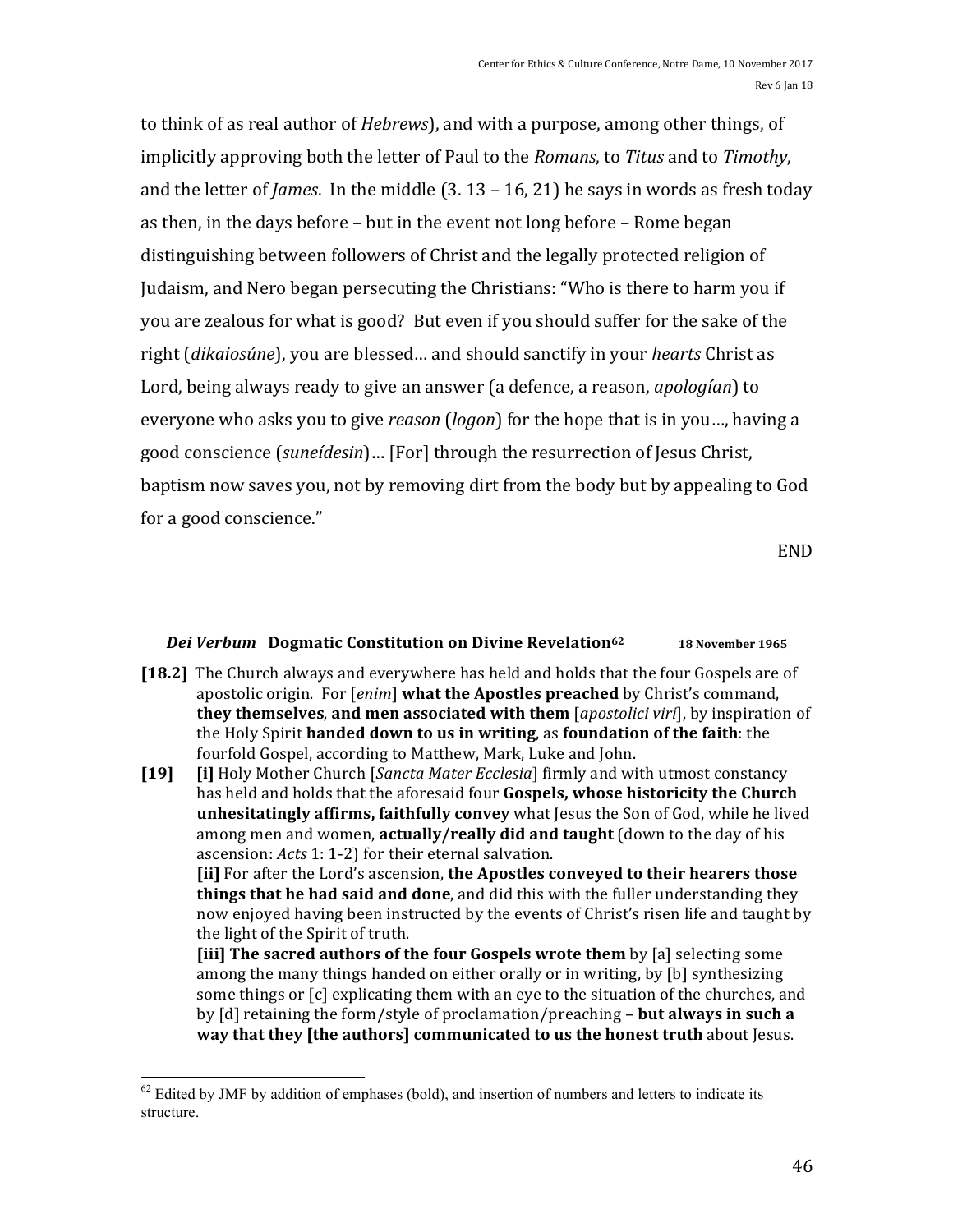to think of as real author of *Hebrews*), and with a purpose, among other things, of implicitly approving both the letter of Paul to the *Romans*, to *Titus* and to *Timothy*, and the letter of *James*. In the middle (3. 13 – 16, 21) he says in words as fresh today as then, in the days before – but in the event not long before – Rome began distinguishing between followers of Christ and the legally protected religion of Judaism, and Nero began persecuting the Christians: "Who is there to harm you if you are zealous for what is good? But even if you should suffer for the sake of the right (*dikaiosúne*), you are blessed… and should sanctify in your *hearts* Christ as Lord, being always ready to give an answer (a defence, a reason, *apologían*) to everyone who asks you to give *reason* (*logon*) for the hope that is in you…, having a good conscience (*suneídesin*)… [For] through the resurrection of Jesus Christ, baptism now saves you, not by removing dirt from the body but by appealing to God for a good conscience."

END

### *Dei Verbum* Dogmatic Constitution on Divine Revelation[62] 18 November 1965

**[18.2]** The Church always and everywhere has held and holds that the four Gospels are of apostolic origin. For [*enim*] **what the Apostles preached** by Christ's command, **they themselves**, **and men associated with them** [*apostolici viri*], by inspiration of the Holy Spirit **handed down to us in writing**, as **foundation of the faith**: the fourfold Gospel, according to Matthew, Mark, Luke and John.

**[19]** **[i]** Holy Mother Church [*Sancta Mater Ecclesia*] firmly and with utmost constancy has held and holds that the aforesaid four **Gospels, whose historicity the Church unhesitatingly affirms, faithfully convey** what Jesus the Son of God, while he lived among men and women, **actually/really did and taught** (down to the day of his ascension: *Acts* 1: 1-2) for their eternal salvation.

**[ii]** For after the Lord's ascension, **the Apostles conveyed to their hearers those things that he had said and done**, and did this with the fuller understanding they now enjoyed having been instructed by the events of Christ's risen life and taught by the light of the Spirit of truth.

**[iii] The sacred authors of the four Gospels wrote them** by [a] selecting some among the many things handed on either orally or in writing, by [b] synthesizing some things or [c] explicating them with an eye to the situation of the churches, and by [d] retaining the form/style of proclamation/preaching – **but always in such a way that they [the authors] communicated to us the honest truth** about Jesus.

---

[62] Edited by JMF by addition of emphases (bold), and insertion of numbers and letters to indicate its structure.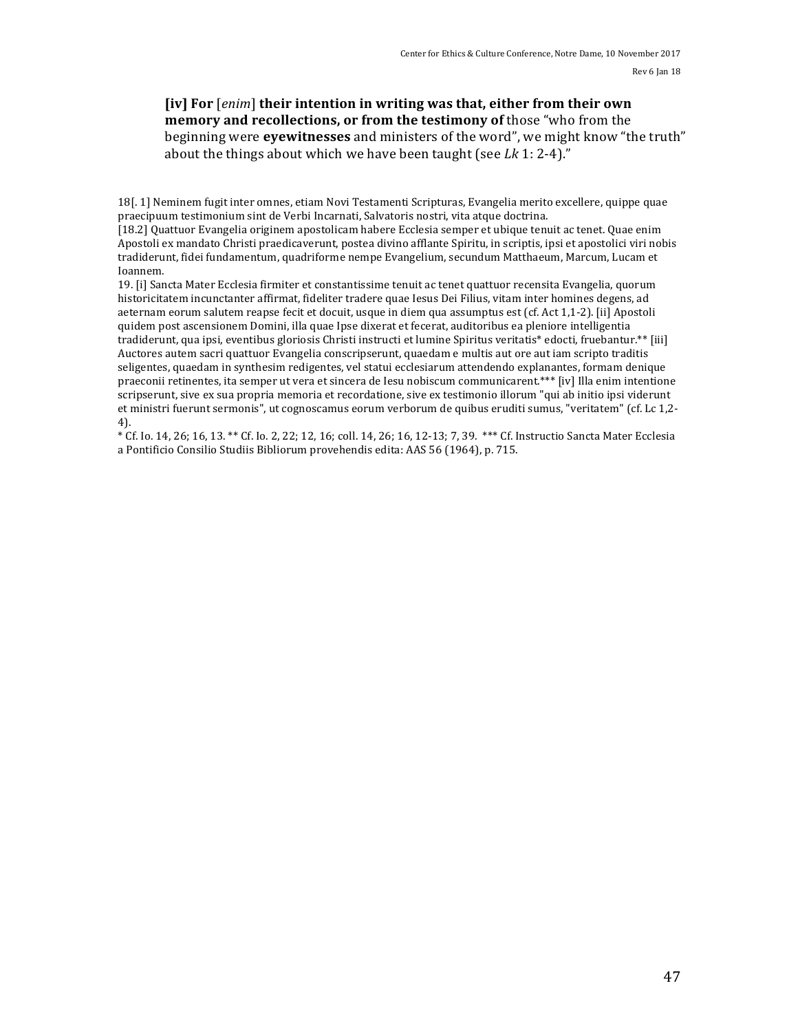**[iv] For** [*enim*] **their intention in writing was that, either from their own memory and recollections, or from the testimony of** those "who from the beginning were **eyewitnesses** and ministers of the word", we might know "the truth" about the things about which we have been taught (see *Lk* 1: 2-4)."

18[. 1] Neminem fugit inter omnes, etiam Novi Testamenti Scripturas, Evangelia merito excellere, quippe quae praecipuum testimonium sint de Verbi Incarnati, Salvatoris nostri, vita atque doctrina.
[18.2] Quattuor Evangelia originem apostolicam habere Ecclesia semper et ubique tenuit ac tenet. Quae enim Apostoli ex mandato Christi praedicaverunt, postea divino afflante Spiritu, in scriptis, ipsi et apostolici viri nobis tradiderunt, fidei fundamentum, quadriforme nempe Evangelium, secundum Matthaeum, Marcum, Lucam et Ioannem.
19. [i] Sancta Mater Ecclesia firmiter et constantissime tenuit ac tenet quattuor recensita Evangelia, quorum historicitatem incunctanter affirmat, fideliter tradere quae Iesus Dei Filius, vitam inter homines degens, ad aeternam eorum salutem reapse fecit et docuit, usque in diem qua assumptus est (cf. Act 1,1-2). [ii] Apostoli quidem post ascensionem Domini, illa quae Ipse dixerat et fecerat, auditoribus ea pleniore intelligentia tradiderunt, qua ipsi, eventibus gloriosis Christi instructi et lumine Spiritus veritatis* edocti, fruebantur.** [iii] Auctores autem sacri quattuor Evangelia conscripserunt, quaedam e multis aut ore aut iam scripto traditis seligentes, quaedam in synthesim redigentes, vel statui ecclesiarum attendendo explanantes, formam denique praeconii retinentes, ita semper ut vera et sincera de Iesu nobiscum communicarent.*** [iv] Illa enim intentione scripserunt, sive ex sua propria memoria et recordatione, sive ex testimonio illorum "qui ab initio ipsi viderunt et ministri fuerunt sermonis", ut cognoscamus eorum verborum de quibus eruditi sumus, "veritatem" (cf. Lc 1,2-4).

* Cf. Io. 14, 26; 16, 13. ** Cf. Io. 2, 22; 12, 16; coll. 14, 26; 16, 12-13; 7, 39. *** Cf. Instructio Sancta Mater Ecclesia a Pontificio Consilio Studiis Bibliorum provehendis edita: AAS 56 (1964), p. 715.